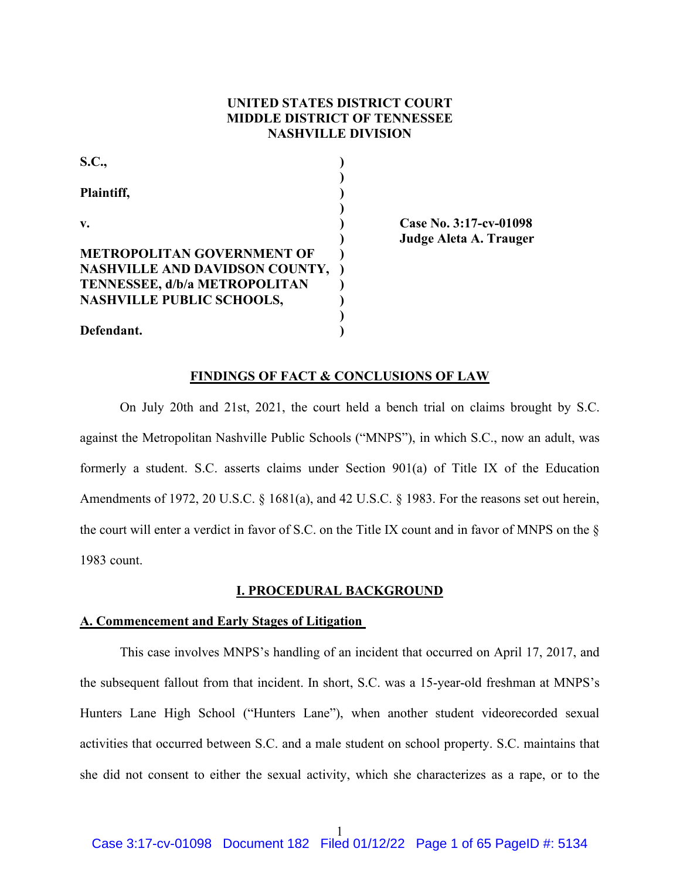**UNITED STATES DISTRICT COURT**
**MIDDLE DISTRICT OF TENNESSEE**
**NASHVILLE DIVISION**

| | | |
|---|---|---|
| **S.C.,** | ) | |
| | ) | |
| **Plaintiff,** | ) | |
| | ) | |
| **v.** | ) | **Case No. 3:17-cv-01098** |
| | ) | **Judge Aleta A. Trauger** |
| **METROPOLITAN GOVERNMENT OF NASHVILLE AND DAVIDSON COUNTY, TENNESSEE, d/b/a METROPOLITAN NASHVILLE PUBLIC SCHOOLS,** | ) | |
| | ) | |
| **Defendant.** | ) | |

## FINDINGS OF FACT & CONCLUSIONS OF LAW

On July 20th and 21st, 2021, the court held a bench trial on claims brought by S.C. against the Metropolitan Nashville Public Schools ("MNPS"), in which S.C., now an adult, was formerly a student. S.C. asserts claims under Section 901(a) of Title IX of the Education Amendments of 1972, 20 U.S.C. § 1681(a), and 42 U.S.C. § 1983. For the reasons set out herein, the court will enter a verdict in favor of S.C. on the Title IX count and in favor of MNPS on the § 1983 count.

## I. PROCEDURAL BACKGROUND

### A. Commencement and Early Stages of Litigation

This case involves MNPS's handling of an incident that occurred on April 17, 2017, and the subsequent fallout from that incident. In short, S.C. was a 15-year-old freshman at MNPS's Hunters Lane High School ("Hunters Lane"), when another student videorecorded sexual activities that occurred between S.C. and a male student on school property. S.C. maintains that she did not consent to either the sexual activity, which she characterizes as a rape, or to the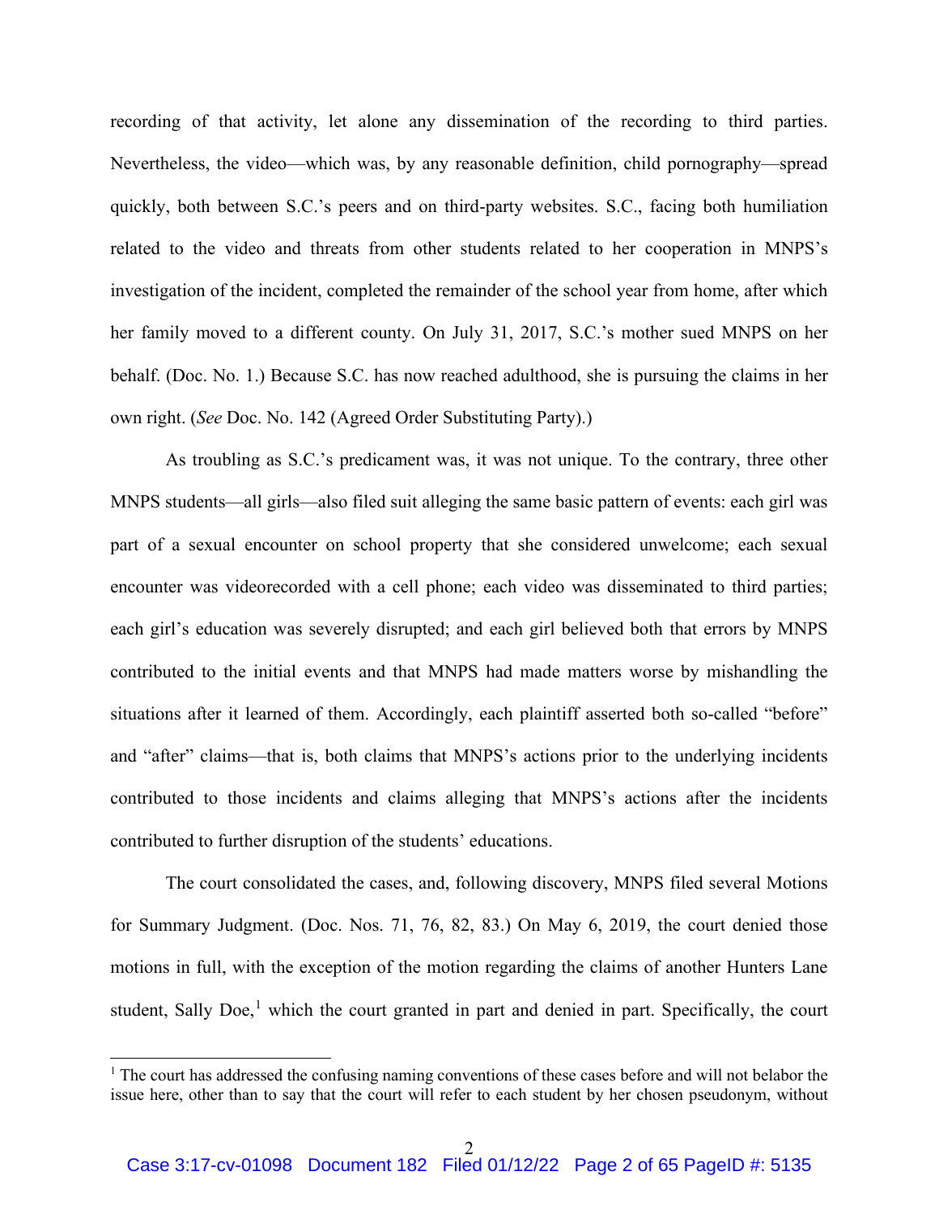recording of that activity, let alone any dissemination of the recording to third parties. Nevertheless, the video—which was, by any reasonable definition, child pornography—spread quickly, both between S.C.'s peers and on third-party websites. S.C., facing both humiliation related to the video and threats from other students related to her cooperation in MNPS's investigation of the incident, completed the remainder of the school year from home, after which her family moved to a different county. On July 31, 2017, S.C.'s mother sued MNPS on her behalf. (Doc. No. 1.) Because S.C. has now reached adulthood, she is pursuing the claims in her own right. (*See* Doc. No. 142 (Agreed Order Substituting Party).)

As troubling as S.C.'s predicament was, it was not unique. To the contrary, three other MNPS students—all girls—also filed suit alleging the same basic pattern of events: each girl was part of a sexual encounter on school property that she considered unwelcome; each sexual encounter was videorecorded with a cell phone; each video was disseminated to third parties; each girl's education was severely disrupted; and each girl believed both that errors by MNPS contributed to the initial events and that MNPS had made matters worse by mishandling the situations after it learned of them. Accordingly, each plaintiff asserted both so-called "before" and "after" claims—that is, both claims that MNPS's actions prior to the underlying incidents contributed to those incidents and claims alleging that MNPS's actions after the incidents contributed to further disruption of the students' educations.

The court consolidated the cases, and, following discovery, MNPS filed several Motions for Summary Judgment. (Doc. Nos. 71, 76, 82, 83.) On May 6, 2019, the court denied those motions in full, with the exception of the motion regarding the claims of another Hunters Lane student, Sally Doe,[1] which the court granted in part and denied in part. Specifically, the court

[1] The court has addressed the confusing naming conventions of these cases before and will not belabor the issue here, other than to say that the court will refer to each student by her chosen pseudonym, without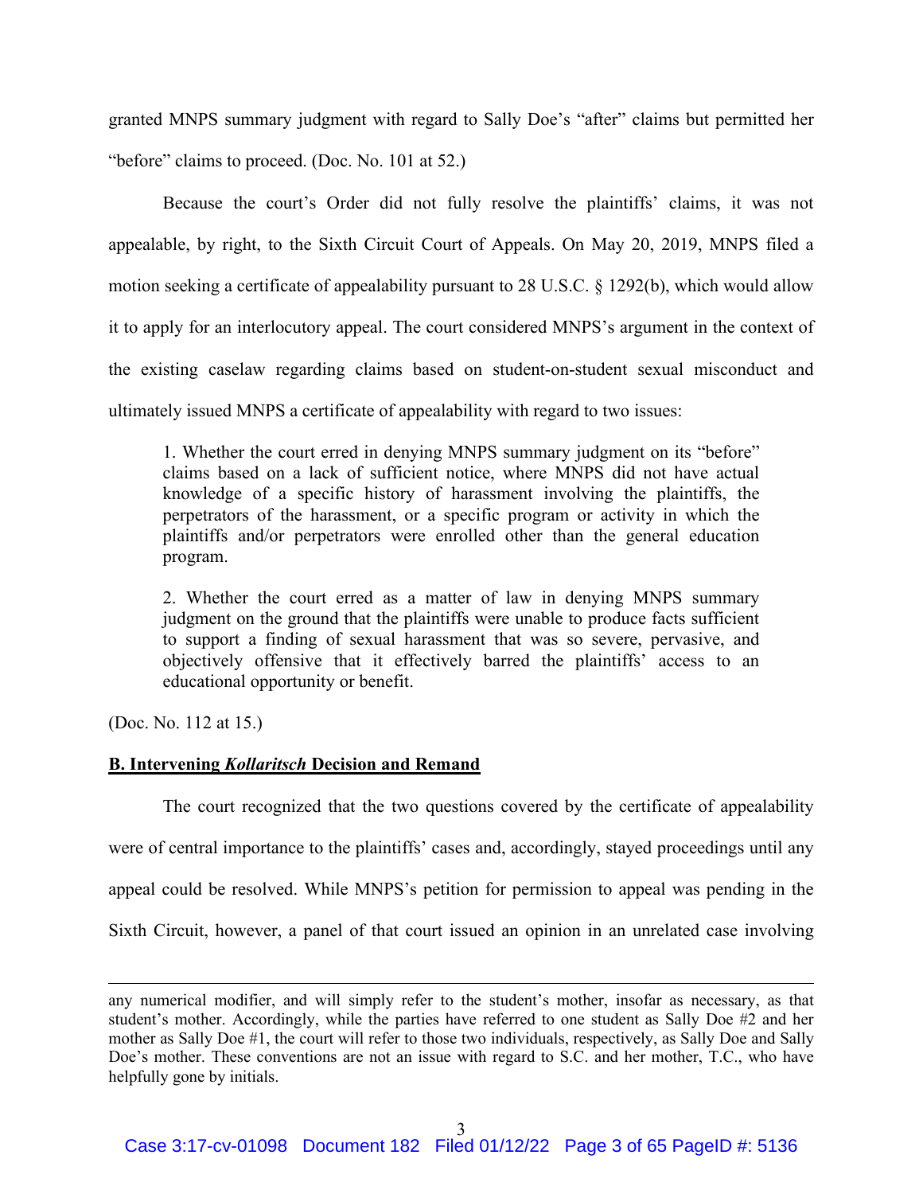granted MNPS summary judgment with regard to Sally Doe's "after" claims but permitted her "before" claims to proceed. (Doc. No. 101 at 52.)

Because the court's Order did not fully resolve the plaintiffs' claims, it was not appealable, by right, to the Sixth Circuit Court of Appeals. On May 20, 2019, MNPS filed a motion seeking a certificate of appealability pursuant to 28 U.S.C. § 1292(b), which would allow it to apply for an interlocutory appeal. The court considered MNPS's argument in the context of the existing caselaw regarding claims based on student-on-student sexual misconduct and ultimately issued MNPS a certificate of appealability with regard to two issues:

> 1. Whether the court erred in denying MNPS summary judgment on its "before" claims based on a lack of sufficient notice, where MNPS did not have actual knowledge of a specific history of harassment involving the plaintiffs, the perpetrators of the harassment, or a specific program or activity in which the plaintiffs and/or perpetrators were enrolled other than the general education program.
>
> 2. Whether the court erred as a matter of law in denying MNPS summary judgment on the ground that the plaintiffs were unable to produce facts sufficient to support a finding of sexual harassment that was so severe, pervasive, and objectively offensive that it effectively barred the plaintiffs' access to an educational opportunity or benefit.

(Doc. No. 112 at 15.)

## B. Intervening *Kollaritsch* Decision and Remand

The court recognized that the two questions covered by the certificate of appealability were of central importance to the plaintiffs' cases and, accordingly, stayed proceedings until any appeal could be resolved. While MNPS's petition for permission to appeal was pending in the Sixth Circuit, however, a panel of that court issued an opinion in an unrelated case involving

---

any numerical modifier, and will simply refer to the student's mother, insofar as necessary, as that student's mother. Accordingly, while the parties have referred to one student as Sally Doe #2 and her mother as Sally Doe #1, the court will refer to those two individuals, respectively, as Sally Doe and Sally Doe's mother. These conventions are not an issue with regard to S.C. and her mother, T.C., who have helpfully gone by initials.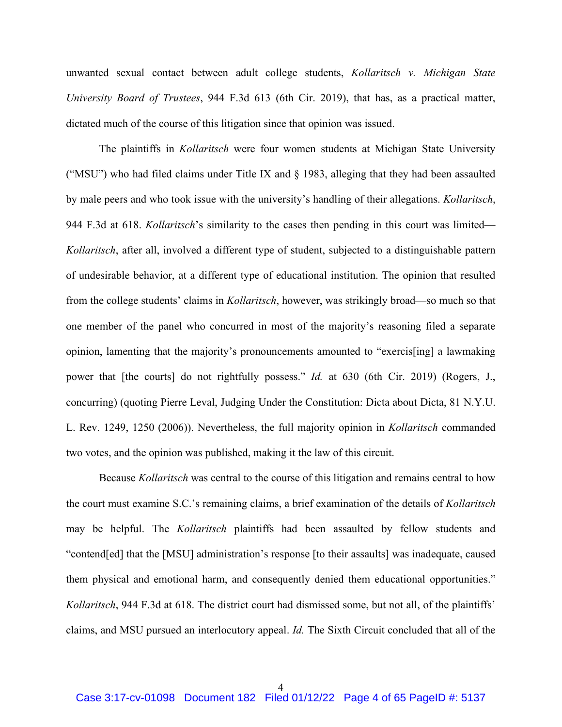unwanted sexual contact between adult college students, *Kollaritsch v. Michigan State University Board of Trustees*, 944 F.3d 613 (6th Cir. 2019), that has, as a practical matter, dictated much of the course of this litigation since that opinion was issued.

The plaintiffs in *Kollaritsch* were four women students at Michigan State University ("MSU") who had filed claims under Title IX and § 1983, alleging that they had been assaulted by male peers and who took issue with the university's handling of their allegations. *Kollaritsch*, 944 F.3d at 618. *Kollaritsch*'s similarity to the cases then pending in this court was limited—*Kollaritsch*, after all, involved a different type of student, subjected to a distinguishable pattern of undesirable behavior, at a different type of educational institution. The opinion that resulted from the college students' claims in *Kollaritsch*, however, was strikingly broad—so much so that one member of the panel who concurred in most of the majority's reasoning filed a separate opinion, lamenting that the majority's pronouncements amounted to "exercis[ing] a lawmaking power that [the courts] do not rightfully possess." *Id.* at 630 (6th Cir. 2019) (Rogers, J., concurring) (quoting Pierre Leval, Judging Under the Constitution: Dicta about Dicta, 81 N.Y.U. L. Rev. 1249, 1250 (2006)). Nevertheless, the full majority opinion in *Kollaritsch* commanded two votes, and the opinion was published, making it the law of this circuit.

Because *Kollaritsch* was central to the course of this litigation and remains central to how the court must examine S.C.'s remaining claims, a brief examination of the details of *Kollaritsch* may be helpful. The *Kollaritsch* plaintiffs had been assaulted by fellow students and "contend[ed] that the [MSU] administration's response [to their assaults] was inadequate, caused them physical and emotional harm, and consequently denied them educational opportunities." *Kollaritsch*, 944 F.3d at 618. The district court had dismissed some, but not all, of the plaintiffs' claims, and MSU pursued an interlocutory appeal. *Id.* The Sixth Circuit concluded that all of the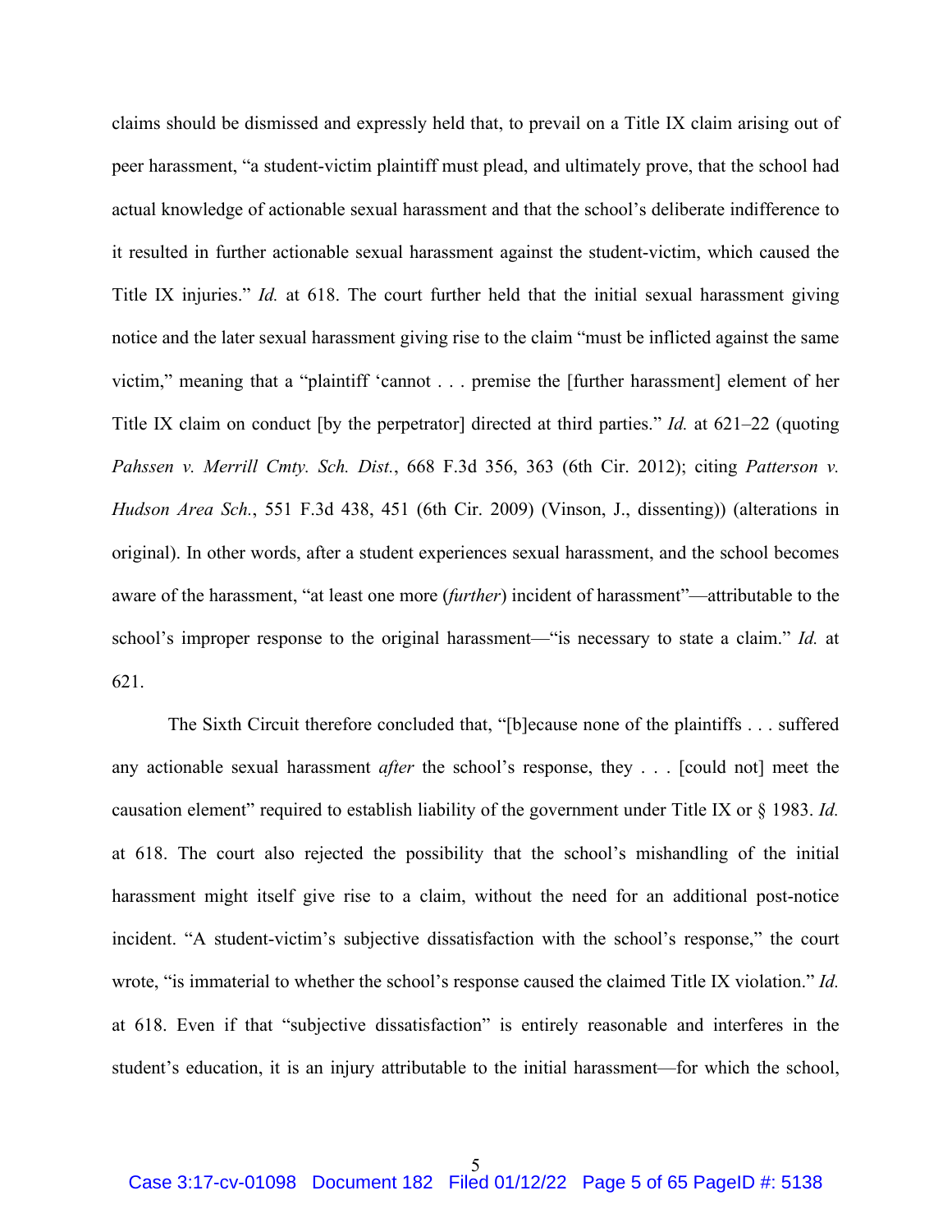claims should be dismissed and expressly held that, to prevail on a Title IX claim arising out of peer harassment, "a student-victim plaintiff must plead, and ultimately prove, that the school had actual knowledge of actionable sexual harassment and that the school's deliberate indifference to it resulted in further actionable sexual harassment against the student-victim, which caused the Title IX injuries." *Id.* at 618. The court further held that the initial sexual harassment giving notice and the later sexual harassment giving rise to the claim "must be inflicted against the same victim," meaning that a "plaintiff 'cannot . . . premise the [further harassment] element of her Title IX claim on conduct [by the perpetrator] directed at third parties." *Id.* at 621–22 (quoting *Pahssen v. Merrill Cmty. Sch. Dist.*, 668 F.3d 356, 363 (6th Cir. 2012); citing *Patterson v. Hudson Area Sch.*, 551 F.3d 438, 451 (6th Cir. 2009) (Vinson, J., dissenting)) (alterations in original). In other words, after a student experiences sexual harassment, and the school becomes aware of the harassment, "at least one more (*further*) incident of harassment"—attributable to the school's improper response to the original harassment—"is necessary to state a claim." *Id.* at 621.

The Sixth Circuit therefore concluded that, "[b]ecause none of the plaintiffs . . . suffered any actionable sexual harassment *after* the school's response, they . . . [could not] meet the causation element" required to establish liability of the government under Title IX or § 1983. *Id.* at 618. The court also rejected the possibility that the school's mishandling of the initial harassment might itself give rise to a claim, without the need for an additional post-notice incident. "A student-victim's subjective dissatisfaction with the school's response," the court wrote, "is immaterial to whether the school's response caused the claimed Title IX violation." *Id.* at 618. Even if that "subjective dissatisfaction" is entirely reasonable and interferes in the student's education, it is an injury attributable to the initial harassment—for which the school,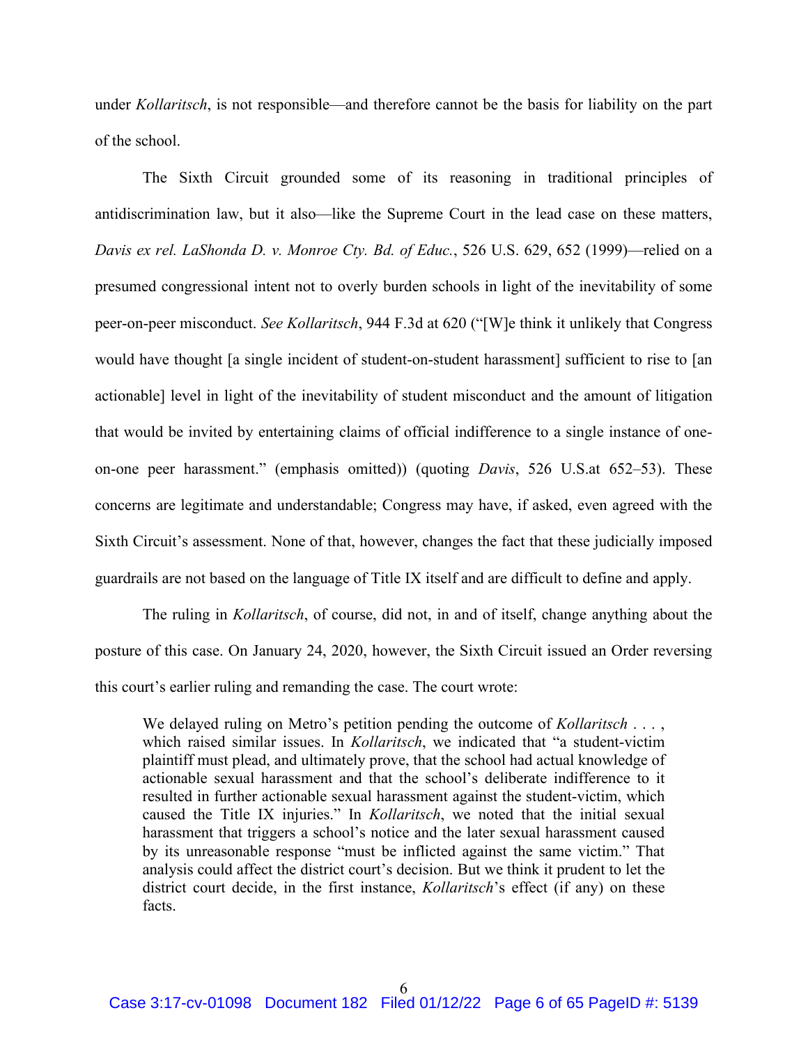under *Kollaritsch*, is not responsible—and therefore cannot be the basis for liability on the part of the school.

The Sixth Circuit grounded some of its reasoning in traditional principles of antidiscrimination law, but it also—like the Supreme Court in the lead case on these matters, *Davis ex rel. LaShonda D. v. Monroe Cty. Bd. of Educ.*, 526 U.S. 629, 652 (1999)—relied on a presumed congressional intent not to overly burden schools in light of the inevitability of some peer-on-peer misconduct. *See Kollaritsch*, 944 F.3d at 620 ("[W]e think it unlikely that Congress would have thought [a single incident of student-on-student harassment] sufficient to rise to [an actionable] level in light of the inevitability of student misconduct and the amount of litigation that would be invited by entertaining claims of official indifference to a single instance of one-on-one peer harassment." (emphasis omitted)) (quoting *Davis*, 526 U.S.at 652–53). These concerns are legitimate and understandable; Congress may have, if asked, even agreed with the Sixth Circuit's assessment. None of that, however, changes the fact that these judicially imposed guardrails are not based on the language of Title IX itself and are difficult to define and apply.

The ruling in *Kollaritsch*, of course, did not, in and of itself, change anything about the posture of this case. On January 24, 2020, however, the Sixth Circuit issued an Order reversing this court's earlier ruling and remanding the case. The court wrote:

> We delayed ruling on Metro's petition pending the outcome of *Kollaritsch* . . . , which raised similar issues. In *Kollaritsch*, we indicated that "a student-victim plaintiff must plead, and ultimately prove, that the school had actual knowledge of actionable sexual harassment and that the school's deliberate indifference to it resulted in further actionable sexual harassment against the student-victim, which caused the Title IX injuries." In *Kollaritsch*, we noted that the initial sexual harassment that triggers a school's notice and the later sexual harassment caused by its unreasonable response "must be inflicted against the same victim." That analysis could affect the district court's decision. But we think it prudent to let the district court decide, in the first instance, *Kollaritsch*'s effect (if any) on these facts.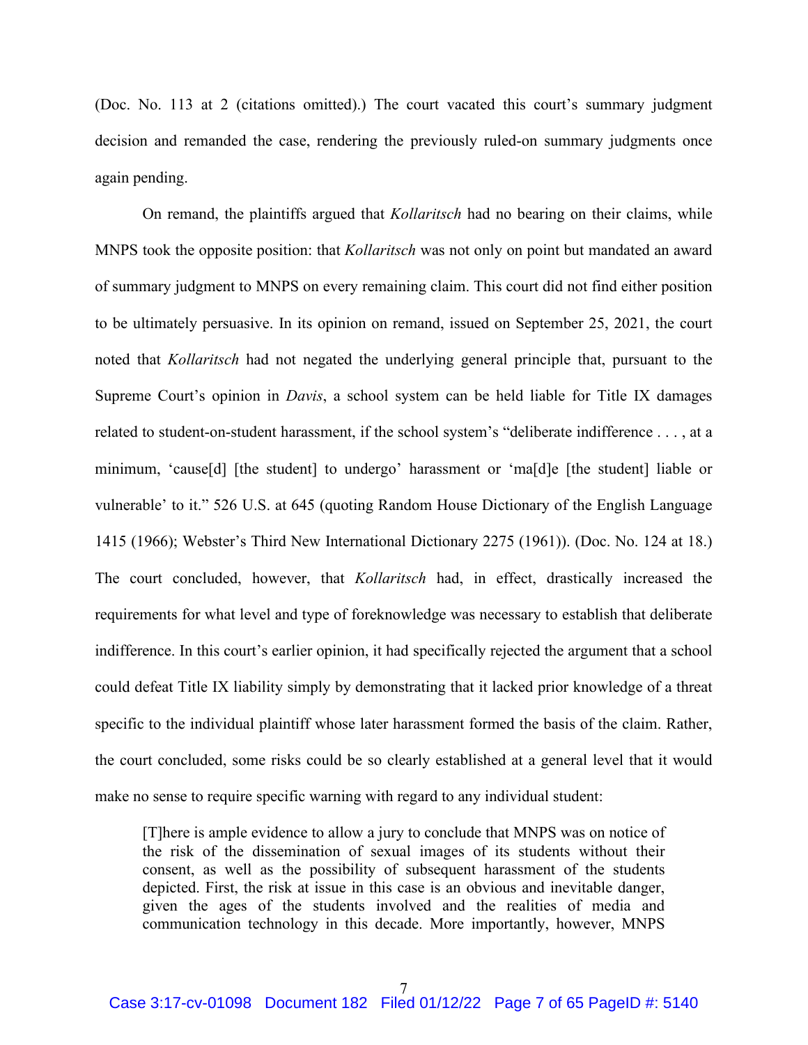(Doc. No. 113 at 2 (citations omitted).) The court vacated this court's summary judgment decision and remanded the case, rendering the previously ruled-on summary judgments once again pending.

On remand, the plaintiffs argued that *Kollaritsch* had no bearing on their claims, while MNPS took the opposite position: that *Kollaritsch* was not only on point but mandated an award of summary judgment to MNPS on every remaining claim. This court did not find either position to be ultimately persuasive. In its opinion on remand, issued on September 25, 2021, the court noted that *Kollaritsch* had not negated the underlying general principle that, pursuant to the Supreme Court's opinion in *Davis*, a school system can be held liable for Title IX damages related to student-on-student harassment, if the school system's "deliberate indifference . . . , at a minimum, 'cause[d] [the student] to undergo' harassment or 'ma[d]e [the student] liable or vulnerable' to it." 526 U.S. at 645 (quoting Random House Dictionary of the English Language 1415 (1966); Webster's Third New International Dictionary 2275 (1961)). (Doc. No. 124 at 18.) The court concluded, however, that *Kollaritsch* had, in effect, drastically increased the requirements for what level and type of foreknowledge was necessary to establish that deliberate indifference. In this court's earlier opinion, it had specifically rejected the argument that a school could defeat Title IX liability simply by demonstrating that it lacked prior knowledge of a threat specific to the individual plaintiff whose later harassment formed the basis of the claim. Rather, the court concluded, some risks could be so clearly established at a general level that it would make no sense to require specific warning with regard to any individual student:

> [T]here is ample evidence to allow a jury to conclude that MNPS was on notice of the risk of the dissemination of sexual images of its students without their consent, as well as the possibility of subsequent harassment of the students depicted. First, the risk at issue in this case is an obvious and inevitable danger, given the ages of the students involved and the realities of media and communication technology in this decade. More importantly, however, MNPS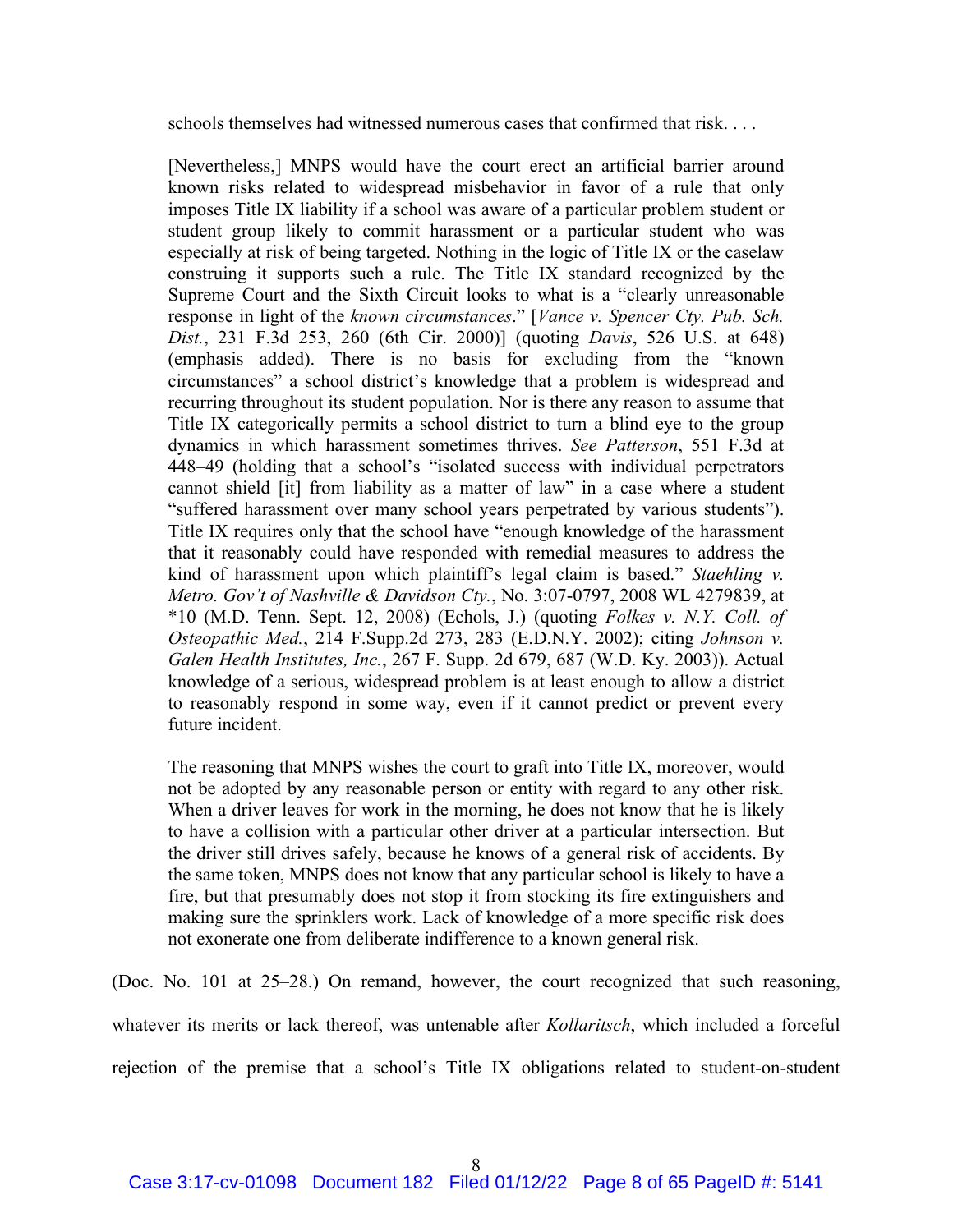> schools themselves had witnessed numerous cases that confirmed that risk. . . .
>
> [Nevertheless,] MNPS would have the court erect an artificial barrier around known risks related to widespread misbehavior in favor of a rule that only imposes Title IX liability if a school was aware of a particular problem student or student group likely to commit harassment or a particular student who was especially at risk of being targeted. Nothing in the logic of Title IX or the caselaw construing it supports such a rule. The Title IX standard recognized by the Supreme Court and the Sixth Circuit looks to what is a "clearly unreasonable response in light of the *known circumstances*." [*Vance v. Spencer Cty. Pub. Sch. Dist.*, 231 F.3d 253, 260 (6th Cir. 2000)] (quoting *Davis*, 526 U.S. at 648) (emphasis added). There is no basis for excluding from the "known circumstances" a school district's knowledge that a problem is widespread and recurring throughout its student population. Nor is there any reason to assume that Title IX categorically permits a school district to turn a blind eye to the group dynamics in which harassment sometimes thrives. *See Patterson*, 551 F.3d at 448–49 (holding that a school's "isolated success with individual perpetrators cannot shield [it] from liability as a matter of law" in a case where a student "suffered harassment over many school years perpetrated by various students"). Title IX requires only that the school have "enough knowledge of the harassment that it reasonably could have responded with remedial measures to address the kind of harassment upon which plaintiff's legal claim is based." *Staehling v. Metro. Gov't of Nashville & Davidson Cty.*, No. 3:07-0797, 2008 WL 4279839, at *10 (M.D. Tenn. Sept. 12, 2008) (Echols, J.) (quoting *Folkes v. N.Y. Coll. of Osteopathic Med.*, 214 F.Supp.2d 273, 283 (E.D.N.Y. 2002); citing *Johnson v. Galen Health Institutes, Inc.*, 267 F. Supp. 2d 679, 687 (W.D. Ky. 2003)). Actual knowledge of a serious, widespread problem is at least enough to allow a district to reasonably respond in some way, even if it cannot predict or prevent every future incident.
>
> The reasoning that MNPS wishes the court to graft into Title IX, moreover, would not be adopted by any reasonable person or entity with regard to any other risk. When a driver leaves for work in the morning, he does not know that he is likely to have a collision with a particular other driver at a particular intersection. But the driver still drives safely, because he knows of a general risk of accidents. By the same token, MNPS does not know that any particular school is likely to have a fire, but that presumably does not stop it from stocking its fire extinguishers and making sure the sprinklers work. Lack of knowledge of a more specific risk does not exonerate one from deliberate indifference to a known general risk.

(Doc. No. 101 at 25–28.) On remand, however, the court recognized that such reasoning, whatever its merits or lack thereof, was untenable after *Kollaritsch*, which included a forceful rejection of the premise that a school's Title IX obligations related to student-on-student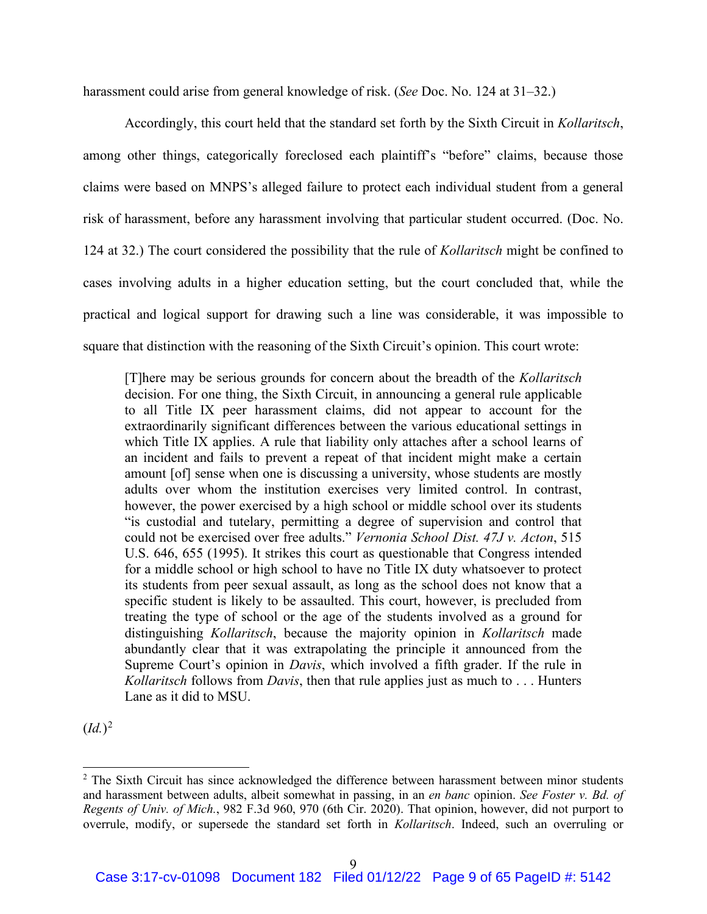harassment could arise from general knowledge of risk. (*See* Doc. No. 124 at 31–32.)

Accordingly, this court held that the standard set forth by the Sixth Circuit in *Kollaritsch*, among other things, categorically foreclosed each plaintiff's "before" claims, because those claims were based on MNPS's alleged failure to protect each individual student from a general risk of harassment, before any harassment involving that particular student occurred. (Doc. No. 124 at 32.) The court considered the possibility that the rule of *Kollaritsch* might be confined to cases involving adults in a higher education setting, but the court concluded that, while the practical and logical support for drawing such a line was considerable, it was impossible to square that distinction with the reasoning of the Sixth Circuit's opinion. This court wrote:

> [T]here may be serious grounds for concern about the breadth of the *Kollaritsch* decision. For one thing, the Sixth Circuit, in announcing a general rule applicable to all Title IX peer harassment claims, did not appear to account for the extraordinarily significant differences between the various educational settings in which Title IX applies. A rule that liability only attaches after a school learns of an incident and fails to prevent a repeat of that incident might make a certain amount [of] sense when one is discussing a university, whose students are mostly adults over whom the institution exercises very limited control. In contrast, however, the power exercised by a high school or middle school over its students "is custodial and tutelary, permitting a degree of supervision and control that could not be exercised over free adults." *Vernonia School Dist. 47J v. Acton*, 515 U.S. 646, 655 (1995). It strikes this court as questionable that Congress intended for a middle school or high school to have no Title IX duty whatsoever to protect its students from peer sexual assault, as long as the school does not know that a specific student is likely to be assaulted. This court, however, is precluded from treating the type of school or the age of the students involved as a ground for distinguishing *Kollaritsch*, because the majority opinion in *Kollaritsch* made abundantly clear that it was extrapolating the principle it announced from the Supreme Court's opinion in *Davis*, which involved a fifth grader. If the rule in *Kollaritsch* follows from *Davis*, then that rule applies just as much to . . . Hunters Lane as it did to MSU.

(*Id.*)[2]

---

[2] The Sixth Circuit has since acknowledged the difference between harassment between minor students and harassment between adults, albeit somewhat in passing, in an *en banc* opinion. *See Foster v. Bd. of Regents of Univ. of Mich.*, 982 F.3d 960, 970 (6th Cir. 2020). That opinion, however, did not purport to overrule, modify, or supersede the standard set forth in *Kollaritsch*. Indeed, such an overruling or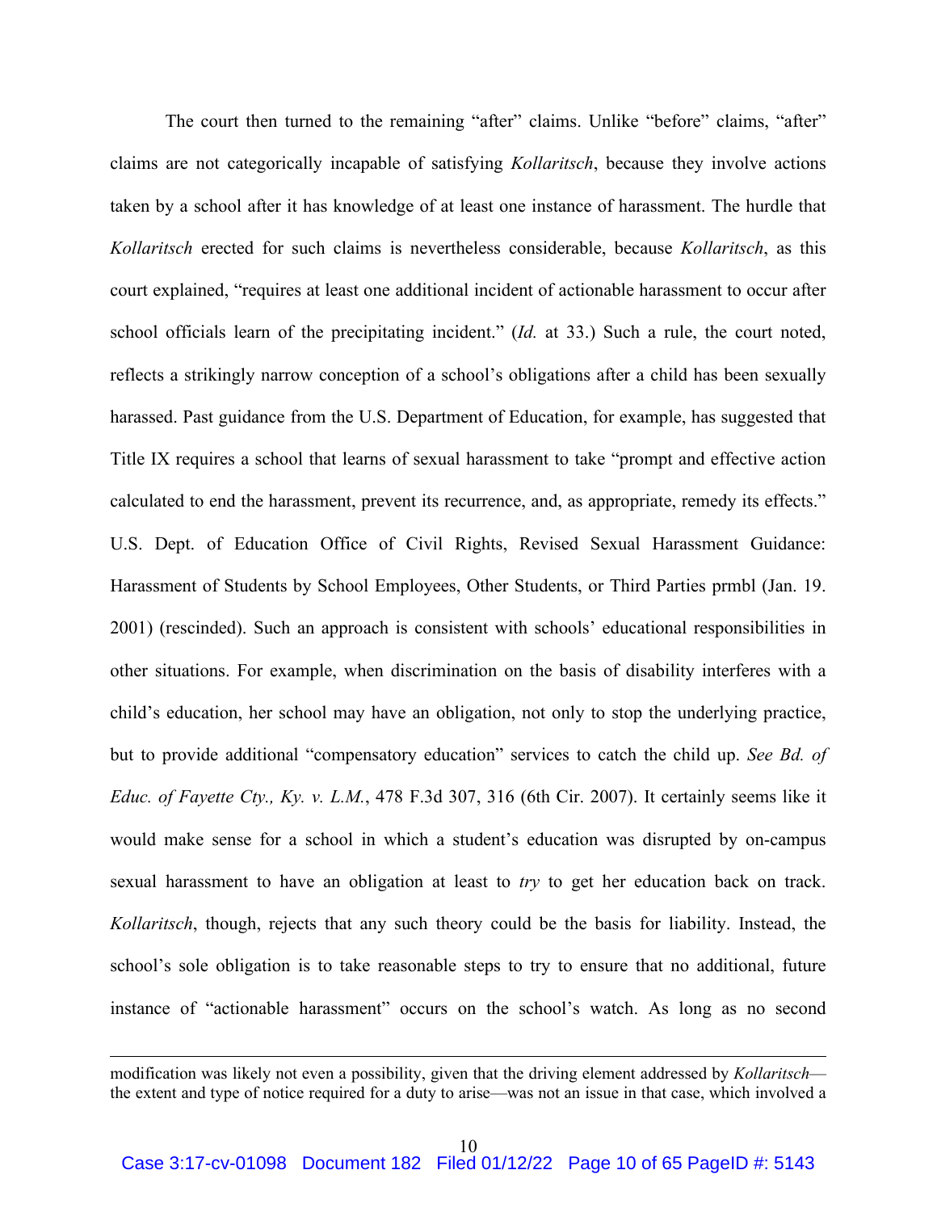The court then turned to the remaining "after" claims. Unlike "before" claims, "after" claims are not categorically incapable of satisfying *Kollaritsch*, because they involve actions taken by a school after it has knowledge of at least one instance of harassment. The hurdle that *Kollaritsch* erected for such claims is nevertheless considerable, because *Kollaritsch*, as this court explained, "requires at least one additional incident of actionable harassment to occur after school officials learn of the precipitating incident." (*Id.* at 33.) Such a rule, the court noted, reflects a strikingly narrow conception of a school's obligations after a child has been sexually harassed. Past guidance from the U.S. Department of Education, for example, has suggested that Title IX requires a school that learns of sexual harassment to take "prompt and effective action calculated to end the harassment, prevent its recurrence, and, as appropriate, remedy its effects." U.S. Dept. of Education Office of Civil Rights, Revised Sexual Harassment Guidance: Harassment of Students by School Employees, Other Students, or Third Parties prmbl (Jan. 19. 2001) (rescinded). Such an approach is consistent with schools' educational responsibilities in other situations. For example, when discrimination on the basis of disability interferes with a child's education, her school may have an obligation, not only to stop the underlying practice, but to provide additional "compensatory education" services to catch the child up. *See Bd. of Educ. of Fayette Cty., Ky. v. L.M.*, 478 F.3d 307, 316 (6th Cir. 2007). It certainly seems like it would make sense for a school in which a student's education was disrupted by on-campus sexual harassment to have an obligation at least to *try* to get her education back on track. *Kollaritsch*, though, rejects that any such theory could be the basis for liability. Instead, the school's sole obligation is to take reasonable steps to try to ensure that no additional, future instance of "actionable harassment" occurs on the school's watch. As long as no second

---

modification was likely not even a possibility, given that the driving element addressed by *Kollaritsch*—the extent and type of notice required for a duty to arise—was not an issue in that case, which involved a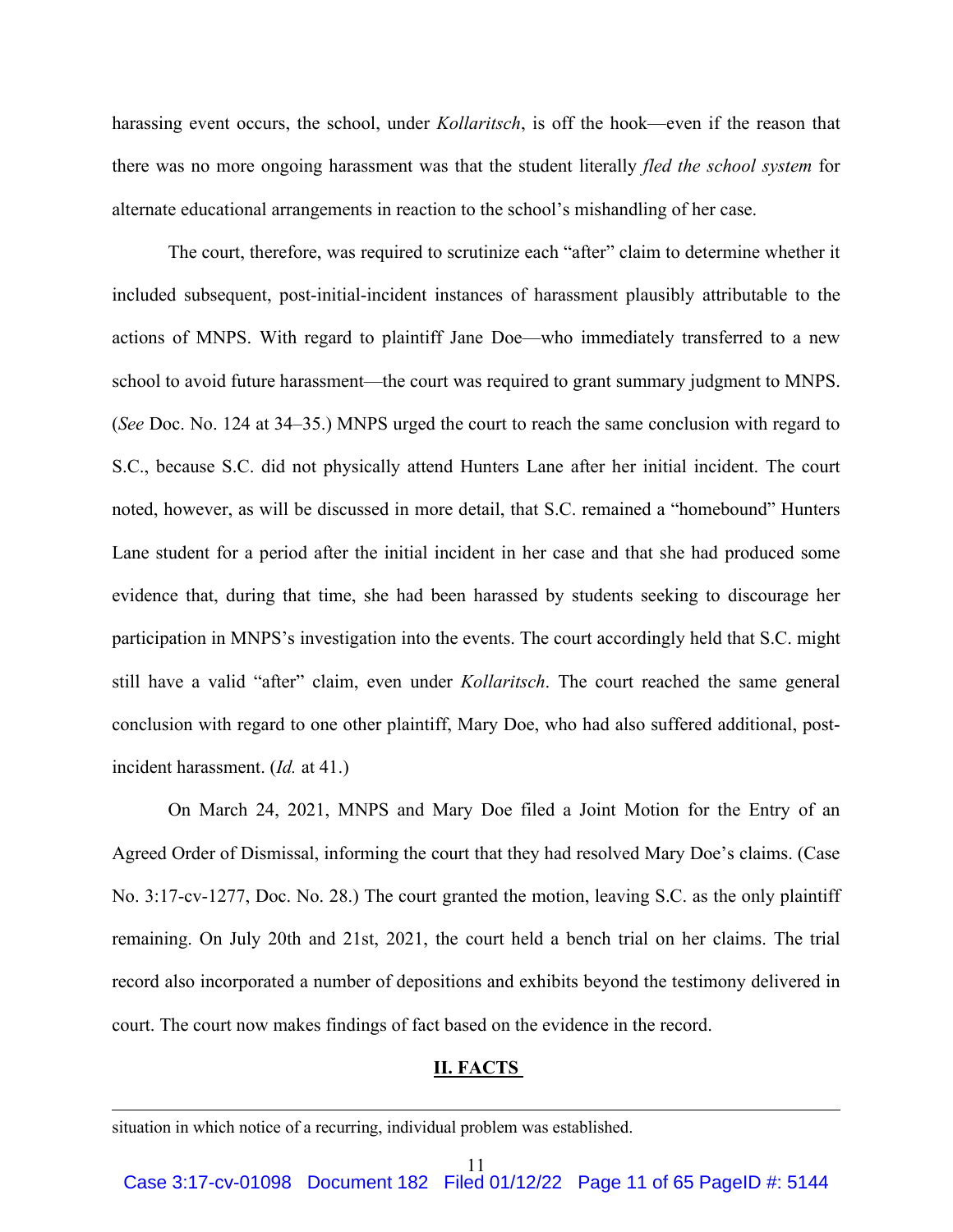harassing event occurs, the school, under *Kollaritsch*, is off the hook—even if the reason that there was no more ongoing harassment was that the student literally *fled the school system* for alternate educational arrangements in reaction to the school's mishandling of her case.

The court, therefore, was required to scrutinize each "after" claim to determine whether it included subsequent, post-initial-incident instances of harassment plausibly attributable to the actions of MNPS. With regard to plaintiff Jane Doe—who immediately transferred to a new school to avoid future harassment—the court was required to grant summary judgment to MNPS. (*See* Doc. No. 124 at 34–35.) MNPS urged the court to reach the same conclusion with regard to S.C., because S.C. did not physically attend Hunters Lane after her initial incident. The court noted, however, as will be discussed in more detail, that S.C. remained a "homebound" Hunters Lane student for a period after the initial incident in her case and that she had produced some evidence that, during that time, she had been harassed by students seeking to discourage her participation in MNPS's investigation into the events. The court accordingly held that S.C. might still have a valid "after" claim, even under *Kollaritsch*. The court reached the same general conclusion with regard to one other plaintiff, Mary Doe, who had also suffered additional, post-incident harassment. (*Id.* at 41.)

On March 24, 2021, MNPS and Mary Doe filed a Joint Motion for the Entry of an Agreed Order of Dismissal, informing the court that they had resolved Mary Doe's claims. (Case No. 3:17-cv-1277, Doc. No. 28.) The court granted the motion, leaving S.C. as the only plaintiff remaining. On July 20th and 21st, 2021, the court held a bench trial on her claims. The trial record also incorporated a number of depositions and exhibits beyond the testimony delivered in court. The court now makes findings of fact based on the evidence in the record.

## II. FACTS

---

situation in which notice of a recurring, individual problem was established.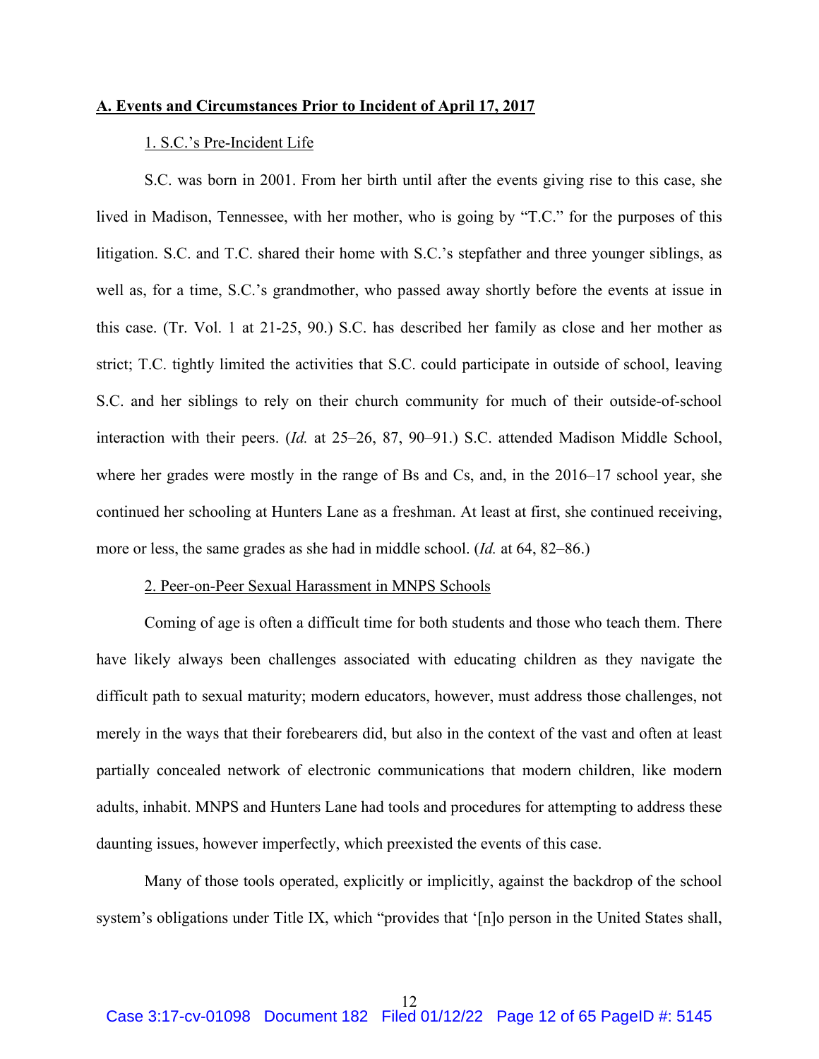**A. Events and Circumstances Prior to Incident of April 17, 2017**

1. S.C.'s Pre-Incident Life

S.C. was born in 2001. From her birth until after the events giving rise to this case, she lived in Madison, Tennessee, with her mother, who is going by "T.C." for the purposes of this litigation. S.C. and T.C. shared their home with S.C.'s stepfather and three younger siblings, as well as, for a time, S.C.'s grandmother, who passed away shortly before the events at issue in this case. (Tr. Vol. 1 at 21-25, 90.) S.C. has described her family as close and her mother as strict; T.C. tightly limited the activities that S.C. could participate in outside of school, leaving S.C. and her siblings to rely on their church community for much of their outside-of-school interaction with their peers. (*Id.* at 25–26, 87, 90–91.) S.C. attended Madison Middle School, where her grades were mostly in the range of Bs and Cs, and, in the 2016–17 school year, she continued her schooling at Hunters Lane as a freshman. At least at first, she continued receiving, more or less, the same grades as she had in middle school. (*Id.* at 64, 82–86.)

2. Peer-on-Peer Sexual Harassment in MNPS Schools

Coming of age is often a difficult time for both students and those who teach them. There have likely always been challenges associated with educating children as they navigate the difficult path to sexual maturity; modern educators, however, must address those challenges, not merely in the ways that their forebearers did, but also in the context of the vast and often at least partially concealed network of electronic communications that modern children, like modern adults, inhabit. MNPS and Hunters Lane had tools and procedures for attempting to address these daunting issues, however imperfectly, which preexisted the events of this case.

Many of those tools operated, explicitly or implicitly, against the backdrop of the school system's obligations under Title IX, which "provides that '[n]o person in the United States shall,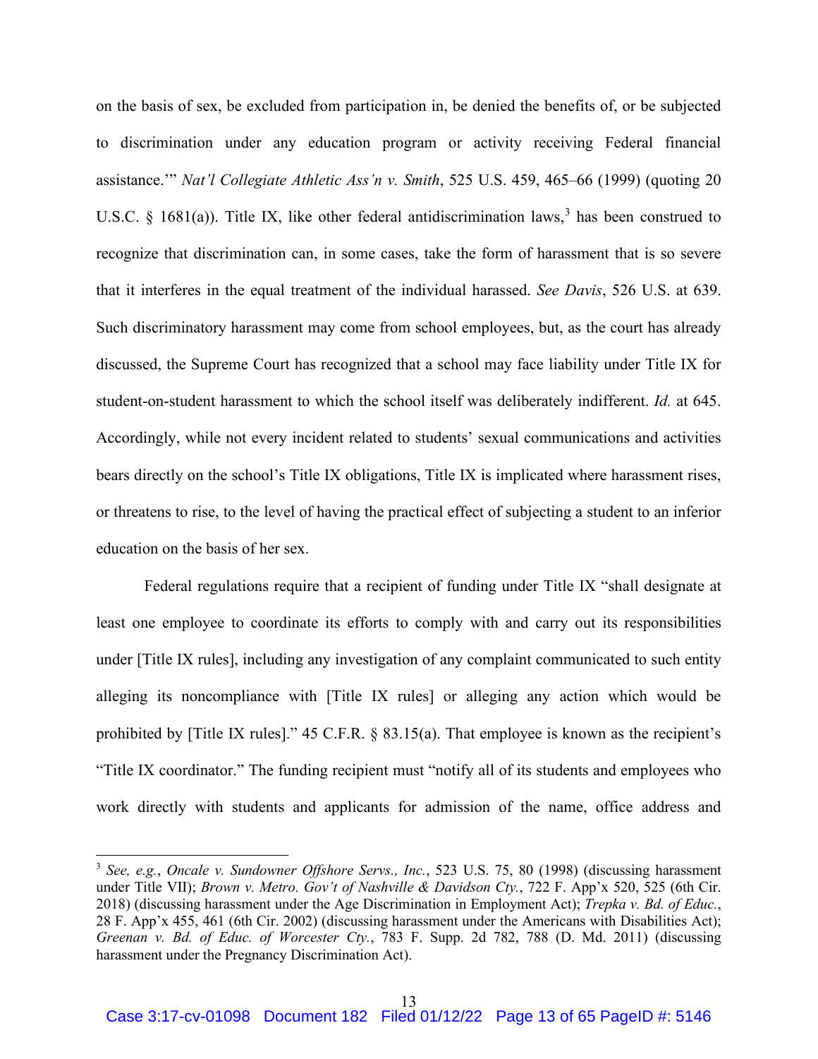on the basis of sex, be excluded from participation in, be denied the benefits of, or be subjected to discrimination under any education program or activity receiving Federal financial assistance.'" *Nat'l Collegiate Athletic Ass'n v. Smith*, 525 U.S. 459, 465–66 (1999) (quoting 20 U.S.C. § 1681(a)). Title IX, like other federal antidiscrimination laws,[3] has been construed to recognize that discrimination can, in some cases, take the form of harassment that is so severe that it interferes in the equal treatment of the individual harassed. *See Davis*, 526 U.S. at 639. Such discriminatory harassment may come from school employees, but, as the court has already discussed, the Supreme Court has recognized that a school may face liability under Title IX for student-on-student harassment to which the school itself was deliberately indifferent. *Id.* at 645. Accordingly, while not every incident related to students' sexual communications and activities bears directly on the school's Title IX obligations, Title IX is implicated where harassment rises, or threatens to rise, to the level of having the practical effect of subjecting a student to an inferior education on the basis of her sex.

Federal regulations require that a recipient of funding under Title IX "shall designate at least one employee to coordinate its efforts to comply with and carry out its responsibilities under [Title IX rules], including any investigation of any complaint communicated to such entity alleging its noncompliance with [Title IX rules] or alleging any action which would be prohibited by [Title IX rules]." 45 C.F.R. § 83.15(a). That employee is known as the recipient's "Title IX coordinator." The funding recipient must "notify all of its students and employees who work directly with students and applicants for admission of the name, office address and

[3] *See, e.g.*, *Oncale v. Sundowner Offshore Servs., Inc.*, 523 U.S. 75, 80 (1998) (discussing harassment under Title VII); *Brown v. Metro. Gov't of Nashville & Davidson Cty.*, 722 F. App'x 520, 525 (6th Cir. 2018) (discussing harassment under the Age Discrimination in Employment Act); *Trepka v. Bd. of Educ.*, 28 F. App'x 455, 461 (6th Cir. 2002) (discussing harassment under the Americans with Disabilities Act); *Greenan v. Bd. of Educ. of Worcester Cty.*, 783 F. Supp. 2d 782, 788 (D. Md. 2011) (discussing harassment under the Pregnancy Discrimination Act).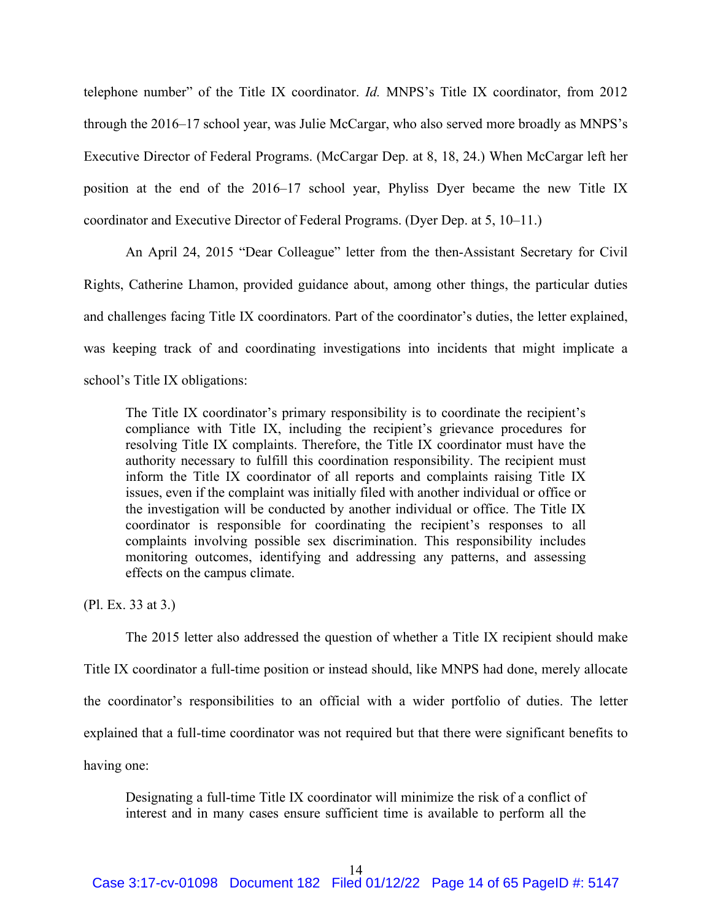telephone number" of the Title IX coordinator. *Id.* MNPS's Title IX coordinator, from 2012 through the 2016–17 school year, was Julie McCargar, who also served more broadly as MNPS's Executive Director of Federal Programs. (McCargar Dep. at 8, 18, 24.) When McCargar left her position at the end of the 2016–17 school year, Phyliss Dyer became the new Title IX coordinator and Executive Director of Federal Programs. (Dyer Dep. at 5, 10–11.)

An April 24, 2015 "Dear Colleague" letter from the then-Assistant Secretary for Civil Rights, Catherine Lhamon, provided guidance about, among other things, the particular duties and challenges facing Title IX coordinators. Part of the coordinator's duties, the letter explained, was keeping track of and coordinating investigations into incidents that might implicate a school's Title IX obligations:

> The Title IX coordinator's primary responsibility is to coordinate the recipient's compliance with Title IX, including the recipient's grievance procedures for resolving Title IX complaints. Therefore, the Title IX coordinator must have the authority necessary to fulfill this coordination responsibility. The recipient must inform the Title IX coordinator of all reports and complaints raising Title IX issues, even if the complaint was initially filed with another individual or office or the investigation will be conducted by another individual or office. The Title IX coordinator is responsible for coordinating the recipient's responses to all complaints involving possible sex discrimination. This responsibility includes monitoring outcomes, identifying and addressing any patterns, and assessing effects on the campus climate.

(Pl. Ex. 33 at 3.)

The 2015 letter also addressed the question of whether a Title IX recipient should make Title IX coordinator a full-time position or instead should, like MNPS had done, merely allocate the coordinator's responsibilities to an official with a wider portfolio of duties. The letter explained that a full-time coordinator was not required but that there were significant benefits to having one:

> Designating a full-time Title IX coordinator will minimize the risk of a conflict of interest and in many cases ensure sufficient time is available to perform all the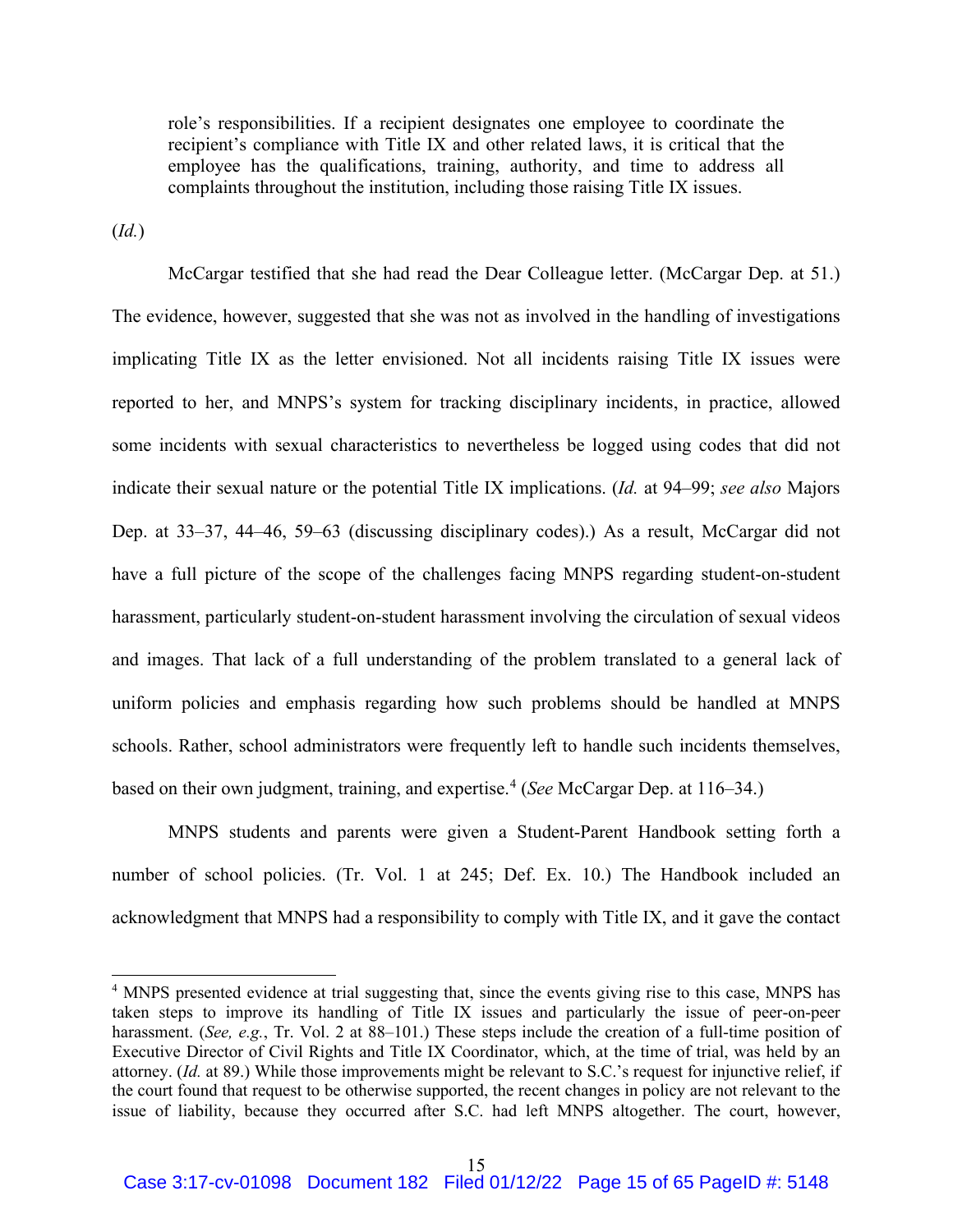> role's responsibilities. If a recipient designates one employee to coordinate the recipient's compliance with Title IX and other related laws, it is critical that the employee has the qualifications, training, authority, and time to address all complaints throughout the institution, including those raising Title IX issues.

(*Id.*)

McCargar testified that she had read the Dear Colleague letter. (McCargar Dep. at 51.) The evidence, however, suggested that she was not as involved in the handling of investigations implicating Title IX as the letter envisioned. Not all incidents raising Title IX issues were reported to her, and MNPS's system for tracking disciplinary incidents, in practice, allowed some incidents with sexual characteristics to nevertheless be logged using codes that did not indicate their sexual nature or the potential Title IX implications. (*Id.* at 94–99; *see also* Majors Dep. at 33–37, 44–46, 59–63 (discussing disciplinary codes).) As a result, McCargar did not have a full picture of the scope of the challenges facing MNPS regarding student-on-student harassment, particularly student-on-student harassment involving the circulation of sexual videos and images. That lack of a full understanding of the problem translated to a general lack of uniform policies and emphasis regarding how such problems should be handled at MNPS schools. Rather, school administrators were frequently left to handle such incidents themselves, based on their own judgment, training, and expertise.[4] (*See* McCargar Dep. at 116–34.)

MNPS students and parents were given a Student-Parent Handbook setting forth a number of school policies. (Tr. Vol. 1 at 245; Def. Ex. 10.) The Handbook included an acknowledgment that MNPS had a responsibility to comply with Title IX, and it gave the contact

---

[4] MNPS presented evidence at trial suggesting that, since the events giving rise to this case, MNPS has taken steps to improve its handling of Title IX issues and particularly the issue of peer-on-peer harassment. (*See, e.g.*, Tr. Vol. 2 at 88–101.) These steps include the creation of a full-time position of Executive Director of Civil Rights and Title IX Coordinator, which, at the time of trial, was held by an attorney. (*Id.* at 89.) While those improvements might be relevant to S.C.'s request for injunctive relief, if the court found that request to be otherwise supported, the recent changes in policy are not relevant to the issue of liability, because they occurred after S.C. had left MNPS altogether. The court, however,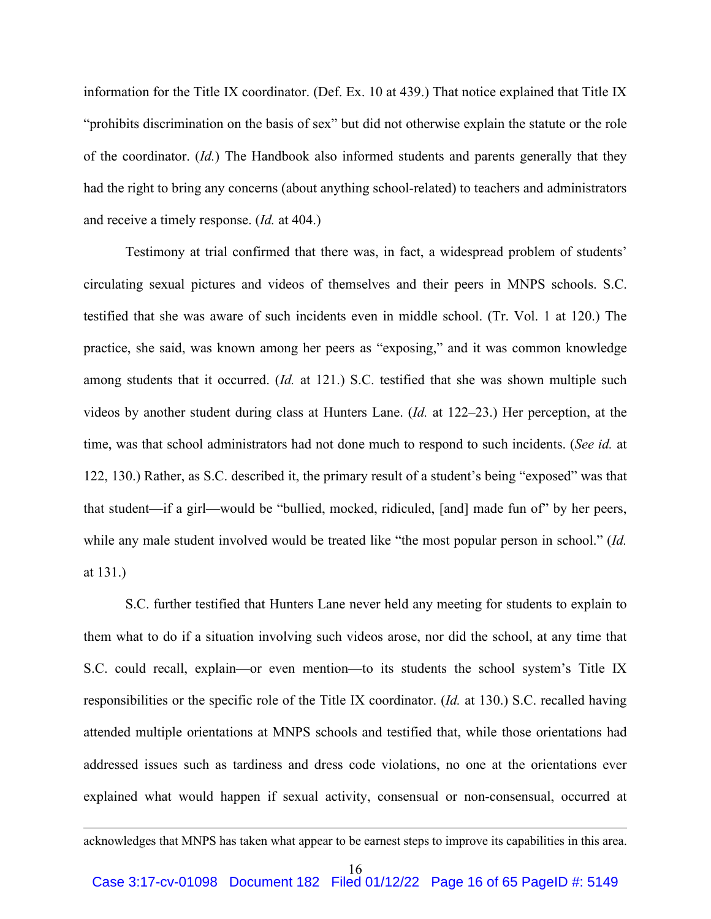information for the Title IX coordinator. (Def. Ex. 10 at 439.) That notice explained that Title IX "prohibits discrimination on the basis of sex" but did not otherwise explain the statute or the role of the coordinator. (*Id.*) The Handbook also informed students and parents generally that they had the right to bring any concerns (about anything school-related) to teachers and administrators and receive a timely response. (*Id.* at 404.)

Testimony at trial confirmed that there was, in fact, a widespread problem of students' circulating sexual pictures and videos of themselves and their peers in MNPS schools. S.C. testified that she was aware of such incidents even in middle school. (Tr. Vol. 1 at 120.) The practice, she said, was known among her peers as "exposing," and it was common knowledge among students that it occurred. (*Id.* at 121.) S.C. testified that she was shown multiple such videos by another student during class at Hunters Lane. (*Id.* at 122–23.) Her perception, at the time, was that school administrators had not done much to respond to such incidents. (*See id.* at 122, 130.) Rather, as S.C. described it, the primary result of a student's being "exposed" was that that student—if a girl—would be "bullied, mocked, ridiculed, [and] made fun of" by her peers, while any male student involved would be treated like "the most popular person in school." (*Id.* at 131.)

S.C. further testified that Hunters Lane never held any meeting for students to explain to them what to do if a situation involving such videos arose, nor did the school, at any time that S.C. could recall, explain—or even mention—to its students the school system's Title IX responsibilities or the specific role of the Title IX coordinator. (*Id.* at 130.) S.C. recalled having attended multiple orientations at MNPS schools and testified that, while those orientations had addressed issues such as tardiness and dress code violations, no one at the orientations ever explained what would happen if sexual activity, consensual or non-consensual, occurred at

---

acknowledges that MNPS has taken what appear to be earnest steps to improve its capabilities in this area.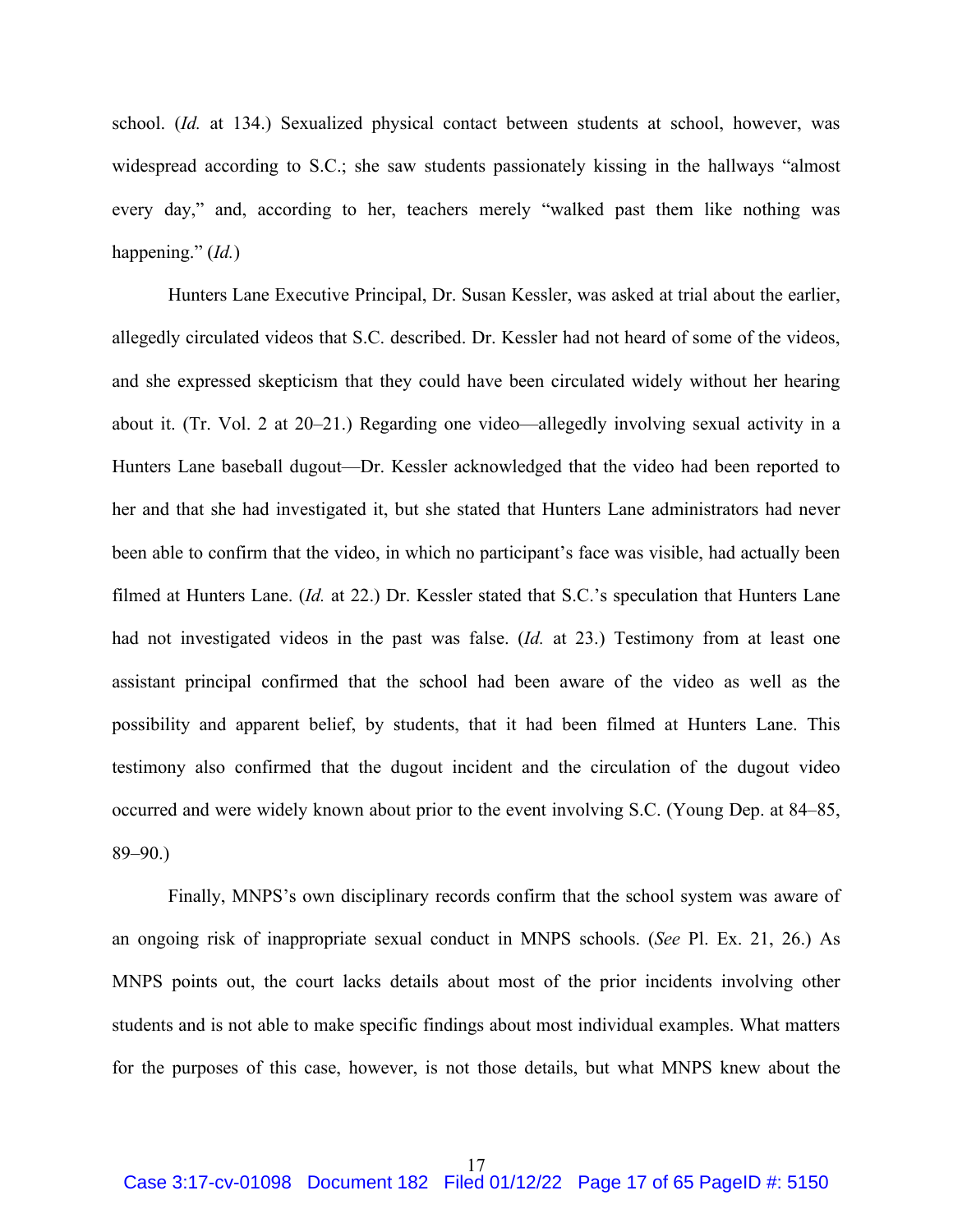school. (*Id.* at 134.) Sexualized physical contact between students at school, however, was widespread according to S.C.; she saw students passionately kissing in the hallways "almost every day," and, according to her, teachers merely "walked past them like nothing was happening." (*Id.*)

Hunters Lane Executive Principal, Dr. Susan Kessler, was asked at trial about the earlier, allegedly circulated videos that S.C. described. Dr. Kessler had not heard of some of the videos, and she expressed skepticism that they could have been circulated widely without her hearing about it. (Tr. Vol. 2 at 20–21.) Regarding one video—allegedly involving sexual activity in a Hunters Lane baseball dugout—Dr. Kessler acknowledged that the video had been reported to her and that she had investigated it, but she stated that Hunters Lane administrators had never been able to confirm that the video, in which no participant's face was visible, had actually been filmed at Hunters Lane. (*Id.* at 22.) Dr. Kessler stated that S.C.'s speculation that Hunters Lane had not investigated videos in the past was false. (*Id.* at 23.) Testimony from at least one assistant principal confirmed that the school had been aware of the video as well as the possibility and apparent belief, by students, that it had been filmed at Hunters Lane. This testimony also confirmed that the dugout incident and the circulation of the dugout video occurred and were widely known about prior to the event involving S.C. (Young Dep. at 84–85, 89–90.)

Finally, MNPS's own disciplinary records confirm that the school system was aware of an ongoing risk of inappropriate sexual conduct in MNPS schools. (*See* Pl. Ex. 21, 26.) As MNPS points out, the court lacks details about most of the prior incidents involving other students and is not able to make specific findings about most individual examples. What matters for the purposes of this case, however, is not those details, but what MNPS knew about the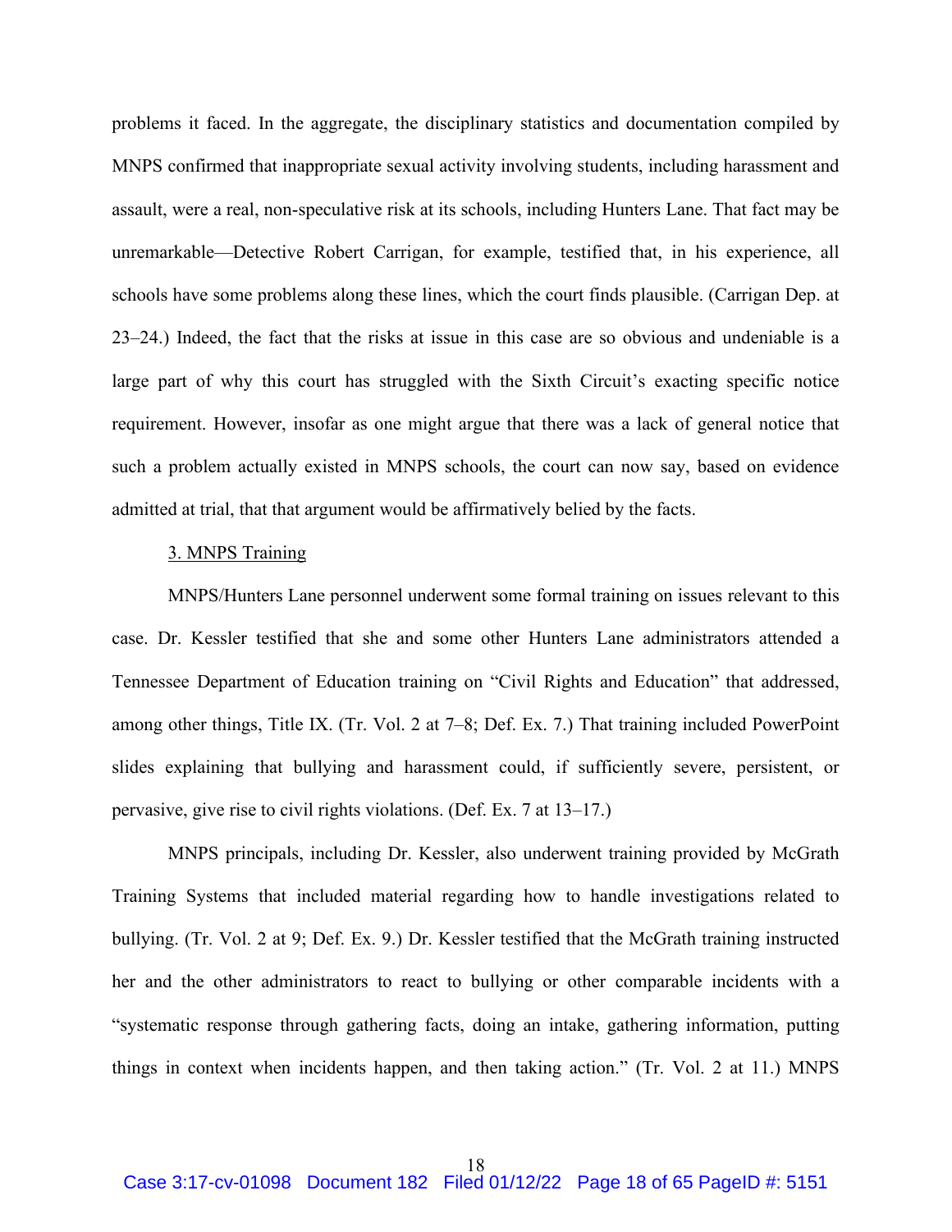problems it faced. In the aggregate, the disciplinary statistics and documentation compiled by MNPS confirmed that inappropriate sexual activity involving students, including harassment and assault, were a real, non-speculative risk at its schools, including Hunters Lane. That fact may be unremarkable—Detective Robert Carrigan, for example, testified that, in his experience, all schools have some problems along these lines, which the court finds plausible. (Carrigan Dep. at 23–24.) Indeed, the fact that the risks at issue in this case are so obvious and undeniable is a large part of why this court has struggled with the Sixth Circuit's exacting specific notice requirement. However, insofar as one might argue that there was a lack of general notice that such a problem actually existed in MNPS schools, the court can now say, based on evidence admitted at trial, that that argument would be affirmatively belied by the facts.

<u>3. MNPS Training</u>

MNPS/Hunters Lane personnel underwent some formal training on issues relevant to this case. Dr. Kessler testified that she and some other Hunters Lane administrators attended a Tennessee Department of Education training on "Civil Rights and Education" that addressed, among other things, Title IX. (Tr. Vol. 2 at 7–8; Def. Ex. 7.) That training included PowerPoint slides explaining that bullying and harassment could, if sufficiently severe, persistent, or pervasive, give rise to civil rights violations. (Def. Ex. 7 at 13–17.)

MNPS principals, including Dr. Kessler, also underwent training provided by McGrath Training Systems that included material regarding how to handle investigations related to bullying. (Tr. Vol. 2 at 9; Def. Ex. 9.) Dr. Kessler testified that the McGrath training instructed her and the other administrators to react to bullying or other comparable incidents with a "systematic response through gathering facts, doing an intake, gathering information, putting things in context when incidents happen, and then taking action." (Tr. Vol. 2 at 11.) MNPS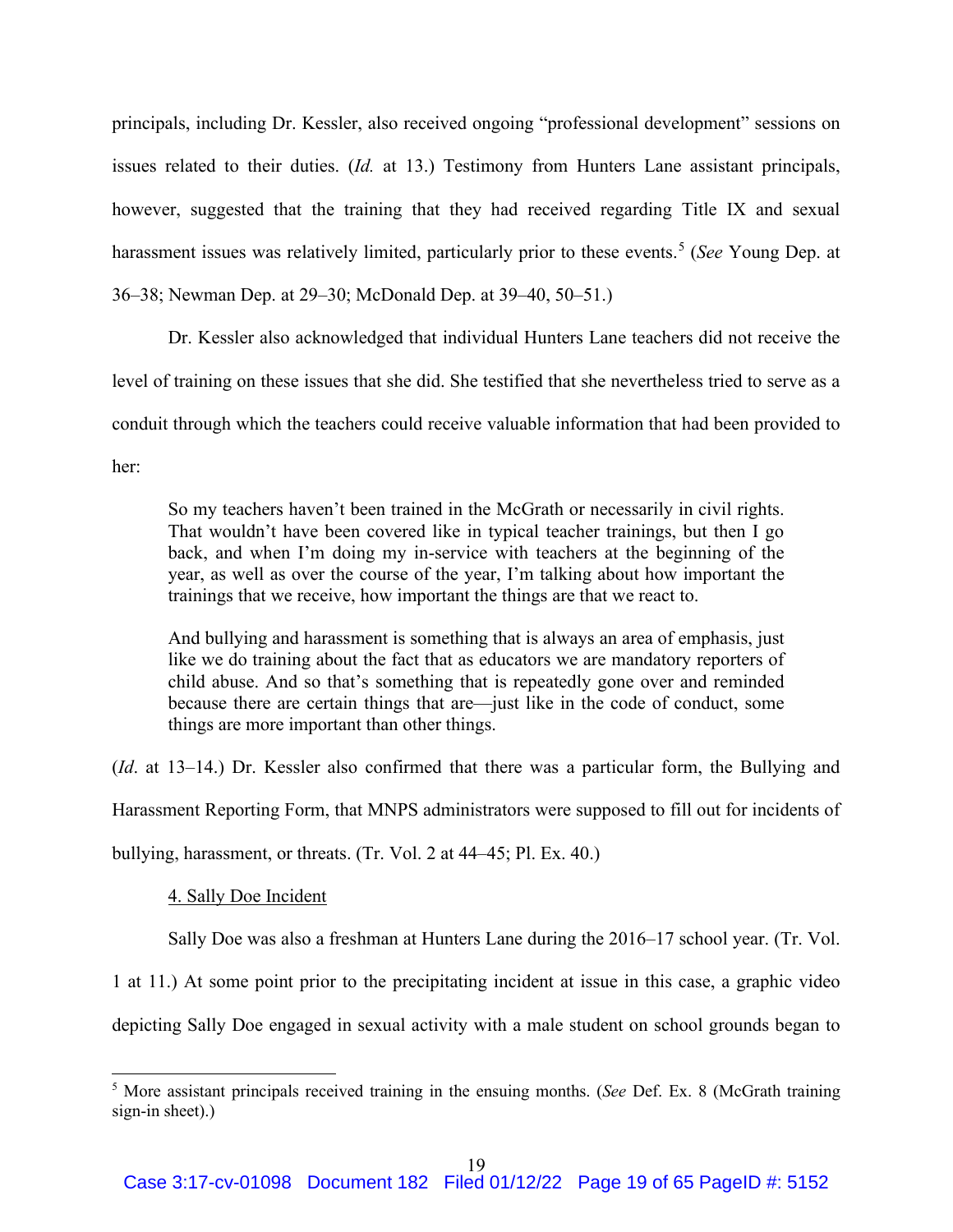principals, including Dr. Kessler, also received ongoing "professional development" sessions on issues related to their duties. (*Id.* at 13.) Testimony from Hunters Lane assistant principals, however, suggested that the training that they had received regarding Title IX and sexual harassment issues was relatively limited, particularly prior to these events.[5] (*See* Young Dep. at 36–38; Newman Dep. at 29–30; McDonald Dep. at 39–40, 50–51.)

Dr. Kessler also acknowledged that individual Hunters Lane teachers did not receive the level of training on these issues that she did. She testified that she nevertheless tried to serve as a conduit through which the teachers could receive valuable information that had been provided to her:

> So my teachers haven't been trained in the McGrath or necessarily in civil rights. That wouldn't have been covered like in typical teacher trainings, but then I go back, and when I'm doing my in-service with teachers at the beginning of the year, as well as over the course of the year, I'm talking about how important the trainings that we receive, how important the things are that we react to.
>
> And bullying and harassment is something that is always an area of emphasis, just like we do training about the fact that as educators we are mandatory reporters of child abuse. And so that's something that is repeatedly gone over and reminded because there are certain things that are—just like in the code of conduct, some things are more important than other things.

(*Id*. at 13–14.) Dr. Kessler also confirmed that there was a particular form, the Bullying and Harassment Reporting Form, that MNPS administrators were supposed to fill out for incidents of bullying, harassment, or threats. (Tr. Vol. 2 at 44–45; Pl. Ex. 40.)

<u>4. Sally Doe Incident</u>

Sally Doe was also a freshman at Hunters Lane during the 2016–17 school year. (Tr. Vol. 1 at 11.) At some point prior to the precipitating incident at issue in this case, a graphic video depicting Sally Doe engaged in sexual activity with a male student on school grounds began to

---

[5] More assistant principals received training in the ensuing months. (*See* Def. Ex. 8 (McGrath training sign-in sheet).)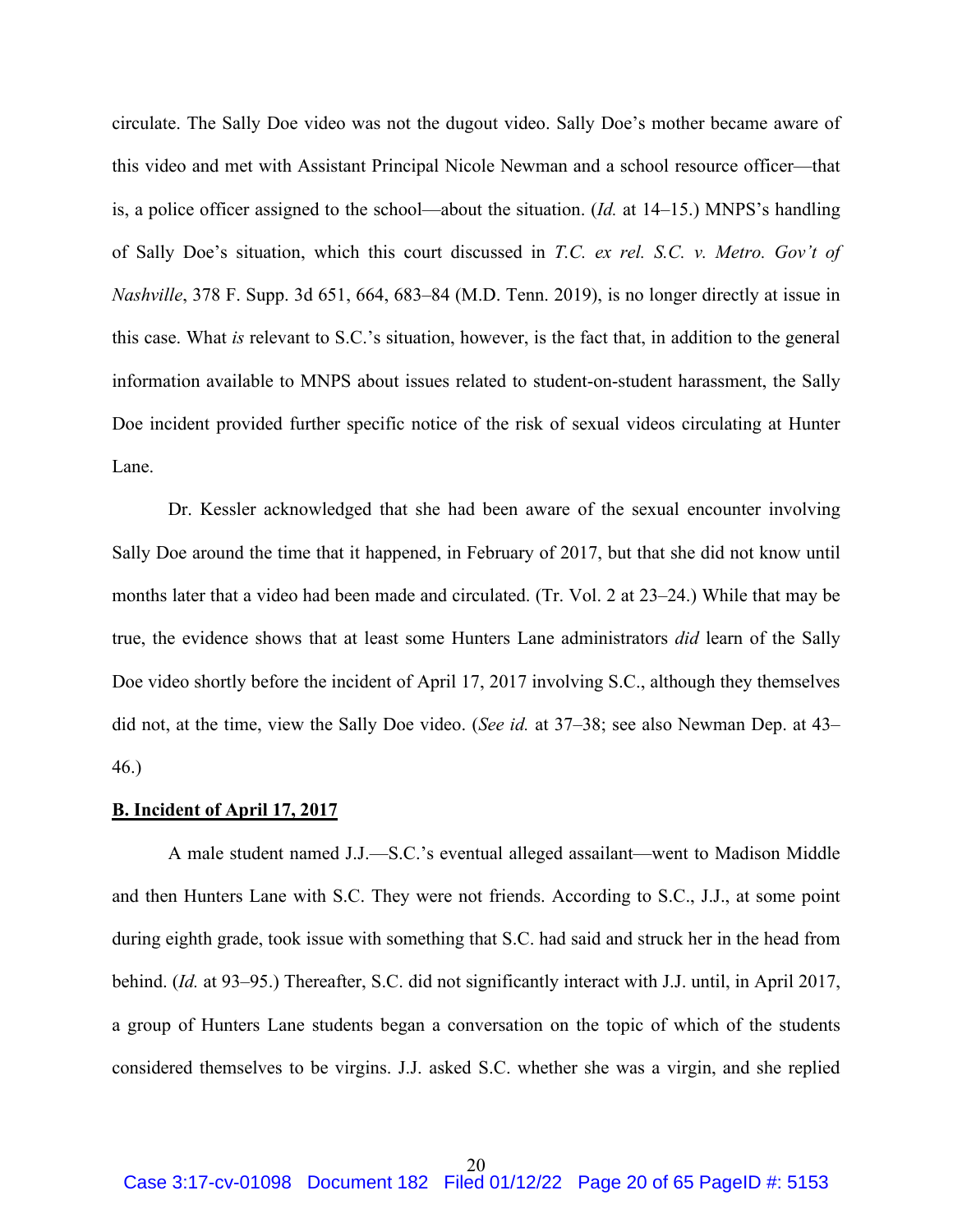circulate. The Sally Doe video was not the dugout video. Sally Doe's mother became aware of this video and met with Assistant Principal Nicole Newman and a school resource officer—that is, a police officer assigned to the school—about the situation. (*Id.* at 14–15.) MNPS's handling of Sally Doe's situation, which this court discussed in *T.C. ex rel. S.C. v. Metro. Gov't of Nashville*, 378 F. Supp. 3d 651, 664, 683–84 (M.D. Tenn. 2019), is no longer directly at issue in this case. What *is* relevant to S.C.'s situation, however, is the fact that, in addition to the general information available to MNPS about issues related to student-on-student harassment, the Sally Doe incident provided further specific notice of the risk of sexual videos circulating at Hunter Lane.

Dr. Kessler acknowledged that she had been aware of the sexual encounter involving Sally Doe around the time that it happened, in February of 2017, but that she did not know until months later that a video had been made and circulated. (Tr. Vol. 2 at 23–24.) While that may be true, the evidence shows that at least some Hunters Lane administrators *did* learn of the Sally Doe video shortly before the incident of April 17, 2017 involving S.C., although they themselves did not, at the time, view the Sally Doe video. (*See id.* at 37–38; see also Newman Dep. at 43–46.)

## B. Incident of April 17, 2017

A male student named J.J.—S.C.'s eventual alleged assailant—went to Madison Middle and then Hunters Lane with S.C. They were not friends. According to S.C., J.J., at some point during eighth grade, took issue with something that S.C. had said and struck her in the head from behind. (*Id.* at 93–95.) Thereafter, S.C. did not significantly interact with J.J. until, in April 2017, a group of Hunters Lane students began a conversation on the topic of which of the students considered themselves to be virgins. J.J. asked S.C. whether she was a virgin, and she replied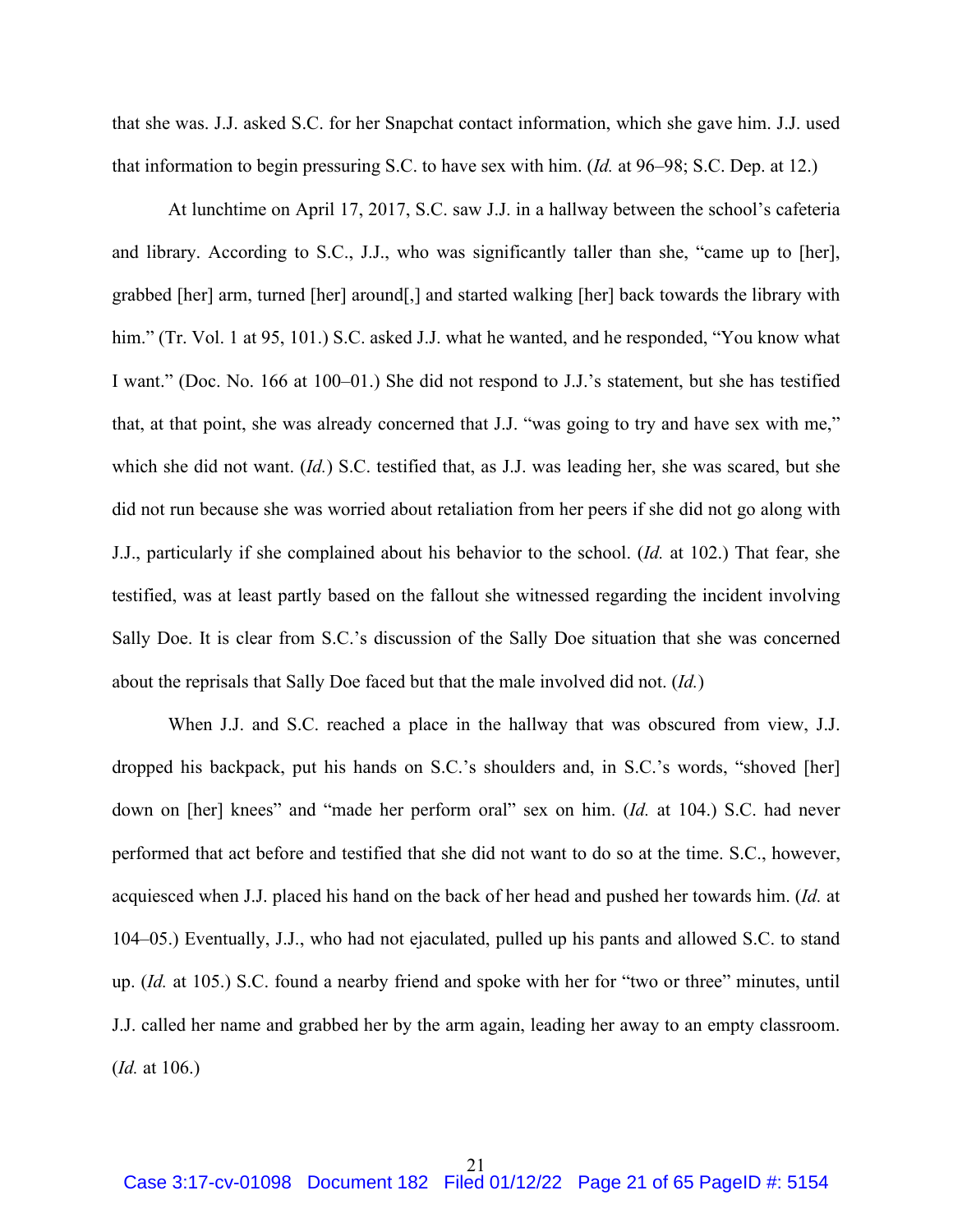that she was. J.J. asked S.C. for her Snapchat contact information, which she gave him. J.J. used that information to begin pressuring S.C. to have sex with him. (*Id.* at 96–98; S.C. Dep. at 12.)

At lunchtime on April 17, 2017, S.C. saw J.J. in a hallway between the school's cafeteria and library. According to S.C., J.J., who was significantly taller than she, "came up to [her], grabbed [her] arm, turned [her] around[,] and started walking [her] back towards the library with him." (Tr. Vol. 1 at 95, 101.) S.C. asked J.J. what he wanted, and he responded, "You know what I want." (Doc. No. 166 at 100–01.) She did not respond to J.J.'s statement, but she has testified that, at that point, she was already concerned that J.J. "was going to try and have sex with me," which she did not want. (*Id.*) S.C. testified that, as J.J. was leading her, she was scared, but she did not run because she was worried about retaliation from her peers if she did not go along with J.J., particularly if she complained about his behavior to the school. (*Id.* at 102.) That fear, she testified, was at least partly based on the fallout she witnessed regarding the incident involving Sally Doe. It is clear from S.C.'s discussion of the Sally Doe situation that she was concerned about the reprisals that Sally Doe faced but that the male involved did not. (*Id.*)

When J.J. and S.C. reached a place in the hallway that was obscured from view, J.J. dropped his backpack, put his hands on S.C.'s shoulders and, in S.C.'s words, "shoved [her] down on [her] knees" and "made her perform oral" sex on him. (*Id.* at 104.) S.C. had never performed that act before and testified that she did not want to do so at the time. S.C., however, acquiesced when J.J. placed his hand on the back of her head and pushed her towards him. (*Id.* at 104–05.) Eventually, J.J., who had not ejaculated, pulled up his pants and allowed S.C. to stand up. (*Id.* at 105.) S.C. found a nearby friend and spoke with her for "two or three" minutes, until J.J. called her name and grabbed her by the arm again, leading her away to an empty classroom. (*Id.* at 106.)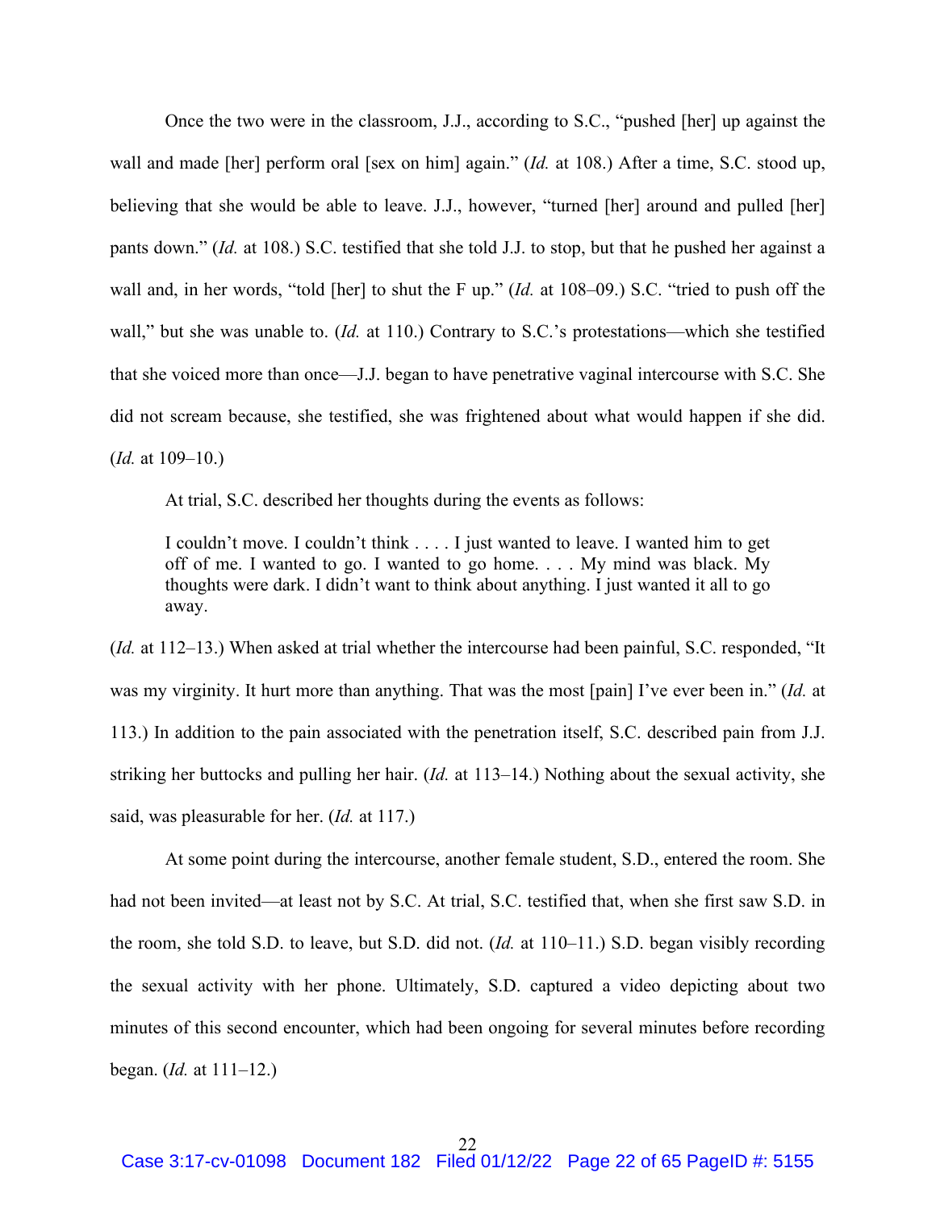Once the two were in the classroom, J.J., according to S.C., "pushed [her] up against the wall and made [her] perform oral [sex on him] again." (*Id.* at 108.) After a time, S.C. stood up, believing that she would be able to leave. J.J., however, "turned [her] around and pulled [her] pants down." (*Id.* at 108.) S.C. testified that she told J.J. to stop, but that he pushed her against a wall and, in her words, "told [her] to shut the F up." (*Id.* at 108–09.) S.C. "tried to push off the wall," but she was unable to. (*Id.* at 110.) Contrary to S.C.'s protestations—which she testified that she voiced more than once—J.J. began to have penetrative vaginal intercourse with S.C. She did not scream because, she testified, she was frightened about what would happen if she did. (*Id.* at 109–10.)

At trial, S.C. described her thoughts during the events as follows:

> I couldn't move. I couldn't think . . . . I just wanted to leave. I wanted him to get off of me. I wanted to go. I wanted to go home. . . . My mind was black. My thoughts were dark. I didn't want to think about anything. I just wanted it all to go away.

(*Id.* at 112–13.) When asked at trial whether the intercourse had been painful, S.C. responded, "It was my virginity. It hurt more than anything. That was the most [pain] I've ever been in." (*Id.* at 113.) In addition to the pain associated with the penetration itself, S.C. described pain from J.J. striking her buttocks and pulling her hair. (*Id.* at 113–14.) Nothing about the sexual activity, she said, was pleasurable for her. (*Id.* at 117.)

At some point during the intercourse, another female student, S.D., entered the room. She had not been invited—at least not by S.C. At trial, S.C. testified that, when she first saw S.D. in the room, she told S.D. to leave, but S.D. did not. (*Id.* at 110–11.) S.D. began visibly recording the sexual activity with her phone. Ultimately, S.D. captured a video depicting about two minutes of this second encounter, which had been ongoing for several minutes before recording began. (*Id.* at 111–12.)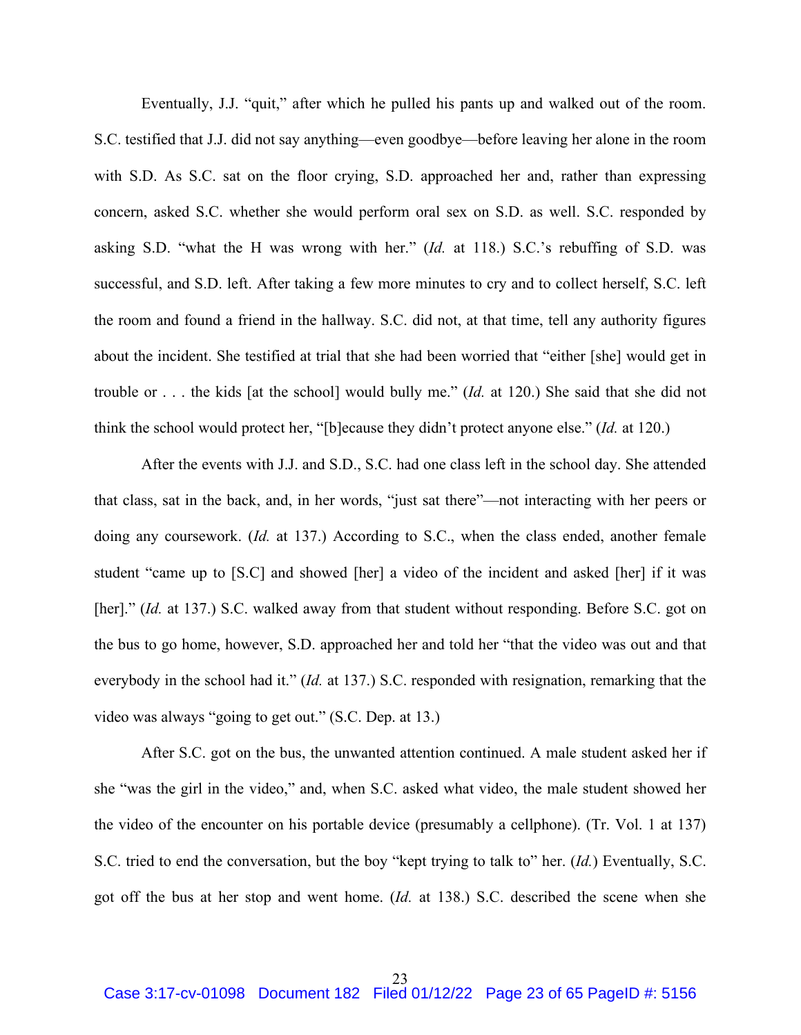Eventually, J.J. "quit," after which he pulled his pants up and walked out of the room. S.C. testified that J.J. did not say anything—even goodbye—before leaving her alone in the room with S.D. As S.C. sat on the floor crying, S.D. approached her and, rather than expressing concern, asked S.C. whether she would perform oral sex on S.D. as well. S.C. responded by asking S.D. "what the H was wrong with her." (*Id.* at 118.) S.C.'s rebuffing of S.D. was successful, and S.D. left. After taking a few more minutes to cry and to collect herself, S.C. left the room and found a friend in the hallway. S.C. did not, at that time, tell any authority figures about the incident. She testified at trial that she had been worried that "either [she] would get in trouble or . . . the kids [at the school] would bully me." (*Id.* at 120.) She said that she did not think the school would protect her, "[b]ecause they didn't protect anyone else." (*Id.* at 120.)

After the events with J.J. and S.D., S.C. had one class left in the school day. She attended that class, sat in the back, and, in her words, "just sat there"—not interacting with her peers or doing any coursework. (*Id.* at 137.) According to S.C., when the class ended, another female student "came up to [S.C] and showed [her] a video of the incident and asked [her] if it was [her]." (*Id.* at 137.) S.C. walked away from that student without responding. Before S.C. got on the bus to go home, however, S.D. approached her and told her "that the video was out and that everybody in the school had it." (*Id.* at 137.) S.C. responded with resignation, remarking that the video was always "going to get out." (S.C. Dep. at 13.)

After S.C. got on the bus, the unwanted attention continued. A male student asked her if she "was the girl in the video," and, when S.C. asked what video, the male student showed her the video of the encounter on his portable device (presumably a cellphone). (Tr. Vol. 1 at 137) S.C. tried to end the conversation, but the boy "kept trying to talk to" her. (*Id.*) Eventually, S.C. got off the bus at her stop and went home. (*Id.* at 138.) S.C. described the scene when she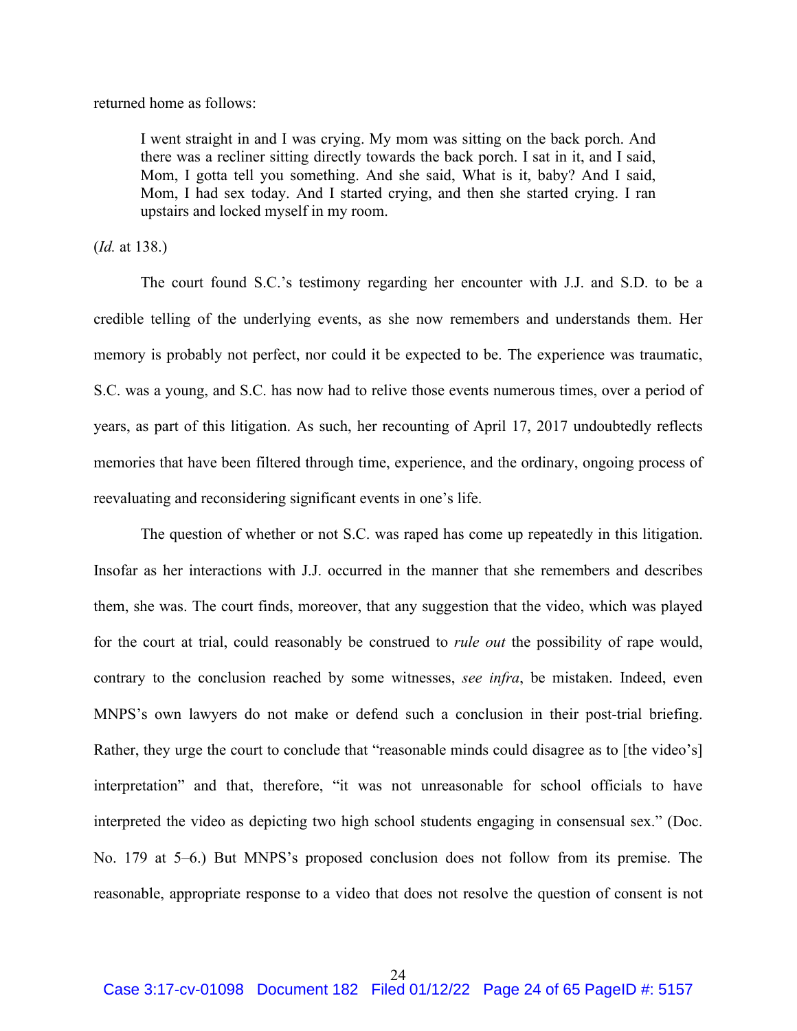returned home as follows:

> I went straight in and I was crying. My mom was sitting on the back porch. And there was a recliner sitting directly towards the back porch. I sat in it, and I said, Mom, I gotta tell you something. And she said, What is it, baby? And I said, Mom, I had sex today. And I started crying, and then she started crying. I ran upstairs and locked myself in my room.

(*Id.* at 138.)

The court found S.C.'s testimony regarding her encounter with J.J. and S.D. to be a credible telling of the underlying events, as she now remembers and understands them. Her memory is probably not perfect, nor could it be expected to be. The experience was traumatic, S.C. was a young, and S.C. has now had to relive those events numerous times, over a period of years, as part of this litigation. As such, her recounting of April 17, 2017 undoubtedly reflects memories that have been filtered through time, experience, and the ordinary, ongoing process of reevaluating and reconsidering significant events in one's life.

The question of whether or not S.C. was raped has come up repeatedly in this litigation. Insofar as her interactions with J.J. occurred in the manner that she remembers and describes them, she was. The court finds, moreover, that any suggestion that the video, which was played for the court at trial, could reasonably be construed to *rule out* the possibility of rape would, contrary to the conclusion reached by some witnesses, *see infra*, be mistaken. Indeed, even MNPS's own lawyers do not make or defend such a conclusion in their post-trial briefing. Rather, they urge the court to conclude that "reasonable minds could disagree as to [the video's] interpretation" and that, therefore, "it was not unreasonable for school officials to have interpreted the video as depicting two high school students engaging in consensual sex." (Doc. No. 179 at 5–6.) But MNPS's proposed conclusion does not follow from its premise. The reasonable, appropriate response to a video that does not resolve the question of consent is not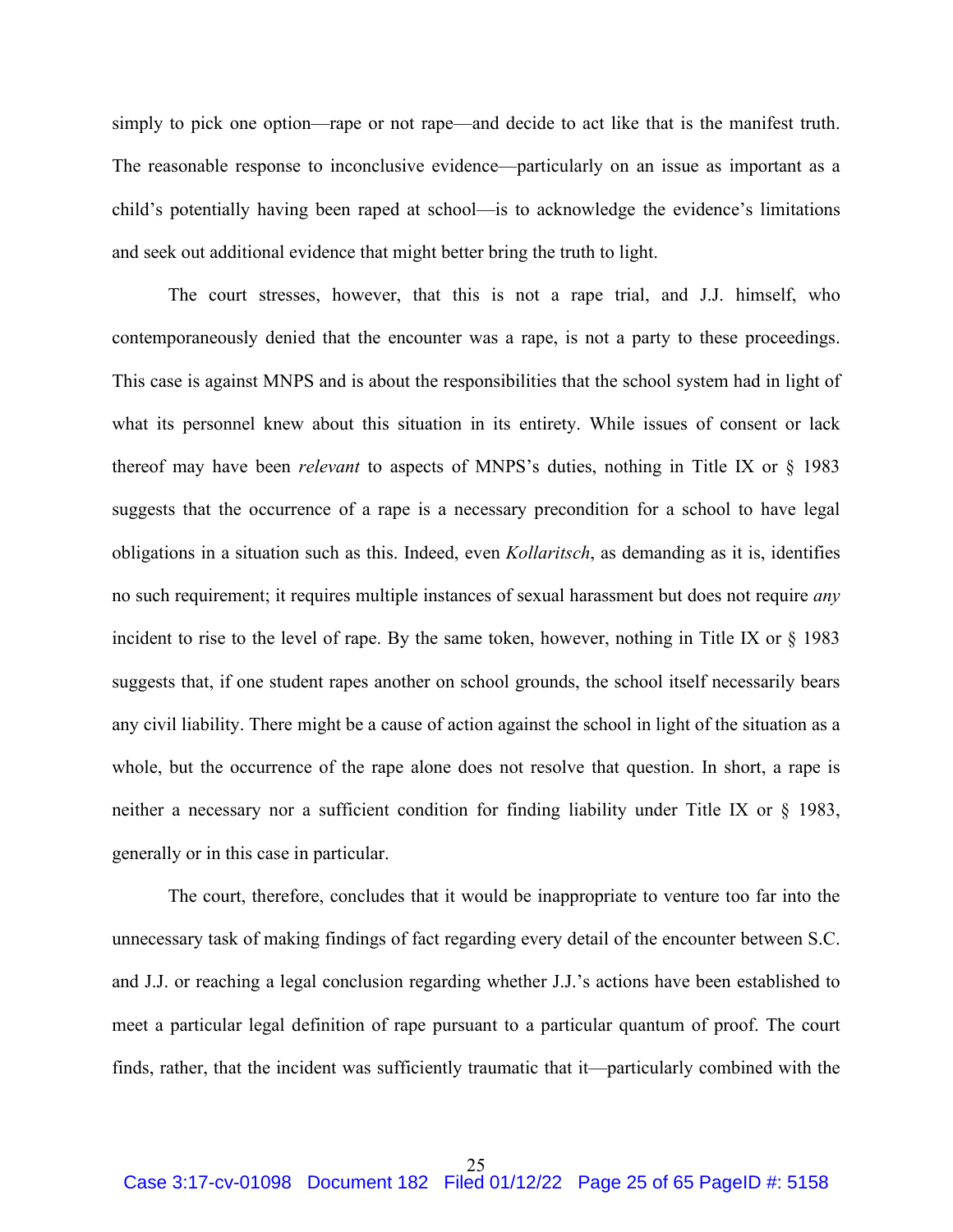simply to pick one option—rape or not rape—and decide to act like that is the manifest truth. The reasonable response to inconclusive evidence—particularly on an issue as important as a child's potentially having been raped at school—is to acknowledge the evidence's limitations and seek out additional evidence that might better bring the truth to light.

The court stresses, however, that this is not a rape trial, and J.J. himself, who contemporaneously denied that the encounter was a rape, is not a party to these proceedings. This case is against MNPS and is about the responsibilities that the school system had in light of what its personnel knew about this situation in its entirety. While issues of consent or lack thereof may have been *relevant* to aspects of MNPS's duties, nothing in Title IX or § 1983 suggests that the occurrence of a rape is a necessary precondition for a school to have legal obligations in a situation such as this. Indeed, even *Kollaritsch*, as demanding as it is, identifies no such requirement; it requires multiple instances of sexual harassment but does not require *any* incident to rise to the level of rape. By the same token, however, nothing in Title IX or § 1983 suggests that, if one student rapes another on school grounds, the school itself necessarily bears any civil liability. There might be a cause of action against the school in light of the situation as a whole, but the occurrence of the rape alone does not resolve that question. In short, a rape is neither a necessary nor a sufficient condition for finding liability under Title IX or § 1983, generally or in this case in particular.

The court, therefore, concludes that it would be inappropriate to venture too far into the unnecessary task of making findings of fact regarding every detail of the encounter between S.C. and J.J. or reaching a legal conclusion regarding whether J.J.'s actions have been established to meet a particular legal definition of rape pursuant to a particular quantum of proof. The court finds, rather, that the incident was sufficiently traumatic that it—particularly combined with the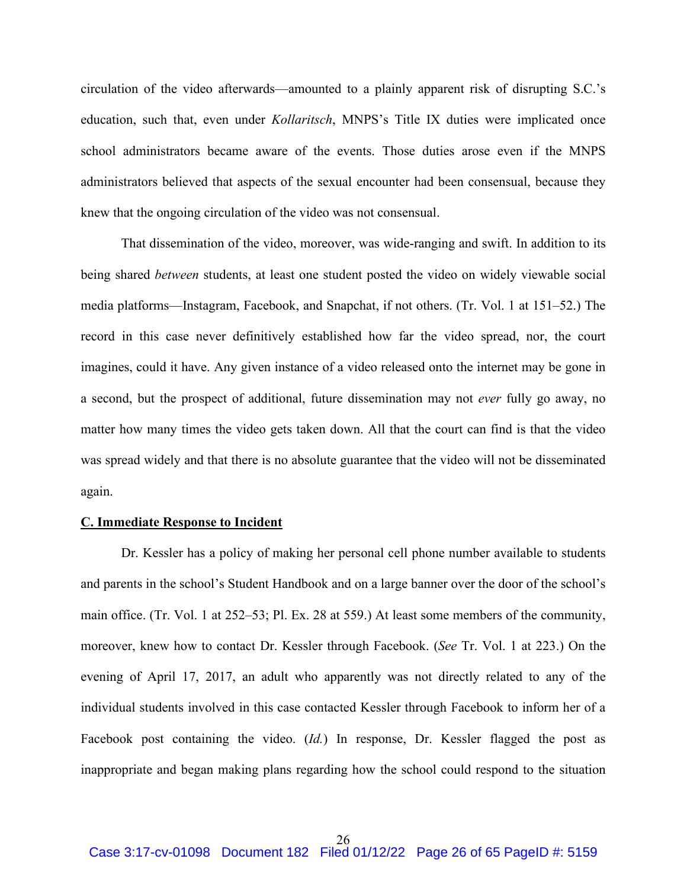circulation of the video afterwards—amounted to a plainly apparent risk of disrupting S.C.'s education, such that, even under *Kollaritsch*, MNPS's Title IX duties were implicated once school administrators became aware of the events. Those duties arose even if the MNPS administrators believed that aspects of the sexual encounter had been consensual, because they knew that the ongoing circulation of the video was not consensual.

That dissemination of the video, moreover, was wide-ranging and swift. In addition to its being shared *between* students, at least one student posted the video on widely viewable social media platforms—Instagram, Facebook, and Snapchat, if not others. (Tr. Vol. 1 at 151–52.) The record in this case never definitively established how far the video spread, nor, the court imagines, could it have. Any given instance of a video released onto the internet may be gone in a second, but the prospect of additional, future dissemination may not *ever* fully go away, no matter how many times the video gets taken down. All that the court can find is that the video was spread widely and that there is no absolute guarantee that the video will not be disseminated again.

**<u>C. Immediate Response to Incident</u>**

Dr. Kessler has a policy of making her personal cell phone number available to students and parents in the school's Student Handbook and on a large banner over the door of the school's main office. (Tr. Vol. 1 at 252–53; Pl. Ex. 28 at 559.) At least some members of the community, moreover, knew how to contact Dr. Kessler through Facebook. (*See* Tr. Vol. 1 at 223.) On the evening of April 17, 2017, an adult who apparently was not directly related to any of the individual students involved in this case contacted Kessler through Facebook to inform her of a Facebook post containing the video. (*Id.*) In response, Dr. Kessler flagged the post as inappropriate and began making plans regarding how the school could respond to the situation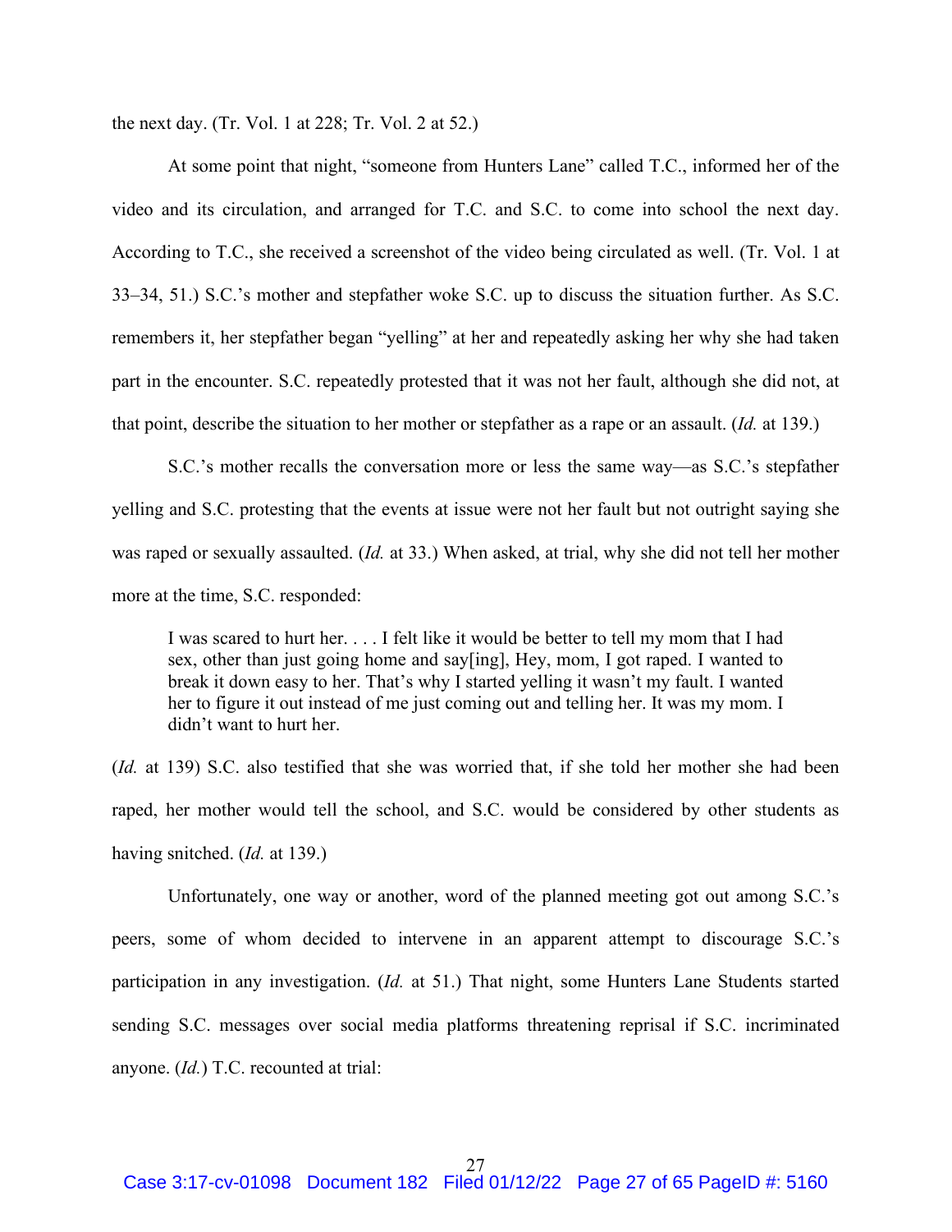the next day. (Tr. Vol. 1 at 228; Tr. Vol. 2 at 52.)

At some point that night, "someone from Hunters Lane" called T.C., informed her of the video and its circulation, and arranged for T.C. and S.C. to come into school the next day. According to T.C., she received a screenshot of the video being circulated as well. (Tr. Vol. 1 at 33–34, 51.) S.C.'s mother and stepfather woke S.C. up to discuss the situation further. As S.C. remembers it, her stepfather began "yelling" at her and repeatedly asking her why she had taken part in the encounter. S.C. repeatedly protested that it was not her fault, although she did not, at that point, describe the situation to her mother or stepfather as a rape or an assault. (*Id.* at 139.)

S.C.'s mother recalls the conversation more or less the same way—as S.C.'s stepfather yelling and S.C. protesting that the events at issue were not her fault but not outright saying she was raped or sexually assaulted. (*Id.* at 33.) When asked, at trial, why she did not tell her mother more at the time, S.C. responded:

> I was scared to hurt her. . . . I felt like it would be better to tell my mom that I had sex, other than just going home and say[ing], Hey, mom, I got raped. I wanted to break it down easy to her. That's why I started yelling it wasn't my fault. I wanted her to figure it out instead of me just coming out and telling her. It was my mom. I didn't want to hurt her.

(*Id.* at 139) S.C. also testified that she was worried that, if she told her mother she had been raped, her mother would tell the school, and S.C. would be considered by other students as having snitched. (*Id.* at 139.)

Unfortunately, one way or another, word of the planned meeting got out among S.C.'s peers, some of whom decided to intervene in an apparent attempt to discourage S.C.'s participation in any investigation. (*Id.* at 51.) That night, some Hunters Lane Students started sending S.C. messages over social media platforms threatening reprisal if S.C. incriminated anyone. (*Id.*) T.C. recounted at trial: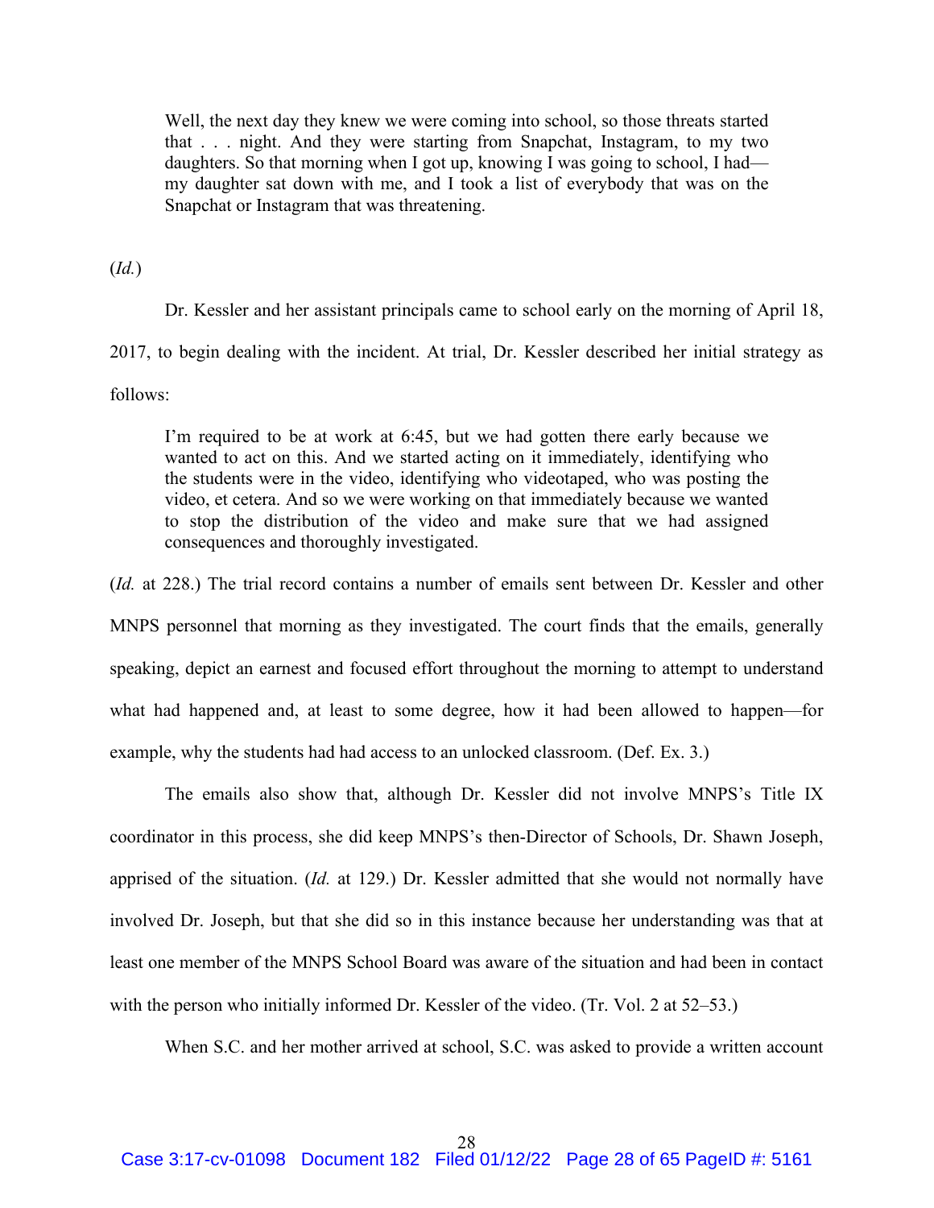> Well, the next day they knew we were coming into school, so those threats started that . . . night. And they were starting from Snapchat, Instagram, to my two daughters. So that morning when I got up, knowing I was going to school, I had—my daughter sat down with me, and I took a list of everybody that was on the Snapchat or Instagram that was threatening.

(*Id.*)

Dr. Kessler and her assistant principals came to school early on the morning of April 18, 2017, to begin dealing with the incident. At trial, Dr. Kessler described her initial strategy as follows:

> I'm required to be at work at 6:45, but we had gotten there early because we wanted to act on this. And we started acting on it immediately, identifying who the students were in the video, identifying who videotaped, who was posting the video, et cetera. And so we were working on that immediately because we wanted to stop the distribution of the video and make sure that we had assigned consequences and thoroughly investigated.

(*Id.* at 228.) The trial record contains a number of emails sent between Dr. Kessler and other MNPS personnel that morning as they investigated. The court finds that the emails, generally speaking, depict an earnest and focused effort throughout the morning to attempt to understand what had happened and, at least to some degree, how it had been allowed to happen—for example, why the students had had access to an unlocked classroom. (Def. Ex. 3.)

The emails also show that, although Dr. Kessler did not involve MNPS's Title IX coordinator in this process, she did keep MNPS's then-Director of Schools, Dr. Shawn Joseph, apprised of the situation. (*Id.* at 129.) Dr. Kessler admitted that she would not normally have involved Dr. Joseph, but that she did so in this instance because her understanding was that at least one member of the MNPS School Board was aware of the situation and had been in contact with the person who initially informed Dr. Kessler of the video. (Tr. Vol. 2 at 52–53.)

When S.C. and her mother arrived at school, S.C. was asked to provide a written account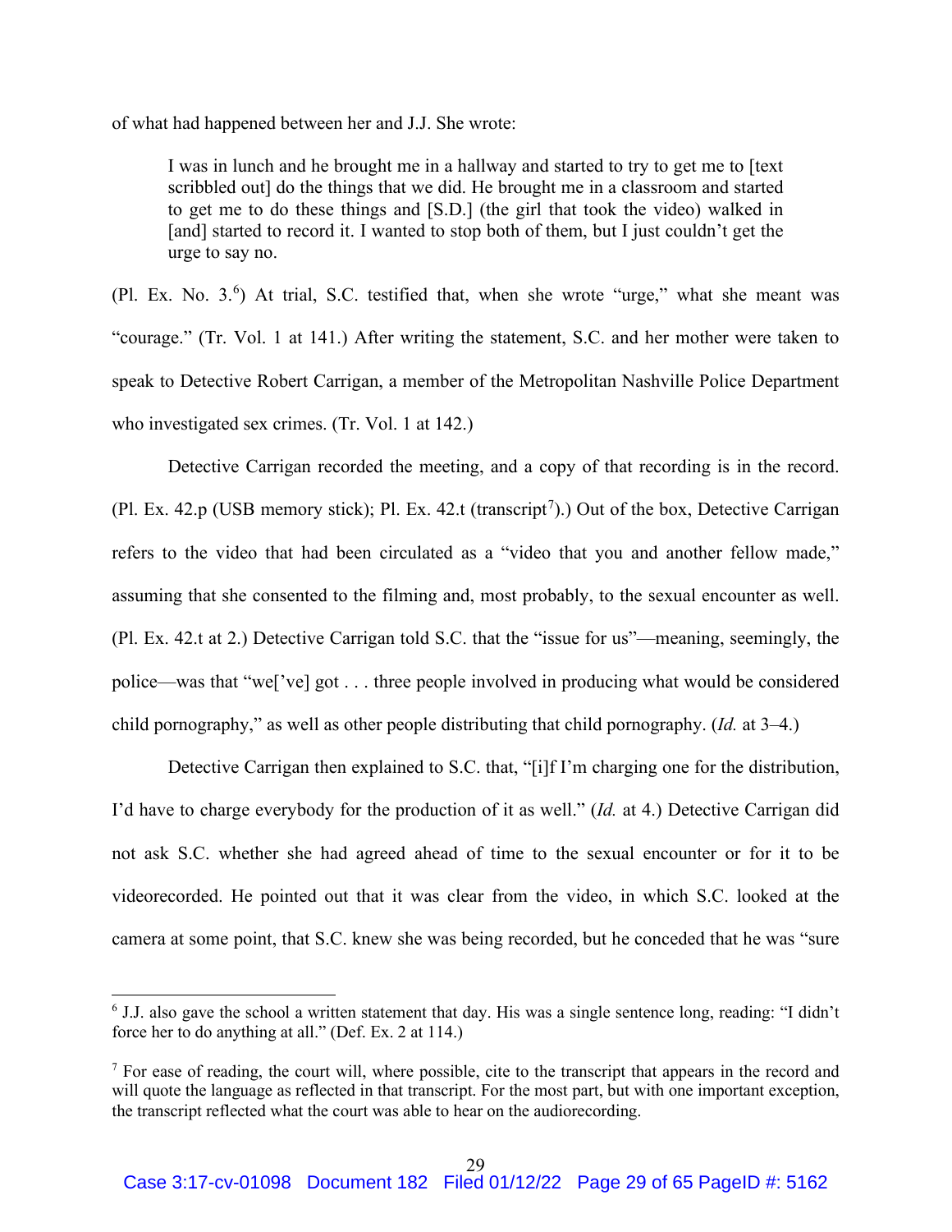of what had happened between her and J.J. She wrote:

> I was in lunch and he brought me in a hallway and started to try to get me to [text scribbled out] do the things that we did. He brought me in a classroom and started to get me to do these things and [S.D.] (the girl that took the video) walked in [and] started to record it. I wanted to stop both of them, but I just couldn't get the urge to say no.

(Pl. Ex. No. 3.[6]) At trial, S.C. testified that, when she wrote "urge," what she meant was "courage." (Tr. Vol. 1 at 141.) After writing the statement, S.C. and her mother were taken to speak to Detective Robert Carrigan, a member of the Metropolitan Nashville Police Department who investigated sex crimes. (Tr. Vol. 1 at 142.)

Detective Carrigan recorded the meeting, and a copy of that recording is in the record. (Pl. Ex. 42.p (USB memory stick); Pl. Ex. 42.t (transcript[7]).) Out of the box, Detective Carrigan refers to the video that had been circulated as a "video that you and another fellow made," assuming that she consented to the filming and, most probably, to the sexual encounter as well. (Pl. Ex. 42.t at 2.) Detective Carrigan told S.C. that the "issue for us"—meaning, seemingly, the police—was that "we['ve] got . . . three people involved in producing what would be considered child pornography," as well as other people distributing that child pornography. (*Id.* at 3–4.)

Detective Carrigan then explained to S.C. that, "[i]f I'm charging one for the distribution, I'd have to charge everybody for the production of it as well." (*Id.* at 4.) Detective Carrigan did not ask S.C. whether she had agreed ahead of time to the sexual encounter or for it to be videorecorded. He pointed out that it was clear from the video, in which S.C. looked at the camera at some point, that S.C. knew she was being recorded, but he conceded that he was "sure

---

[6] J.J. also gave the school a written statement that day. His was a single sentence long, reading: "I didn't force her to do anything at all." (Def. Ex. 2 at 114.)

[7] For ease of reading, the court will, where possible, cite to the transcript that appears in the record and will quote the language as reflected in that transcript. For the most part, but with one important exception, the transcript reflected what the court was able to hear on the audiorecording.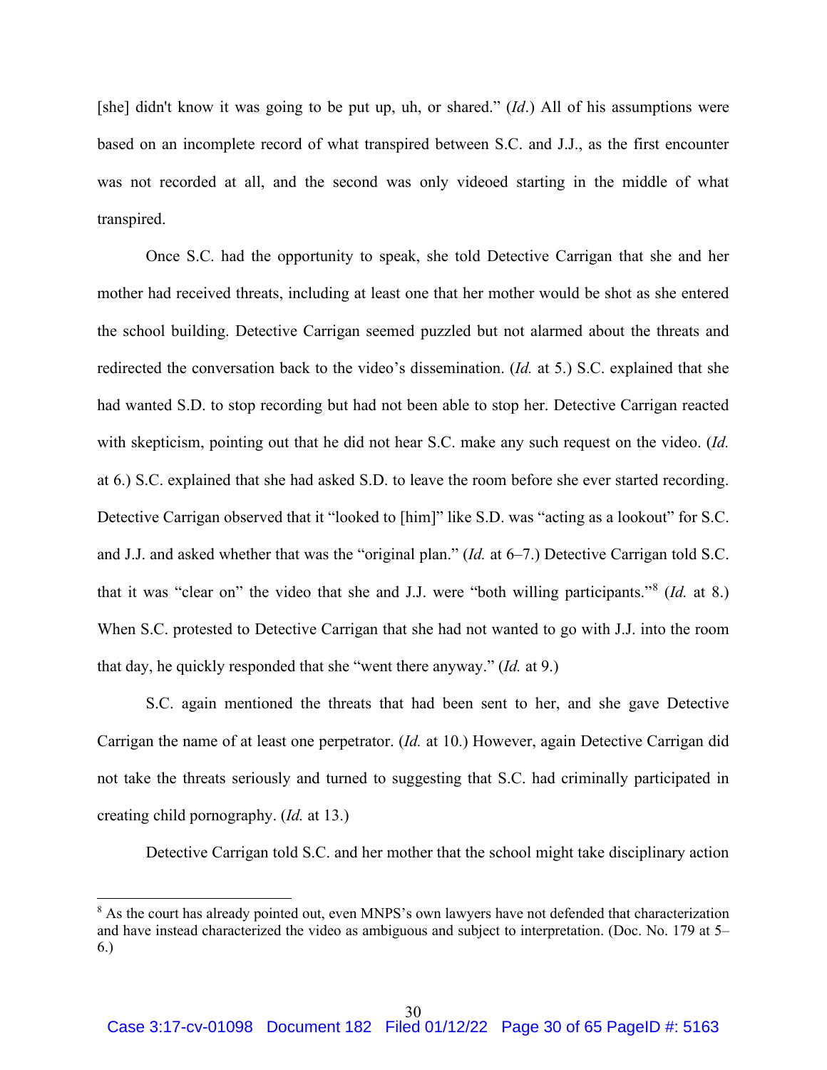[she] didn't know it was going to be put up, uh, or shared." (*Id*.) All of his assumptions were based on an incomplete record of what transpired between S.C. and J.J., as the first encounter was not recorded at all, and the second was only videoed starting in the middle of what transpired.

Once S.C. had the opportunity to speak, she told Detective Carrigan that she and her mother had received threats, including at least one that her mother would be shot as she entered the school building. Detective Carrigan seemed puzzled but not alarmed about the threats and redirected the conversation back to the video's dissemination. (*Id.* at 5.) S.C. explained that she had wanted S.D. to stop recording but had not been able to stop her. Detective Carrigan reacted with skepticism, pointing out that he did not hear S.C. make any such request on the video. (*Id.* at 6.) S.C. explained that she had asked S.D. to leave the room before she ever started recording. Detective Carrigan observed that it "looked to [him]" like S.D. was "acting as a lookout" for S.C. and J.J. and asked whether that was the "original plan." (*Id.* at 6–7.) Detective Carrigan told S.C. that it was "clear on" the video that she and J.J. were "both willing participants."[8] (*Id.* at 8.) When S.C. protested to Detective Carrigan that she had not wanted to go with J.J. into the room that day, he quickly responded that she "went there anyway." (*Id.* at 9.)

S.C. again mentioned the threats that had been sent to her, and she gave Detective Carrigan the name of at least one perpetrator. (*Id.* at 10.) However, again Detective Carrigan did not take the threats seriously and turned to suggesting that S.C. had criminally participated in creating child pornography. (*Id.* at 13.)

Detective Carrigan told S.C. and her mother that the school might take disciplinary action

[8] As the court has already pointed out, even MNPS's own lawyers have not defended that characterization and have instead characterized the video as ambiguous and subject to interpretation. (Doc. No. 179 at 5–6.)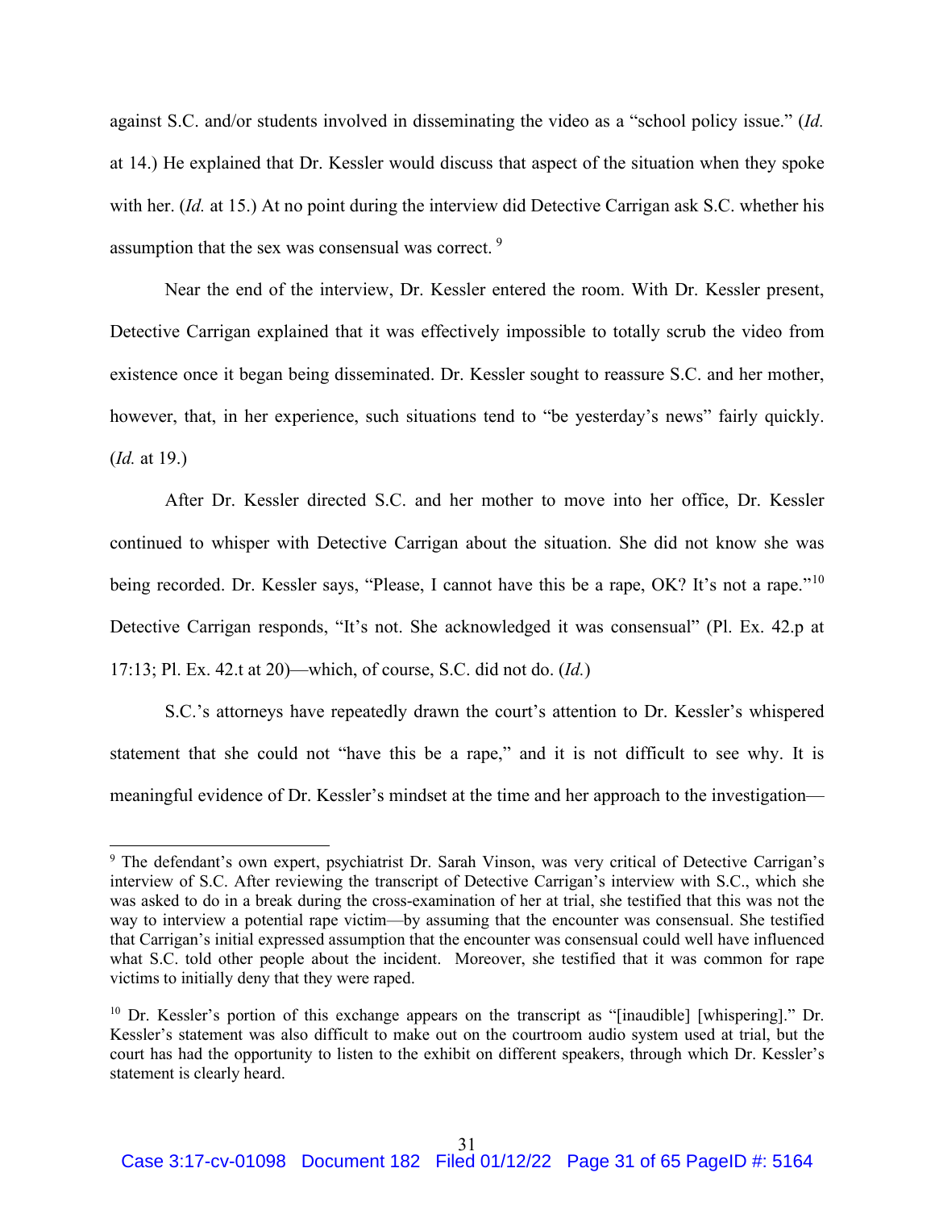against S.C. and/or students involved in disseminating the video as a "school policy issue." (*Id.* at 14.) He explained that Dr. Kessler would discuss that aspect of the situation when they spoke with her. (*Id.* at 15.) At no point during the interview did Detective Carrigan ask S.C. whether his assumption that the sex was consensual was correct. [9]

Near the end of the interview, Dr. Kessler entered the room. With Dr. Kessler present, Detective Carrigan explained that it was effectively impossible to totally scrub the video from existence once it began being disseminated. Dr. Kessler sought to reassure S.C. and her mother, however, that, in her experience, such situations tend to "be yesterday's news" fairly quickly. (*Id.* at 19.)

After Dr. Kessler directed S.C. and her mother to move into her office, Dr. Kessler continued to whisper with Detective Carrigan about the situation. She did not know she was being recorded. Dr. Kessler says, "Please, I cannot have this be a rape, OK? It's not a rape."[10] Detective Carrigan responds, "It's not. She acknowledged it was consensual" (Pl. Ex. 42.p at 17:13; Pl. Ex. 42.t at 20)—which, of course, S.C. did not do. (*Id.*)

S.C.'s attorneys have repeatedly drawn the court's attention to Dr. Kessler's whispered statement that she could not "have this be a rape," and it is not difficult to see why. It is meaningful evidence of Dr. Kessler's mindset at the time and her approach to the investigation—

[9] The defendant's own expert, psychiatrist Dr. Sarah Vinson, was very critical of Detective Carrigan's interview of S.C. After reviewing the transcript of Detective Carrigan's interview with S.C., which she was asked to do in a break during the cross-examination of her at trial, she testified that this was not the way to interview a potential rape victim—by assuming that the encounter was consensual. She testified that Carrigan's initial expressed assumption that the encounter was consensual could well have influenced what S.C. told other people about the incident. Moreover, she testified that it was common for rape victims to initially deny that they were raped.

[10] Dr. Kessler's portion of this exchange appears on the transcript as "[inaudible] [whispering]." Dr. Kessler's statement was also difficult to make out on the courtroom audio system used at trial, but the court has had the opportunity to listen to the exhibit on different speakers, through which Dr. Kessler's statement is clearly heard.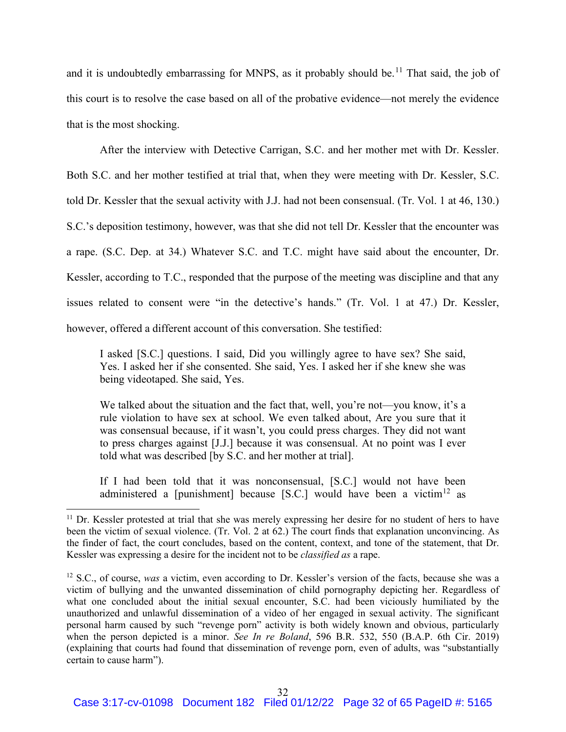and it is undoubtedly embarrassing for MNPS, as it probably should be.[11] That said, the job of this court is to resolve the case based on all of the probative evidence—not merely the evidence that is the most shocking.

After the interview with Detective Carrigan, S.C. and her mother met with Dr. Kessler. Both S.C. and her mother testified at trial that, when they were meeting with Dr. Kessler, S.C. told Dr. Kessler that the sexual activity with J.J. had not been consensual. (Tr. Vol. 1 at 46, 130.) S.C.'s deposition testimony, however, was that she did not tell Dr. Kessler that the encounter was a rape. (S.C. Dep. at 34.) Whatever S.C. and T.C. might have said about the encounter, Dr. Kessler, according to T.C., responded that the purpose of the meeting was discipline and that any issues related to consent were "in the detective's hands." (Tr. Vol. 1 at 47.) Dr. Kessler, however, offered a different account of this conversation. She testified:

> I asked [S.C.] questions. I said, Did you willingly agree to have sex? She said, Yes. I asked her if she consented. She said, Yes. I asked her if she knew she was being videotaped. She said, Yes.
>
> We talked about the situation and the fact that, well, you're not—you know, it's a rule violation to have sex at school. We even talked about, Are you sure that it was consensual because, if it wasn't, you could press charges. They did not want to press charges against [J.J.] because it was consensual. At no point was I ever told what was described [by S.C. and her mother at trial].
>
> If I had been told that it was nonconsensual, [S.C.] would not have been administered a [punishment] because [S.C.] would have been a victim[12] as

---

[11] Dr. Kessler protested at trial that she was merely expressing her desire for no student of hers to have been the victim of sexual violence. (Tr. Vol. 2 at 62.) The court finds that explanation unconvincing. As the finder of fact, the court concludes, based on the content, context, and tone of the statement, that Dr. Kessler was expressing a desire for the incident not to be *classified as* a rape.

[12] S.C., of course, *was* a victim, even according to Dr. Kessler's version of the facts, because she was a victim of bullying and the unwanted dissemination of child pornography depicting her. Regardless of what one concluded about the initial sexual encounter, S.C. had been viciously humiliated by the unauthorized and unlawful dissemination of a video of her engaged in sexual activity. The significant personal harm caused by such "revenge porn" activity is both widely known and obvious, particularly when the person depicted is a minor. *See In re Boland*, 596 B.R. 532, 550 (B.A.P. 6th Cir. 2019) (explaining that courts had found that dissemination of revenge porn, even of adults, was "substantially certain to cause harm").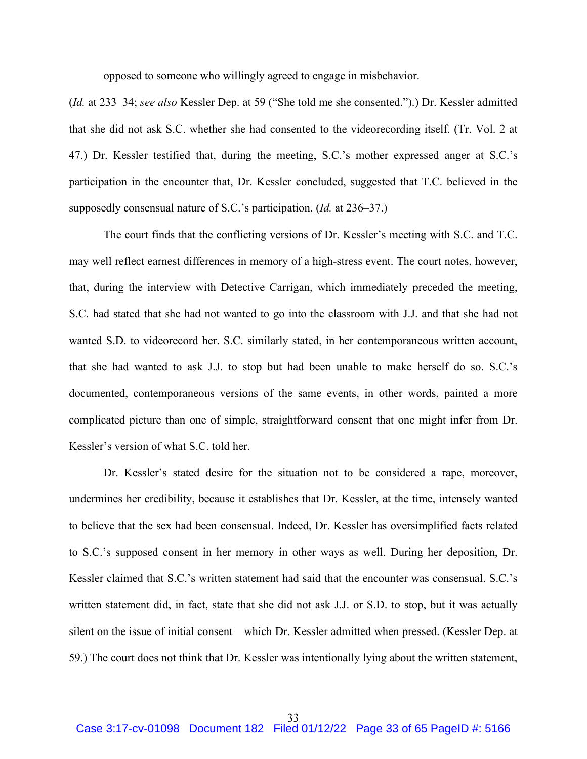opposed to someone who willingly agreed to engage in misbehavior.

(*Id.* at 233–34; *see also* Kessler Dep. at 59 ("She told me she consented.").) Dr. Kessler admitted that she did not ask S.C. whether she had consented to the videorecording itself. (Tr. Vol. 2 at 47.) Dr. Kessler testified that, during the meeting, S.C.'s mother expressed anger at S.C.'s participation in the encounter that, Dr. Kessler concluded, suggested that T.C. believed in the supposedly consensual nature of S.C.'s participation. (*Id.* at 236–37.)

The court finds that the conflicting versions of Dr. Kessler's meeting with S.C. and T.C. may well reflect earnest differences in memory of a high-stress event. The court notes, however, that, during the interview with Detective Carrigan, which immediately preceded the meeting, S.C. had stated that she had not wanted to go into the classroom with J.J. and that she had not wanted S.D. to videorecord her. S.C. similarly stated, in her contemporaneous written account, that she had wanted to ask J.J. to stop but had been unable to make herself do so. S.C.'s documented, contemporaneous versions of the same events, in other words, painted a more complicated picture than one of simple, straightforward consent that one might infer from Dr. Kessler's version of what S.C. told her.

Dr. Kessler's stated desire for the situation not to be considered a rape, moreover, undermines her credibility, because it establishes that Dr. Kessler, at the time, intensely wanted to believe that the sex had been consensual. Indeed, Dr. Kessler has oversimplified facts related to S.C.'s supposed consent in her memory in other ways as well. During her deposition, Dr. Kessler claimed that S.C.'s written statement had said that the encounter was consensual. S.C.'s written statement did, in fact, state that she did not ask J.J. or S.D. to stop, but it was actually silent on the issue of initial consent—which Dr. Kessler admitted when pressed. (Kessler Dep. at 59.) The court does not think that Dr. Kessler was intentionally lying about the written statement,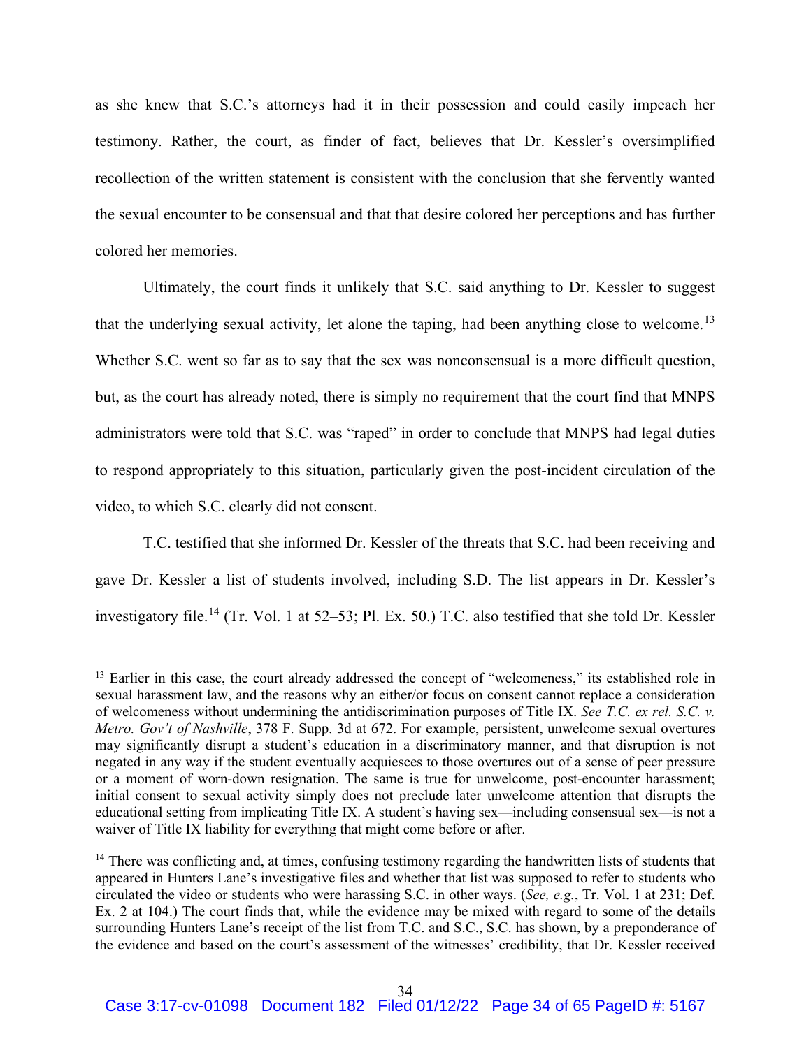as she knew that S.C.'s attorneys had it in their possession and could easily impeach her testimony. Rather, the court, as finder of fact, believes that Dr. Kessler's oversimplified recollection of the written statement is consistent with the conclusion that she fervently wanted the sexual encounter to be consensual and that that desire colored her perceptions and has further colored her memories.

Ultimately, the court finds it unlikely that S.C. said anything to Dr. Kessler to suggest that the underlying sexual activity, let alone the taping, had been anything close to welcome.[13] Whether S.C. went so far as to say that the sex was nonconsensual is a more difficult question, but, as the court has already noted, there is simply no requirement that the court find that MNPS administrators were told that S.C. was "raped" in order to conclude that MNPS had legal duties to respond appropriately to this situation, particularly given the post-incident circulation of the video, to which S.C. clearly did not consent.

T.C. testified that she informed Dr. Kessler of the threats that S.C. had been receiving and gave Dr. Kessler a list of students involved, including S.D. The list appears in Dr. Kessler's investigatory file.[14] (Tr. Vol. 1 at 52–53; Pl. Ex. 50.) T.C. also testified that she told Dr. Kessler

---

[13] Earlier in this case, the court already addressed the concept of "welcomeness," its established role in sexual harassment law, and the reasons why an either/or focus on consent cannot replace a consideration of welcomeness without undermining the antidiscrimination purposes of Title IX. *See T.C. ex rel. S.C. v. Metro. Gov't of Nashville*, 378 F. Supp. 3d at 672. For example, persistent, unwelcome sexual overtures may significantly disrupt a student's education in a discriminatory manner, and that disruption is not negated in any way if the student eventually acquiesces to those overtures out of a sense of peer pressure or a moment of worn-down resignation. The same is true for unwelcome, post-encounter harassment; initial consent to sexual activity simply does not preclude later unwelcome attention that disrupts the educational setting from implicating Title IX. A student's having sex—including consensual sex—is not a waiver of Title IX liability for everything that might come before or after.

[14] There was conflicting and, at times, confusing testimony regarding the handwritten lists of students that appeared in Hunters Lane's investigative files and whether that list was supposed to refer to students who circulated the video or students who were harassing S.C. in other ways. (*See, e.g.*, Tr. Vol. 1 at 231; Def. Ex. 2 at 104.) The court finds that, while the evidence may be mixed with regard to some of the details surrounding Hunters Lane's receipt of the list from T.C. and S.C., S.C. has shown, by a preponderance of the evidence and based on the court's assessment of the witnesses' credibility, that Dr. Kessler received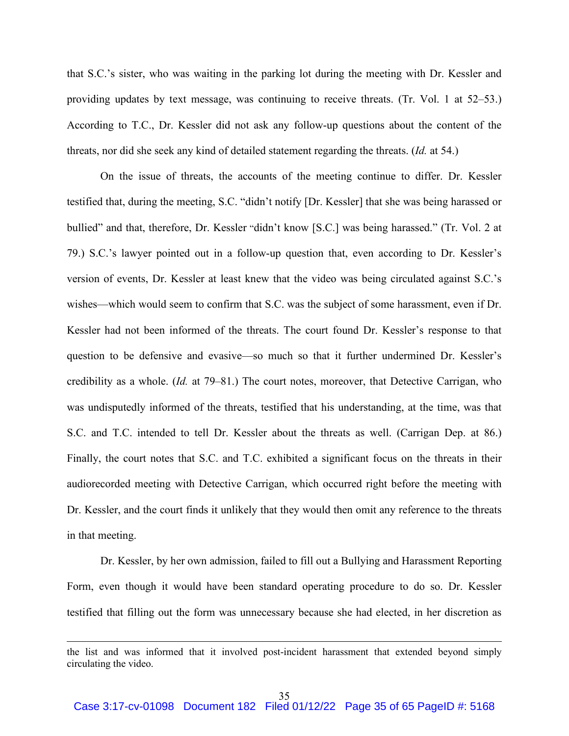that S.C.'s sister, who was waiting in the parking lot during the meeting with Dr. Kessler and providing updates by text message, was continuing to receive threats. (Tr. Vol. 1 at 52–53.) According to T.C., Dr. Kessler did not ask any follow-up questions about the content of the threats, nor did she seek any kind of detailed statement regarding the threats. (*Id.* at 54.)

On the issue of threats, the accounts of the meeting continue to differ. Dr. Kessler testified that, during the meeting, S.C. "didn't notify [Dr. Kessler] that she was being harassed or bullied" and that, therefore, Dr. Kessler "didn't know [S.C.] was being harassed." (Tr. Vol. 2 at 79.) S.C.'s lawyer pointed out in a follow-up question that, even according to Dr. Kessler's version of events, Dr. Kessler at least knew that the video was being circulated against S.C.'s wishes—which would seem to confirm that S.C. was the subject of some harassment, even if Dr. Kessler had not been informed of the threats. The court found Dr. Kessler's response to that question to be defensive and evasive—so much so that it further undermined Dr. Kessler's credibility as a whole. (*Id.* at 79–81.) The court notes, moreover, that Detective Carrigan, who was undisputedly informed of the threats, testified that his understanding, at the time, was that S.C. and T.C. intended to tell Dr. Kessler about the threats as well. (Carrigan Dep. at 86.) Finally, the court notes that S.C. and T.C. exhibited a significant focus on the threats in their audiorecorded meeting with Detective Carrigan, which occurred right before the meeting with Dr. Kessler, and the court finds it unlikely that they would then omit any reference to the threats in that meeting.

Dr. Kessler, by her own admission, failed to fill out a Bullying and Harassment Reporting Form, even though it would have been standard operating procedure to do so. Dr. Kessler testified that filling out the form was unnecessary because she had elected, in her discretion as

---

the list and was informed that it involved post-incident harassment that extended beyond simply circulating the video.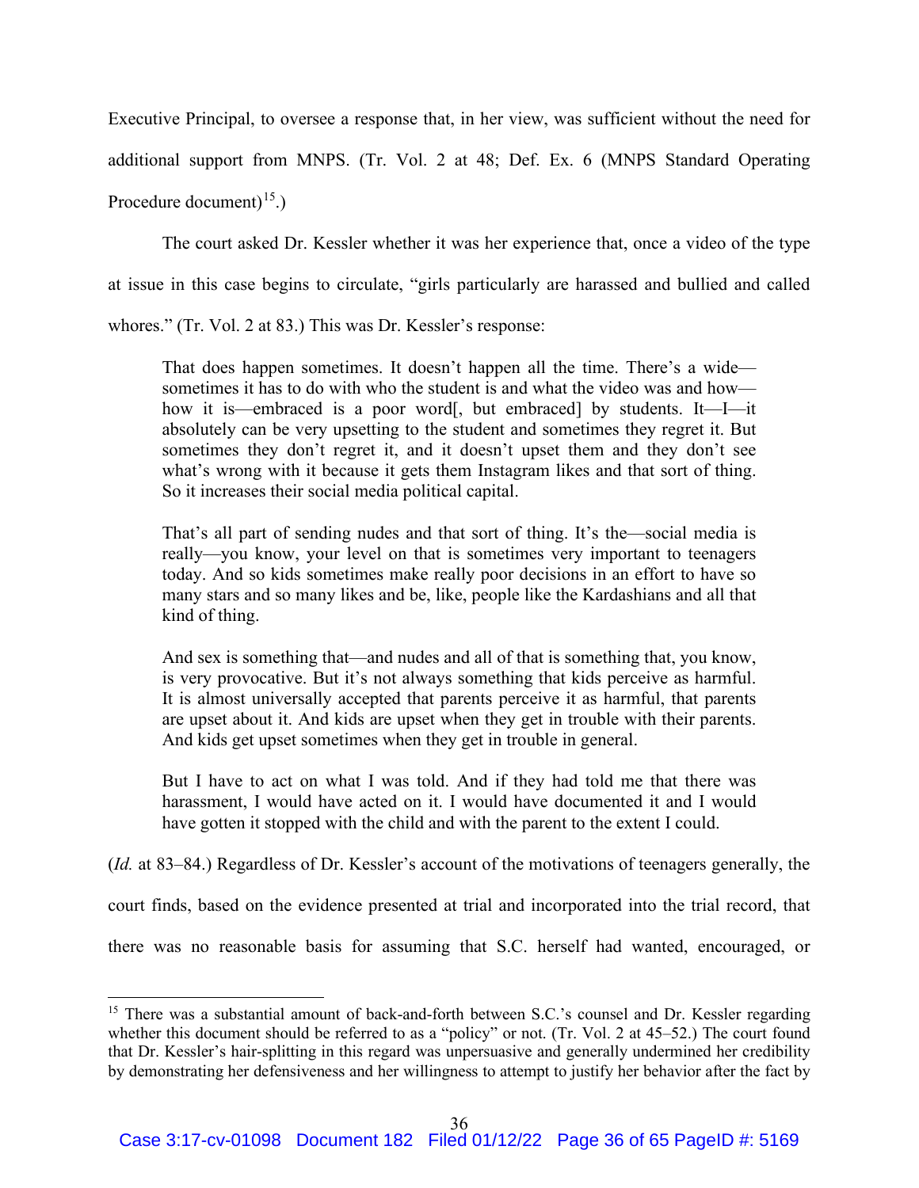Executive Principal, to oversee a response that, in her view, was sufficient without the need for additional support from MNPS. (Tr. Vol. 2 at 48; Def. Ex. 6 (MNPS Standard Operating Procedure document)[15].)

The court asked Dr. Kessler whether it was her experience that, once a video of the type at issue in this case begins to circulate, "girls particularly are harassed and bullied and called whores." (Tr. Vol. 2 at 83.) This was Dr. Kessler's response:

> That does happen sometimes. It doesn't happen all the time. There's a wide—sometimes it has to do with who the student is and what the video was and how—how it is—embraced is a poor word[, but embraced] by students. It—I—it absolutely can be very upsetting to the student and sometimes they regret it. But sometimes they don't regret it, and it doesn't upset them and they don't see what's wrong with it because it gets them Instagram likes and that sort of thing. So it increases their social media political capital.
>
> That's all part of sending nudes and that sort of thing. It's the—social media is really—you know, your level on that is sometimes very important to teenagers today. And so kids sometimes make really poor decisions in an effort to have so many stars and so many likes and be, like, people like the Kardashians and all that kind of thing.
>
> And sex is something that—and nudes and all of that is something that, you know, is very provocative. But it's not always something that kids perceive as harmful. It is almost universally accepted that parents perceive it as harmful, that parents are upset about it. And kids are upset when they get in trouble with their parents. And kids get upset sometimes when they get in trouble in general.
>
> But I have to act on what I was told. And if they had told me that there was harassment, I would have acted on it. I would have documented it and I would have gotten it stopped with the child and with the parent to the extent I could.

(*Id.* at 83–84.) Regardless of Dr. Kessler's account of the motivations of teenagers generally, the court finds, based on the evidence presented at trial and incorporated into the trial record, that there was no reasonable basis for assuming that S.C. herself had wanted, encouraged, or

---

[15] There was a substantial amount of back-and-forth between S.C.'s counsel and Dr. Kessler regarding whether this document should be referred to as a "policy" or not. (Tr. Vol. 2 at 45–52.) The court found that Dr. Kessler's hair-splitting in this regard was unpersuasive and generally undermined her credibility by demonstrating her defensiveness and her willingness to attempt to justify her behavior after the fact by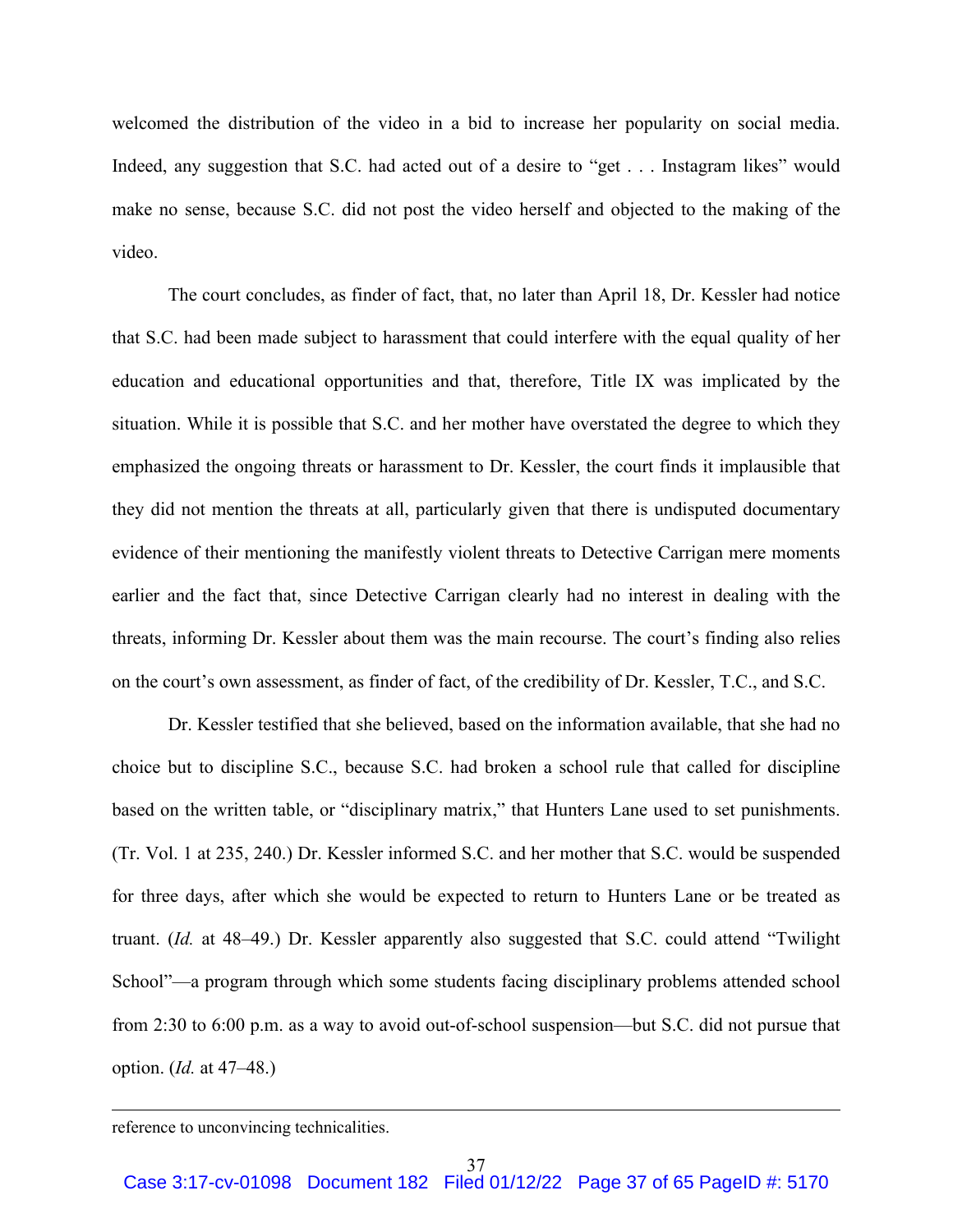welcomed the distribution of the video in a bid to increase her popularity on social media. Indeed, any suggestion that S.C. had acted out of a desire to "get . . . Instagram likes" would make no sense, because S.C. did not post the video herself and objected to the making of the video.

The court concludes, as finder of fact, that, no later than April 18, Dr. Kessler had notice that S.C. had been made subject to harassment that could interfere with the equal quality of her education and educational opportunities and that, therefore, Title IX was implicated by the situation. While it is possible that S.C. and her mother have overstated the degree to which they emphasized the ongoing threats or harassment to Dr. Kessler, the court finds it implausible that they did not mention the threats at all, particularly given that there is undisputed documentary evidence of their mentioning the manifestly violent threats to Detective Carrigan mere moments earlier and the fact that, since Detective Carrigan clearly had no interest in dealing with the threats, informing Dr. Kessler about them was the main recourse. The court's finding also relies on the court's own assessment, as finder of fact, of the credibility of Dr. Kessler, T.C., and S.C.

Dr. Kessler testified that she believed, based on the information available, that she had no choice but to discipline S.C., because S.C. had broken a school rule that called for discipline based on the written table, or "disciplinary matrix," that Hunters Lane used to set punishments. (Tr. Vol. 1 at 235, 240.) Dr. Kessler informed S.C. and her mother that S.C. would be suspended for three days, after which she would be expected to return to Hunters Lane or be treated as truant. (*Id.* at 48–49.) Dr. Kessler apparently also suggested that S.C. could attend "Twilight School"—a program through which some students facing disciplinary problems attended school from 2:30 to 6:00 p.m. as a way to avoid out-of-school suspension—but S.C. did not pursue that option. (*Id.* at 47–48.)

---

reference to unconvincing technicalities.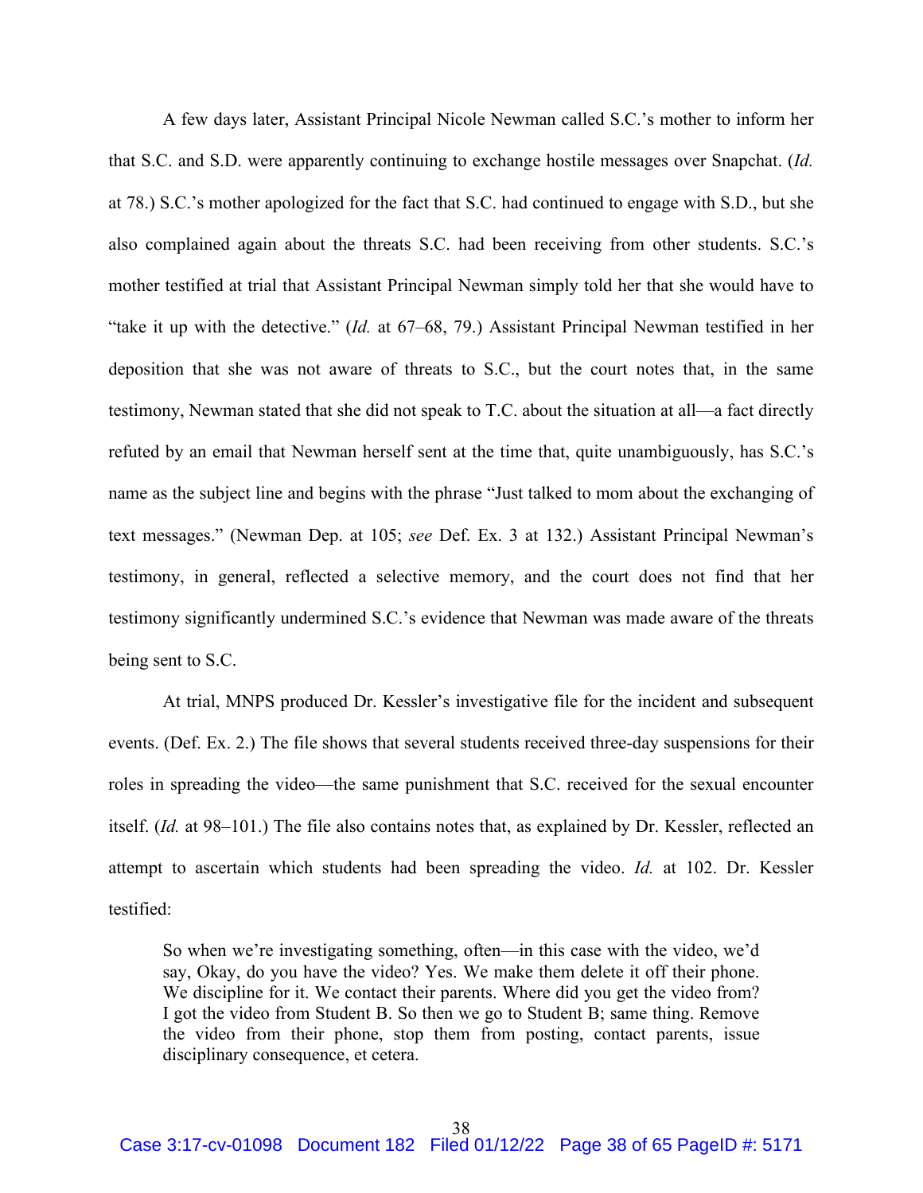A few days later, Assistant Principal Nicole Newman called S.C.'s mother to inform her that S.C. and S.D. were apparently continuing to exchange hostile messages over Snapchat. (*Id.* at 78.) S.C.'s mother apologized for the fact that S.C. had continued to engage with S.D., but she also complained again about the threats S.C. had been receiving from other students. S.C.'s mother testified at trial that Assistant Principal Newman simply told her that she would have to "take it up with the detective." (*Id.* at 67–68, 79.) Assistant Principal Newman testified in her deposition that she was not aware of threats to S.C., but the court notes that, in the same testimony, Newman stated that she did not speak to T.C. about the situation at all—a fact directly refuted by an email that Newman herself sent at the time that, quite unambiguously, has S.C.'s name as the subject line and begins with the phrase "Just talked to mom about the exchanging of text messages." (Newman Dep. at 105; *see* Def. Ex. 3 at 132.) Assistant Principal Newman's testimony, in general, reflected a selective memory, and the court does not find that her testimony significantly undermined S.C.'s evidence that Newman was made aware of the threats being sent to S.C.

At trial, MNPS produced Dr. Kessler's investigative file for the incident and subsequent events. (Def. Ex. 2.) The file shows that several students received three-day suspensions for their roles in spreading the video—the same punishment that S.C. received for the sexual encounter itself. (*Id.* at 98–101.) The file also contains notes that, as explained by Dr. Kessler, reflected an attempt to ascertain which students had been spreading the video. *Id.* at 102. Dr. Kessler testified:

> So when we're investigating something, often—in this case with the video, we'd say, Okay, do you have the video? Yes. We make them delete it off their phone. We discipline for it. We contact their parents. Where did you get the video from? I got the video from Student B. So then we go to Student B; same thing. Remove the video from their phone, stop them from posting, contact parents, issue disciplinary consequence, et cetera.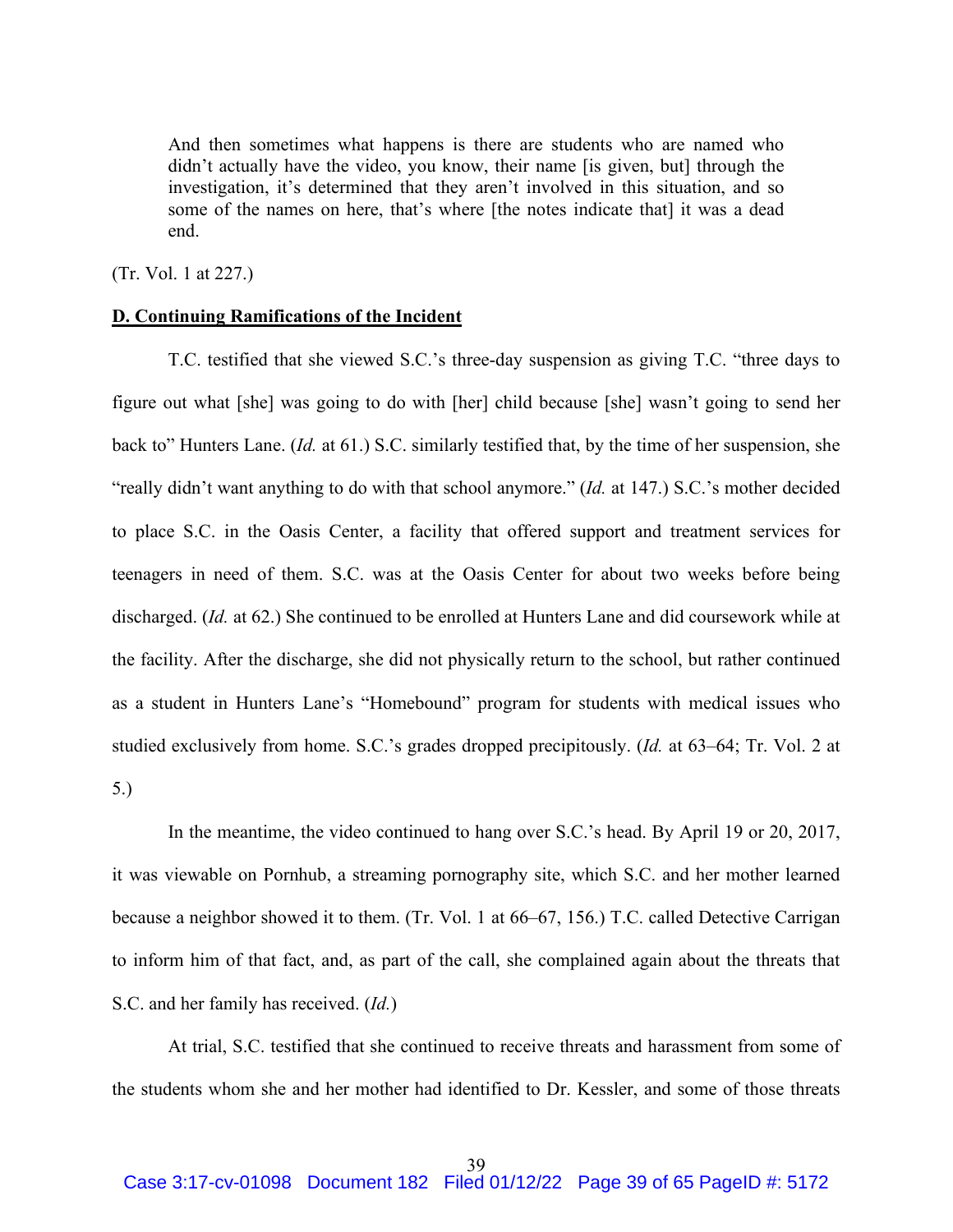> And then sometimes what happens is there are students who are named who didn't actually have the video, you know, their name [is given, but] through the investigation, it's determined that they aren't involved in this situation, and so some of the names on here, that's where [the notes indicate that] it was a dead end.

(Tr. Vol. 1 at 227.)

**D. Continuing Ramifications of the Incident**

T.C. testified that she viewed S.C.'s three-day suspension as giving T.C. "three days to figure out what [she] was going to do with [her] child because [she] wasn't going to send her back to" Hunters Lane. (*Id.* at 61.) S.C. similarly testified that, by the time of her suspension, she "really didn't want anything to do with that school anymore." (*Id.* at 147.) S.C.'s mother decided to place S.C. in the Oasis Center, a facility that offered support and treatment services for teenagers in need of them. S.C. was at the Oasis Center for about two weeks before being discharged. (*Id.* at 62.) She continued to be enrolled at Hunters Lane and did coursework while at the facility. After the discharge, she did not physically return to the school, but rather continued as a student in Hunters Lane's "Homebound" program for students with medical issues who studied exclusively from home. S.C.'s grades dropped precipitously. (*Id.* at 63–64; Tr. Vol. 2 at 5.)

In the meantime, the video continued to hang over S.C.'s head. By April 19 or 20, 2017, it was viewable on Pornhub, a streaming pornography site, which S.C. and her mother learned because a neighbor showed it to them. (Tr. Vol. 1 at 66–67, 156.) T.C. called Detective Carrigan to inform him of that fact, and, as part of the call, she complained again about the threats that S.C. and her family has received. (*Id.*)

At trial, S.C. testified that she continued to receive threats and harassment from some of the students whom she and her mother had identified to Dr. Kessler, and some of those threats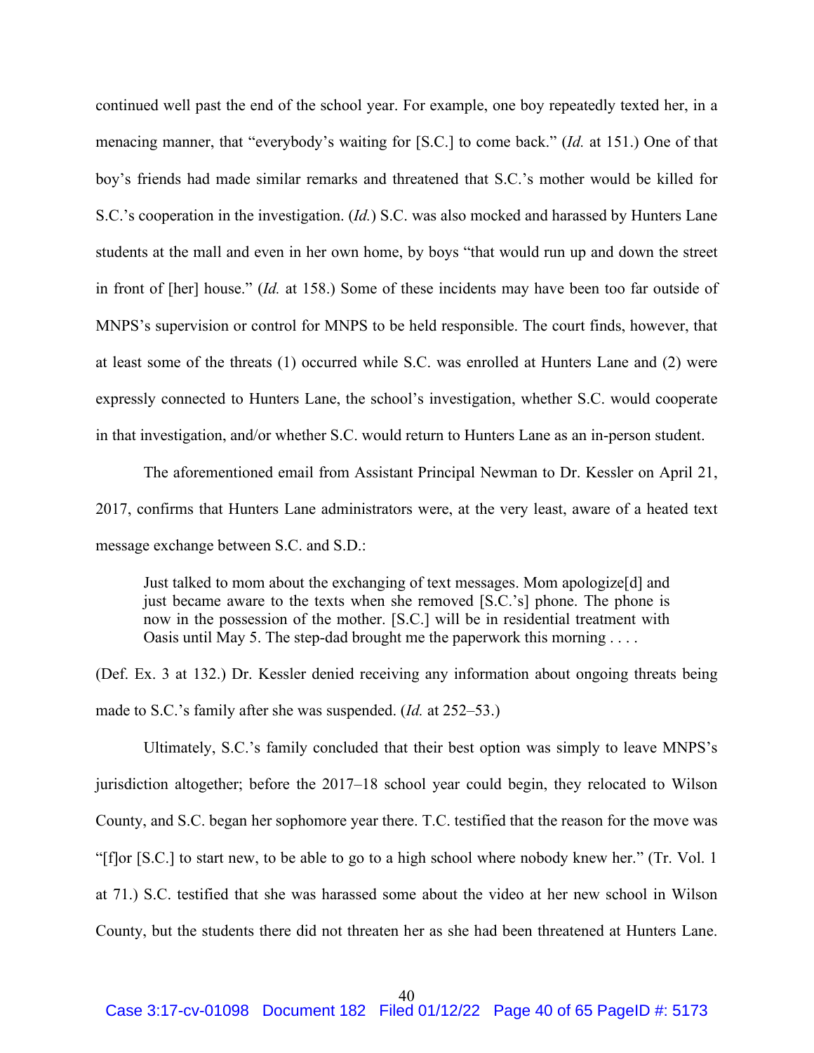continued well past the end of the school year. For example, one boy repeatedly texted her, in a menacing manner, that "everybody's waiting for [S.C.] to come back." (*Id.* at 151.) One of that boy's friends had made similar remarks and threatened that S.C.'s mother would be killed for S.C.'s cooperation in the investigation. (*Id.*) S.C. was also mocked and harassed by Hunters Lane students at the mall and even in her own home, by boys "that would run up and down the street in front of [her] house." (*Id.* at 158.) Some of these incidents may have been too far outside of MNPS's supervision or control for MNPS to be held responsible. The court finds, however, that at least some of the threats (1) occurred while S.C. was enrolled at Hunters Lane and (2) were expressly connected to Hunters Lane, the school's investigation, whether S.C. would cooperate in that investigation, and/or whether S.C. would return to Hunters Lane as an in-person student.

The aforementioned email from Assistant Principal Newman to Dr. Kessler on April 21, 2017, confirms that Hunters Lane administrators were, at the very least, aware of a heated text message exchange between S.C. and S.D.:

> Just talked to mom about the exchanging of text messages. Mom apologize[d] and just became aware to the texts when she removed [S.C.'s] phone. The phone is now in the possession of the mother. [S.C.] will be in residential treatment with Oasis until May 5. The step-dad brought me the paperwork this morning . . . .

(Def. Ex. 3 at 132.) Dr. Kessler denied receiving any information about ongoing threats being made to S.C.'s family after she was suspended. (*Id.* at 252–53.)

Ultimately, S.C.'s family concluded that their best option was simply to leave MNPS's jurisdiction altogether; before the 2017–18 school year could begin, they relocated to Wilson County, and S.C. began her sophomore year there. T.C. testified that the reason for the move was "[f]or [S.C.] to start new, to be able to go to a high school where nobody knew her." (Tr. Vol. 1 at 71.) S.C. testified that she was harassed some about the video at her new school in Wilson County, but the students there did not threaten her as she had been threatened at Hunters Lane.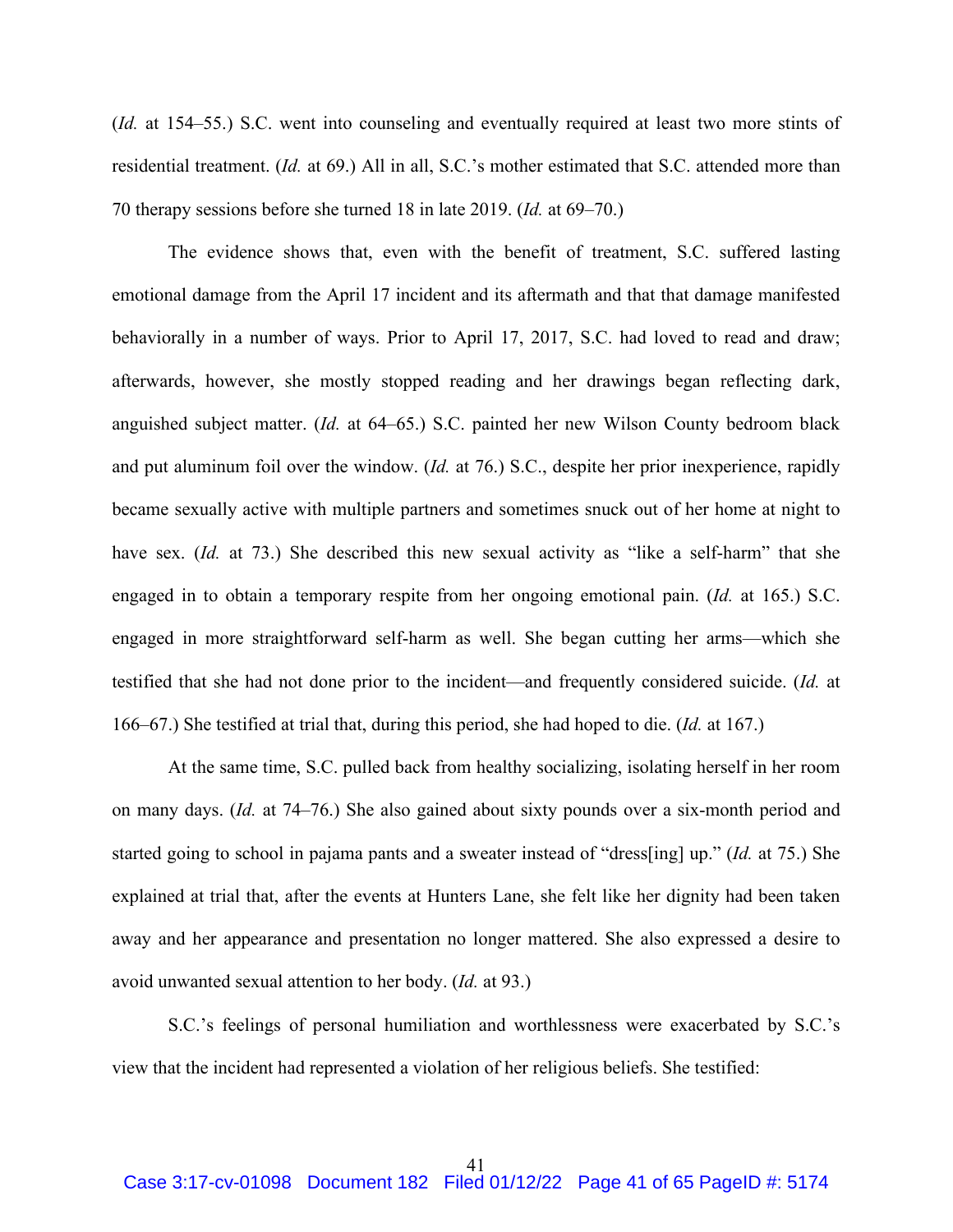(*Id.* at 154–55.) S.C. went into counseling and eventually required at least two more stints of residential treatment. (*Id.* at 69.) All in all, S.C.'s mother estimated that S.C. attended more than 70 therapy sessions before she turned 18 in late 2019. (*Id.* at 69–70.)

The evidence shows that, even with the benefit of treatment, S.C. suffered lasting emotional damage from the April 17 incident and its aftermath and that that damage manifested behaviorally in a number of ways. Prior to April 17, 2017, S.C. had loved to read and draw; afterwards, however, she mostly stopped reading and her drawings began reflecting dark, anguished subject matter. (*Id.* at 64–65.) S.C. painted her new Wilson County bedroom black and put aluminum foil over the window. (*Id.* at 76.) S.C., despite her prior inexperience, rapidly became sexually active with multiple partners and sometimes snuck out of her home at night to have sex. (*Id.* at 73.) She described this new sexual activity as "like a self-harm" that she engaged in to obtain a temporary respite from her ongoing emotional pain. (*Id.* at 165.) S.C. engaged in more straightforward self-harm as well. She began cutting her arms—which she testified that she had not done prior to the incident—and frequently considered suicide. (*Id.* at 166–67.) She testified at trial that, during this period, she had hoped to die. (*Id.* at 167.)

At the same time, S.C. pulled back from healthy socializing, isolating herself in her room on many days. (*Id.* at 74–76.) She also gained about sixty pounds over a six-month period and started going to school in pajama pants and a sweater instead of "dress[ing] up." (*Id.* at 75.) She explained at trial that, after the events at Hunters Lane, she felt like her dignity had been taken away and her appearance and presentation no longer mattered. She also expressed a desire to avoid unwanted sexual attention to her body. (*Id.* at 93.)

S.C.'s feelings of personal humiliation and worthlessness were exacerbated by S.C.'s view that the incident had represented a violation of her religious beliefs. She testified: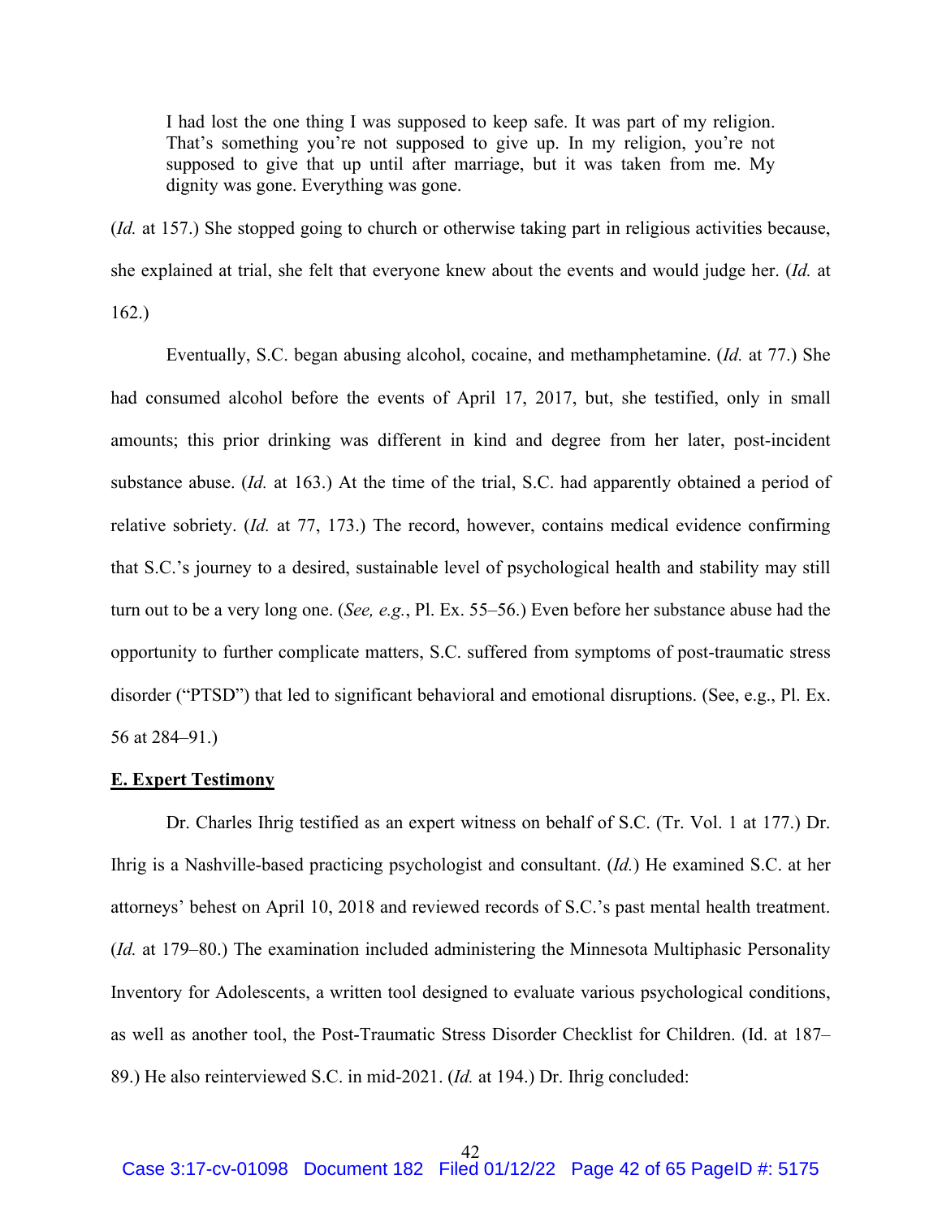> I had lost the one thing I was supposed to keep safe. It was part of my religion. That's something you're not supposed to give up. In my religion, you're not supposed to give that up until after marriage, but it was taken from me. My dignity was gone. Everything was gone.

(*Id.* at 157.) She stopped going to church or otherwise taking part in religious activities because, she explained at trial, she felt that everyone knew about the events and would judge her. (*Id.* at 162.)

Eventually, S.C. began abusing alcohol, cocaine, and methamphetamine. (*Id.* at 77.) She had consumed alcohol before the events of April 17, 2017, but, she testified, only in small amounts; this prior drinking was different in kind and degree from her later, post-incident substance abuse. (*Id.* at 163.) At the time of the trial, S.C. had apparently obtained a period of relative sobriety. (*Id.* at 77, 173.) The record, however, contains medical evidence confirming that S.C.'s journey to a desired, sustainable level of psychological health and stability may still turn out to be a very long one. (*See, e.g.*, Pl. Ex. 55–56.) Even before her substance abuse had the opportunity to further complicate matters, S.C. suffered from symptoms of post-traumatic stress disorder ("PTSD") that led to significant behavioral and emotional disruptions. (See, e.g., Pl. Ex. 56 at 284–91.)

**E. Expert Testimony**

Dr. Charles Ihrig testified as an expert witness on behalf of S.C. (Tr. Vol. 1 at 177.) Dr. Ihrig is a Nashville-based practicing psychologist and consultant. (*Id.*) He examined S.C. at her attorneys' behest on April 10, 2018 and reviewed records of S.C.'s past mental health treatment. (*Id.* at 179–80.) The examination included administering the Minnesota Multiphasic Personality Inventory for Adolescents, a written tool designed to evaluate various psychological conditions, as well as another tool, the Post-Traumatic Stress Disorder Checklist for Children. (Id. at 187–89.) He also reinterviewed S.C. in mid-2021. (*Id.* at 194.) Dr. Ihrig concluded: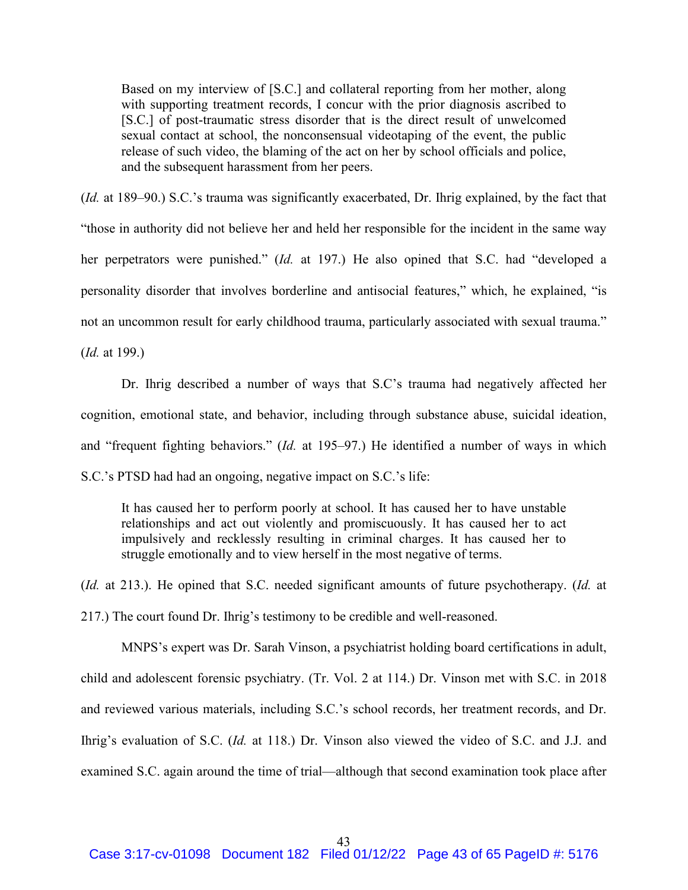> Based on my interview of [S.C.] and collateral reporting from her mother, along with supporting treatment records, I concur with the prior diagnosis ascribed to [S.C.] of post-traumatic stress disorder that is the direct result of unwelcomed sexual contact at school, the nonconsensual videotaping of the event, the public release of such video, the blaming of the act on her by school officials and police, and the subsequent harassment from her peers.

(*Id.* at 189–90.) S.C.'s trauma was significantly exacerbated, Dr. Ihrig explained, by the fact that "those in authority did not believe her and held her responsible for the incident in the same way her perpetrators were punished." (*Id.* at 197.) He also opined that S.C. had "developed a personality disorder that involves borderline and antisocial features," which, he explained, "is not an uncommon result for early childhood trauma, particularly associated with sexual trauma." (*Id.* at 199.)

Dr. Ihrig described a number of ways that S.C's trauma had negatively affected her cognition, emotional state, and behavior, including through substance abuse, suicidal ideation, and "frequent fighting behaviors." (*Id.* at 195–97.) He identified a number of ways in which S.C.'s PTSD had had an ongoing, negative impact on S.C.'s life:

> It has caused her to perform poorly at school. It has caused her to have unstable relationships and act out violently and promiscuously. It has caused her to act impulsively and recklessly resulting in criminal charges. It has caused her to struggle emotionally and to view herself in the most negative of terms.

(*Id.* at 213.). He opined that S.C. needed significant amounts of future psychotherapy. (*Id.* at 217.) The court found Dr. Ihrig's testimony to be credible and well-reasoned.

MNPS's expert was Dr. Sarah Vinson, a psychiatrist holding board certifications in adult, child and adolescent forensic psychiatry. (Tr. Vol. 2 at 114.) Dr. Vinson met with S.C. in 2018 and reviewed various materials, including S.C.'s school records, her treatment records, and Dr. Ihrig's evaluation of S.C. (*Id.* at 118.) Dr. Vinson also viewed the video of S.C. and J.J. and examined S.C. again around the time of trial—although that second examination took place after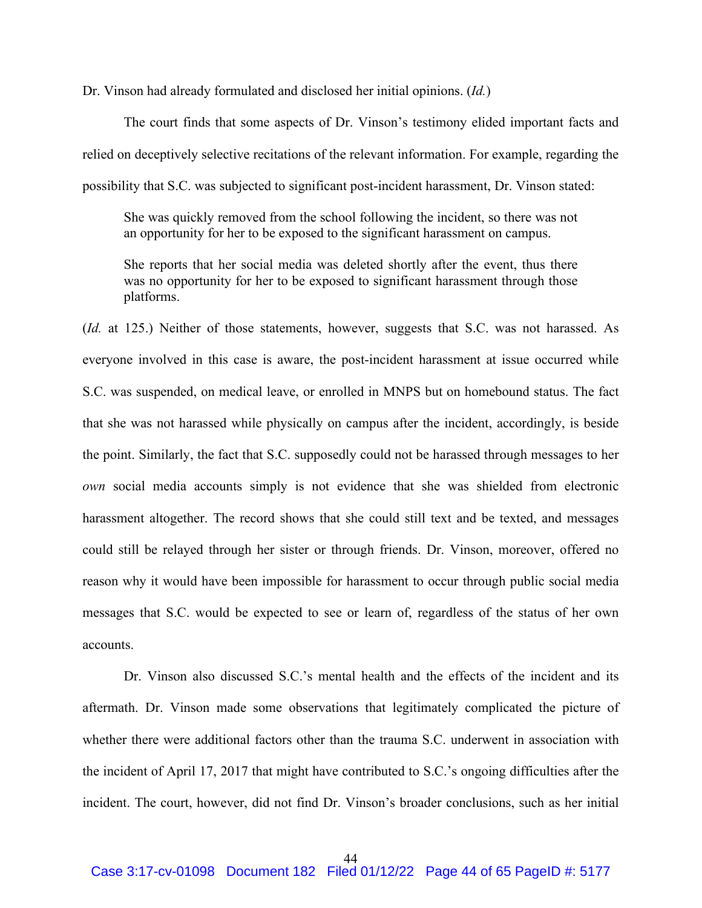Dr. Vinson had already formulated and disclosed her initial opinions. (*Id.*)

The court finds that some aspects of Dr. Vinson's testimony elided important facts and relied on deceptively selective recitations of the relevant information. For example, regarding the possibility that S.C. was subjected to significant post-incident harassment, Dr. Vinson stated:

> She was quickly removed from the school following the incident, so there was not an opportunity for her to be exposed to the significant harassment on campus.
>
> She reports that her social media was deleted shortly after the event, thus there was no opportunity for her to be exposed to significant harassment through those platforms.

(*Id.* at 125.) Neither of those statements, however, suggests that S.C. was not harassed. As everyone involved in this case is aware, the post-incident harassment at issue occurred while S.C. was suspended, on medical leave, or enrolled in MNPS but on homebound status. The fact that she was not harassed while physically on campus after the incident, accordingly, is beside the point. Similarly, the fact that S.C. supposedly could not be harassed through messages to her *own* social media accounts simply is not evidence that she was shielded from electronic harassment altogether. The record shows that she could still text and be texted, and messages could still be relayed through her sister or through friends. Dr. Vinson, moreover, offered no reason why it would have been impossible for harassment to occur through public social media messages that S.C. would be expected to see or learn of, regardless of the status of her own accounts.

Dr. Vinson also discussed S.C.'s mental health and the effects of the incident and its aftermath. Dr. Vinson made some observations that legitimately complicated the picture of whether there were additional factors other than the trauma S.C. underwent in association with the incident of April 17, 2017 that might have contributed to S.C.'s ongoing difficulties after the incident. The court, however, did not find Dr. Vinson's broader conclusions, such as her initial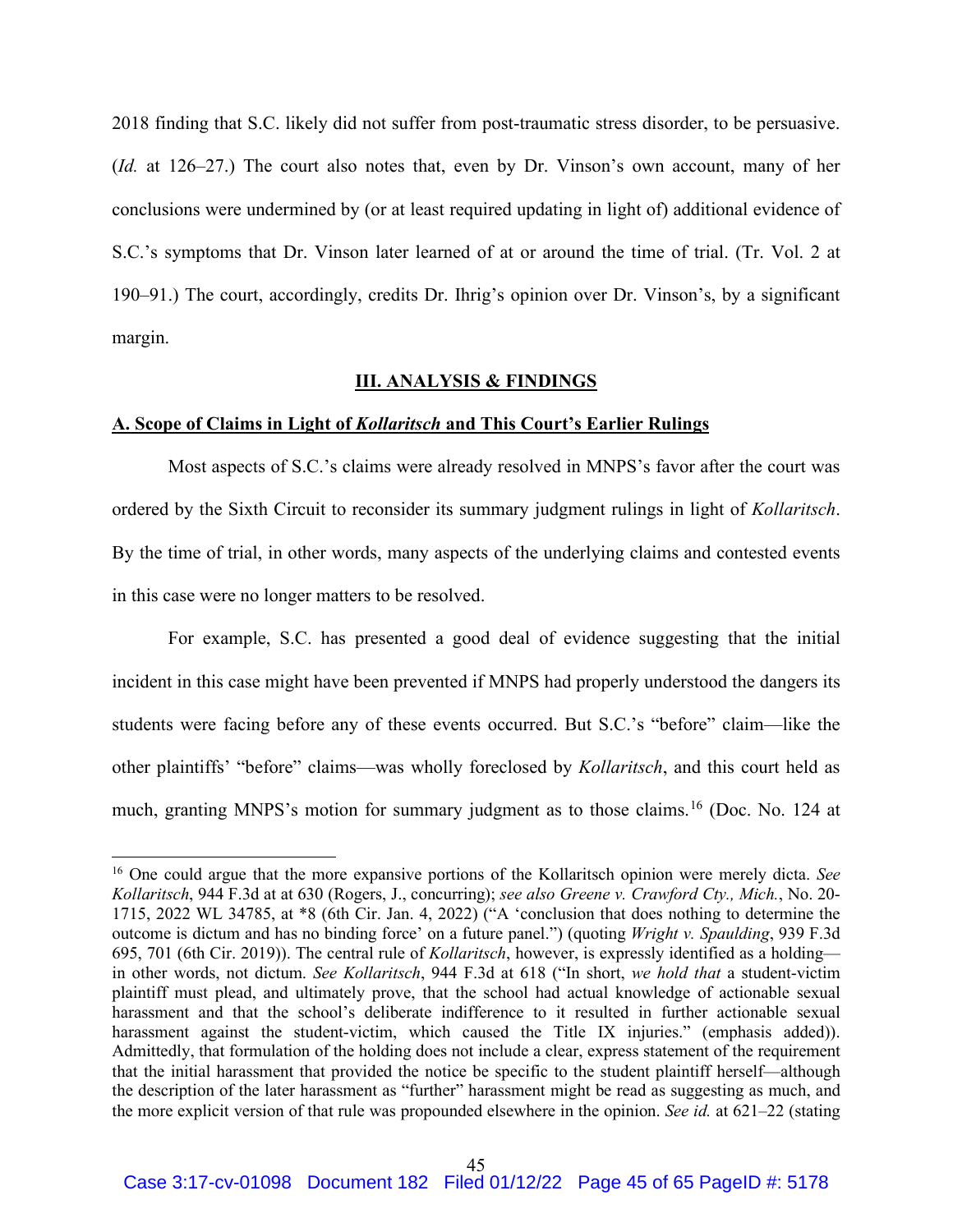2018 finding that S.C. likely did not suffer from post-traumatic stress disorder, to be persuasive. (*Id.* at 126–27.) The court also notes that, even by Dr. Vinson's own account, many of her conclusions were undermined by (or at least required updating in light of) additional evidence of S.C.'s symptoms that Dr. Vinson later learned of at or around the time of trial. (Tr. Vol. 2 at 190–91.) The court, accordingly, credits Dr. Ihrig's opinion over Dr. Vinson's, by a significant margin.

## III. ANALYSIS & FINDINGS

### A. Scope of Claims in Light of *Kollaritsch* and This Court's Earlier Rulings

Most aspects of S.C.'s claims were already resolved in MNPS's favor after the court was ordered by the Sixth Circuit to reconsider its summary judgment rulings in light of *Kollaritsch*. By the time of trial, in other words, many aspects of the underlying claims and contested events in this case were no longer matters to be resolved.

For example, S.C. has presented a good deal of evidence suggesting that the initial incident in this case might have been prevented if MNPS had properly understood the dangers its students were facing before any of these events occurred. But S.C.'s "before" claim—like the other plaintiffs' "before" claims—was wholly foreclosed by *Kollaritsch*, and this court held as much, granting MNPS's motion for summary judgment as to those claims.[16] (Doc. No. 124 at

---

[16] One could argue that the more expansive portions of the Kollaritsch opinion were merely dicta. *See Kollaritsch*, 944 F.3d at at 630 (Rogers, J., concurring); *see also Greene v. Crawford Cty., Mich.*, No. 20-1715, 2022 WL 34785, at *8 (6th Cir. Jan. 4, 2022) ("A 'conclusion that does nothing to determine the outcome is dictum and has no binding force' on a future panel.") (quoting *Wright v. Spaulding*, 939 F.3d 695, 701 (6th Cir. 2019)). The central rule of *Kollaritsch*, however, is expressly identified as a holding—in other words, not dictum. *See Kollaritsch*, 944 F.3d at 618 ("In short, *we hold that* a student-victim plaintiff must plead, and ultimately prove, that the school had actual knowledge of actionable sexual harassment and that the school's deliberate indifference to it resulted in further actionable sexual harassment against the student-victim, which caused the Title IX injuries." (emphasis added)). Admittedly, that formulation of the holding does not include a clear, express statement of the requirement that the initial harassment that provided the notice be specific to the student plaintiff herself—although the description of the later harassment as "further" harassment might be read as suggesting as much, and the more explicit version of that rule was propounded elsewhere in the opinion. *See id.* at 621–22 (stating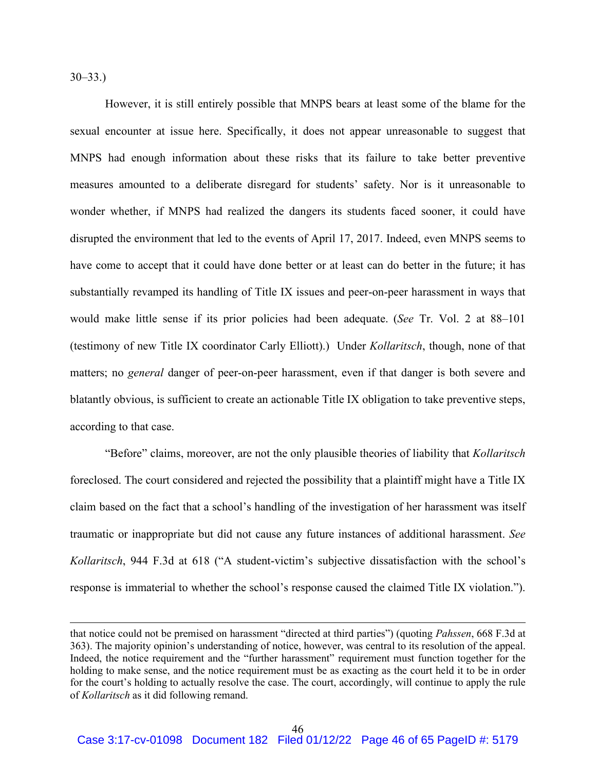30–33.)

However, it is still entirely possible that MNPS bears at least some of the blame for the sexual encounter at issue here. Specifically, it does not appear unreasonable to suggest that MNPS had enough information about these risks that its failure to take better preventive measures amounted to a deliberate disregard for students' safety. Nor is it unreasonable to wonder whether, if MNPS had realized the dangers its students faced sooner, it could have disrupted the environment that led to the events of April 17, 2017. Indeed, even MNPS seems to have come to accept that it could have done better or at least can do better in the future; it has substantially revamped its handling of Title IX issues and peer-on-peer harassment in ways that would make little sense if its prior policies had been adequate. (*See* Tr. Vol. 2 at 88–101 (testimony of new Title IX coordinator Carly Elliott).) Under *Kollaritsch*, though, none of that matters; no *general* danger of peer-on-peer harassment, even if that danger is both severe and blatantly obvious, is sufficient to create an actionable Title IX obligation to take preventive steps, according to that case.

"Before" claims, moreover, are not the only plausible theories of liability that *Kollaritsch* foreclosed. The court considered and rejected the possibility that a plaintiff might have a Title IX claim based on the fact that a school's handling of the investigation of her harassment was itself traumatic or inappropriate but did not cause any future instances of additional harassment. *See Kollaritsch*, 944 F.3d at 618 ("A student-victim's subjective dissatisfaction with the school's response is immaterial to whether the school's response caused the claimed Title IX violation.").

---

that notice could not be premised on harassment "directed at third parties") (quoting *Pahssen*, 668 F.3d at 363). The majority opinion's understanding of notice, however, was central to its resolution of the appeal. Indeed, the notice requirement and the "further harassment" requirement must function together for the holding to make sense, and the notice requirement must be as exacting as the court held it to be in order for the court's holding to actually resolve the case. The court, accordingly, will continue to apply the rule of *Kollaritsch* as it did following remand.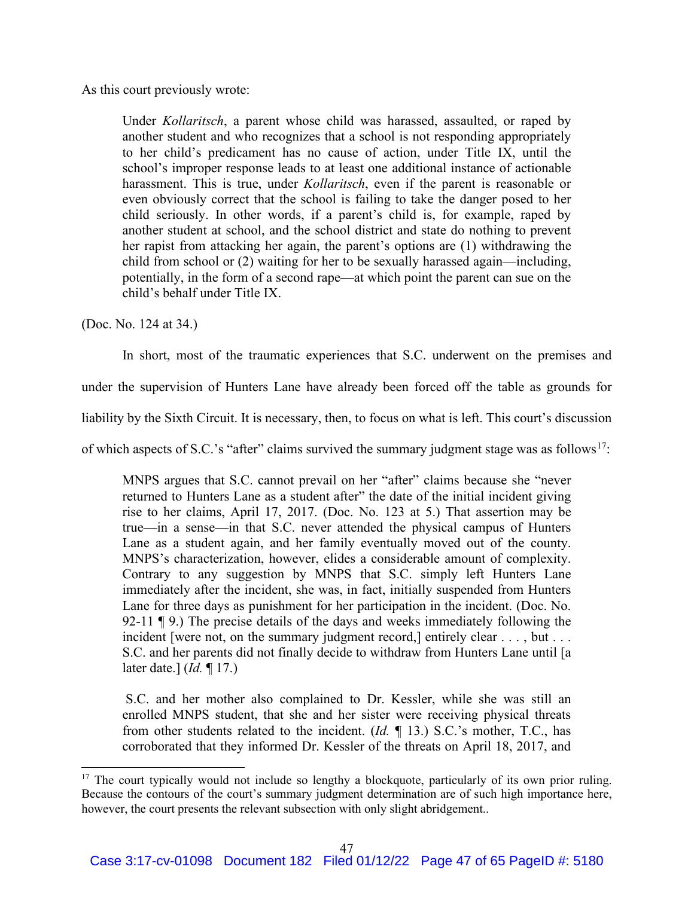As this court previously wrote:

> Under *Kollaritsch*, a parent whose child was harassed, assaulted, or raped by another student and who recognizes that a school is not responding appropriately to her child's predicament has no cause of action, under Title IX, until the school's improper response leads to at least one additional instance of actionable harassment. This is true, under *Kollaritsch*, even if the parent is reasonable or even obviously correct that the school is failing to take the danger posed to her child seriously. In other words, if a parent's child is, for example, raped by another student at school, and the school district and state do nothing to prevent her rapist from attacking her again, the parent's options are (1) withdrawing the child from school or (2) waiting for her to be sexually harassed again—including, potentially, in the form of a second rape—at which point the parent can sue on the child's behalf under Title IX.

(Doc. No. 124 at 34.)

In short, most of the traumatic experiences that S.C. underwent on the premises and under the supervision of Hunters Lane have already been forced off the table as grounds for liability by the Sixth Circuit. It is necessary, then, to focus on what is left. This court's discussion of which aspects of S.C.'s "after" claims survived the summary judgment stage was as follows[17]:

> MNPS argues that S.C. cannot prevail on her "after" claims because she "never returned to Hunters Lane as a student after" the date of the initial incident giving rise to her claims, April 17, 2017. (Doc. No. 123 at 5.) That assertion may be true—in a sense—in that S.C. never attended the physical campus of Hunters Lane as a student again, and her family eventually moved out of the county. MNPS's characterization, however, elides a considerable amount of complexity. Contrary to any suggestion by MNPS that S.C. simply left Hunters Lane immediately after the incident, she was, in fact, initially suspended from Hunters Lane for three days as punishment for her participation in the incident. (Doc. No. 92-11 ¶ 9.) The precise details of the days and weeks immediately following the incident [were not, on the summary judgment record,] entirely clear . . . , but . . . S.C. and her parents did not finally decide to withdraw from Hunters Lane until [a later date.] (*Id.* ¶ 17.)
>
> S.C. and her mother also complained to Dr. Kessler, while she was still an enrolled MNPS student, that she and her sister were receiving physical threats from other students related to the incident. (*Id.* ¶ 13.) S.C.'s mother, T.C., has corroborated that they informed Dr. Kessler of the threats on April 18, 2017, and

[17] The court typically would not include so lengthy a blockquote, particularly of its own prior ruling. Because the contours of the court's summary judgment determination are of such high importance here, however, the court presents the relevant subsection with only slight abridgement..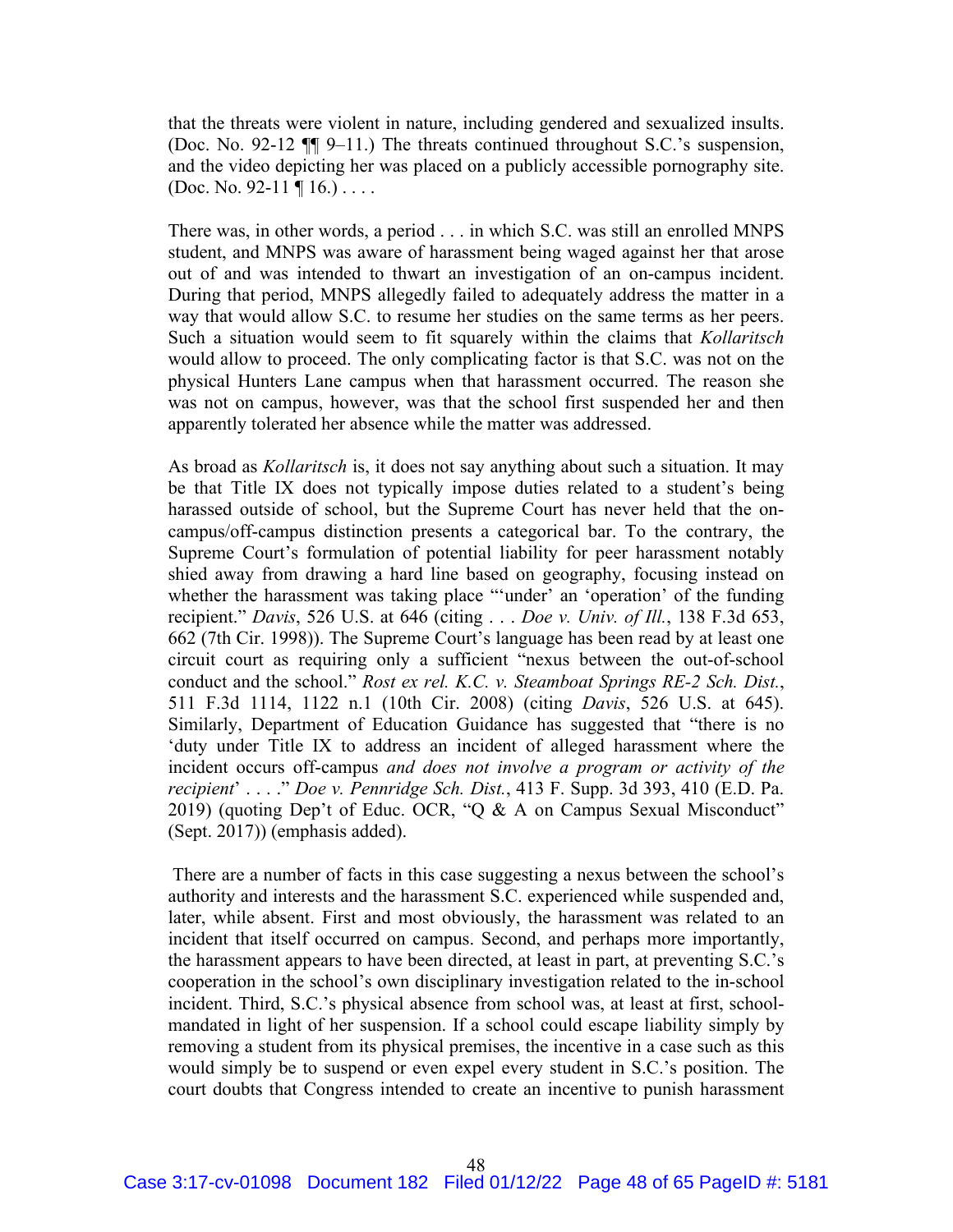that the threats were violent in nature, including gendered and sexualized insults. (Doc. No. 92-12 ¶¶ 9–11.) The threats continued throughout S.C.'s suspension, and the video depicting her was placed on a publicly accessible pornography site. (Doc. No. 92-11 ¶ 16.) . . . .

There was, in other words, a period . . . in which S.C. was still an enrolled MNPS student, and MNPS was aware of harassment being waged against her that arose out of and was intended to thwart an investigation of an on-campus incident. During that period, MNPS allegedly failed to adequately address the matter in a way that would allow S.C. to resume her studies on the same terms as her peers. Such a situation would seem to fit squarely within the claims that *Kollaritsch* would allow to proceed. The only complicating factor is that S.C. was not on the physical Hunters Lane campus when that harassment occurred. The reason she was not on campus, however, was that the school first suspended her and then apparently tolerated her absence while the matter was addressed.

As broad as *Kollaritsch* is, it does not say anything about such a situation. It may be that Title IX does not typically impose duties related to a student's being harassed outside of school, but the Supreme Court has never held that the on-campus/off-campus distinction presents a categorical bar. To the contrary, the Supreme Court's formulation of potential liability for peer harassment notably shied away from drawing a hard line based on geography, focusing instead on whether the harassment was taking place "'under' an 'operation' of the funding recipient." *Davis*, 526 U.S. at 646 (citing . . . *Doe v. Univ. of Ill.*, 138 F.3d 653, 662 (7th Cir. 1998)). The Supreme Court's language has been read by at least one circuit court as requiring only a sufficient "nexus between the out-of-school conduct and the school." *Rost ex rel. K.C. v. Steamboat Springs RE-2 Sch. Dist.*, 511 F.3d 1114, 1122 n.1 (10th Cir. 2008) (citing *Davis*, 526 U.S. at 645). Similarly, Department of Education Guidance has suggested that "there is no 'duty under Title IX to address an incident of alleged harassment where the incident occurs off-campus *and does not involve a program or activity of the recipient*' . . . ." *Doe v. Pennridge Sch. Dist.*, 413 F. Supp. 3d 393, 410 (E.D. Pa. 2019) (quoting Dep't of Educ. OCR, "Q & A on Campus Sexual Misconduct" (Sept. 2017)) (emphasis added).

There are a number of facts in this case suggesting a nexus between the school's authority and interests and the harassment S.C. experienced while suspended and, later, while absent. First and most obviously, the harassment was related to an incident that itself occurred on campus. Second, and perhaps more importantly, the harassment appears to have been directed, at least in part, at preventing S.C.'s cooperation in the school's own disciplinary investigation related to the in-school incident. Third, S.C.'s physical absence from school was, at least at first, school-mandated in light of her suspension. If a school could escape liability simply by removing a student from its physical premises, the incentive in a case such as this would simply be to suspend or even expel every student in S.C.'s position. The court doubts that Congress intended to create an incentive to punish harassment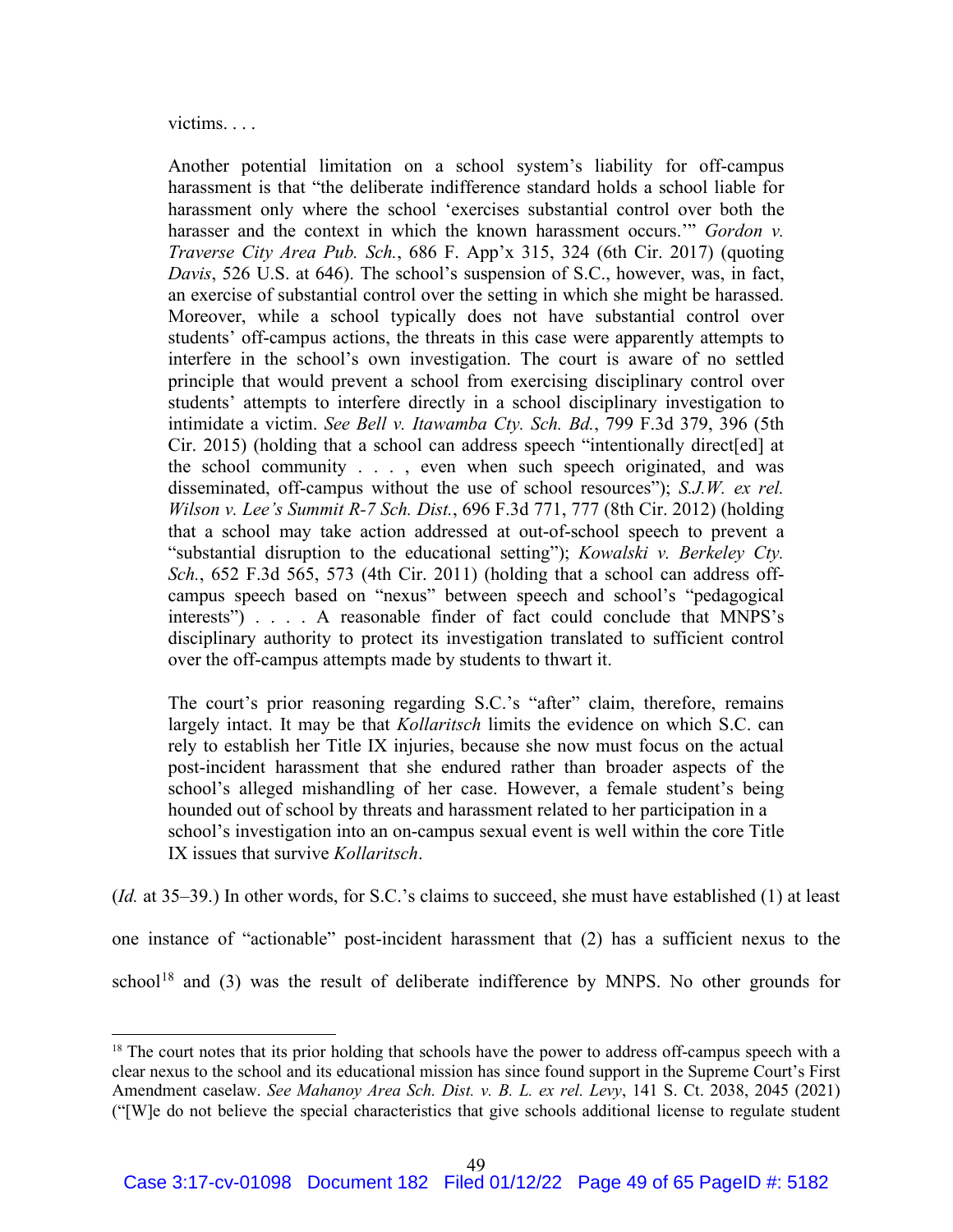> victims. . . .
>
> Another potential limitation on a school system's liability for off-campus harassment is that "the deliberate indifference standard holds a school liable for harassment only where the school 'exercises substantial control over both the harasser and the context in which the known harassment occurs.'" *Gordon v. Traverse City Area Pub. Sch.*, 686 F. App'x 315, 324 (6th Cir. 2017) (quoting *Davis*, 526 U.S. at 646). The school's suspension of S.C., however, was, in fact, an exercise of substantial control over the setting in which she might be harassed. Moreover, while a school typically does not have substantial control over students' off-campus actions, the threats in this case were apparently attempts to interfere in the school's own investigation. The court is aware of no settled principle that would prevent a school from exercising disciplinary control over students' attempts to interfere directly in a school disciplinary investigation to intimidate a victim. *See Bell v. Itawamba Cty. Sch. Bd.*, 799 F.3d 379, 396 (5th Cir. 2015) (holding that a school can address speech "intentionally direct[ed] at the school community . . . , even when such speech originated, and was disseminated, off-campus without the use of school resources"); *S.J.W. ex rel. Wilson v. Lee's Summit R-7 Sch. Dist.*, 696 F.3d 771, 777 (8th Cir. 2012) (holding that a school may take action addressed at out-of-school speech to prevent a "substantial disruption to the educational setting"); *Kowalski v. Berkeley Cty. Sch.*, 652 F.3d 565, 573 (4th Cir. 2011) (holding that a school can address off-campus speech based on "nexus" between speech and school's "pedagogical interests") . . . . A reasonable finder of fact could conclude that MNPS's disciplinary authority to protect its investigation translated to sufficient control over the off-campus attempts made by students to thwart it.
>
> The court's prior reasoning regarding S.C.'s "after" claim, therefore, remains largely intact. It may be that *Kollaritsch* limits the evidence on which S.C. can rely to establish her Title IX injuries, because she now must focus on the actual post-incident harassment that she endured rather than broader aspects of the school's alleged mishandling of her case. However, a female student's being hounded out of school by threats and harassment related to her participation in a school's investigation into an on-campus sexual event is well within the core Title IX issues that survive *Kollaritsch*.

(*Id.* at 35–39.) In other words, for S.C.'s claims to succeed, she must have established (1) at least one instance of "actionable" post-incident harassment that (2) has a sufficient nexus to the school[18] and (3) was the result of deliberate indifference by MNPS. No other grounds for

---

[18] The court notes that its prior holding that schools have the power to address off-campus speech with a clear nexus to the school and its educational mission has since found support in the Supreme Court's First Amendment caselaw. *See Mahanoy Area Sch. Dist. v. B. L. ex rel. Levy*, 141 S. Ct. 2038, 2045 (2021) ("[W]e do not believe the special characteristics that give schools additional license to regulate student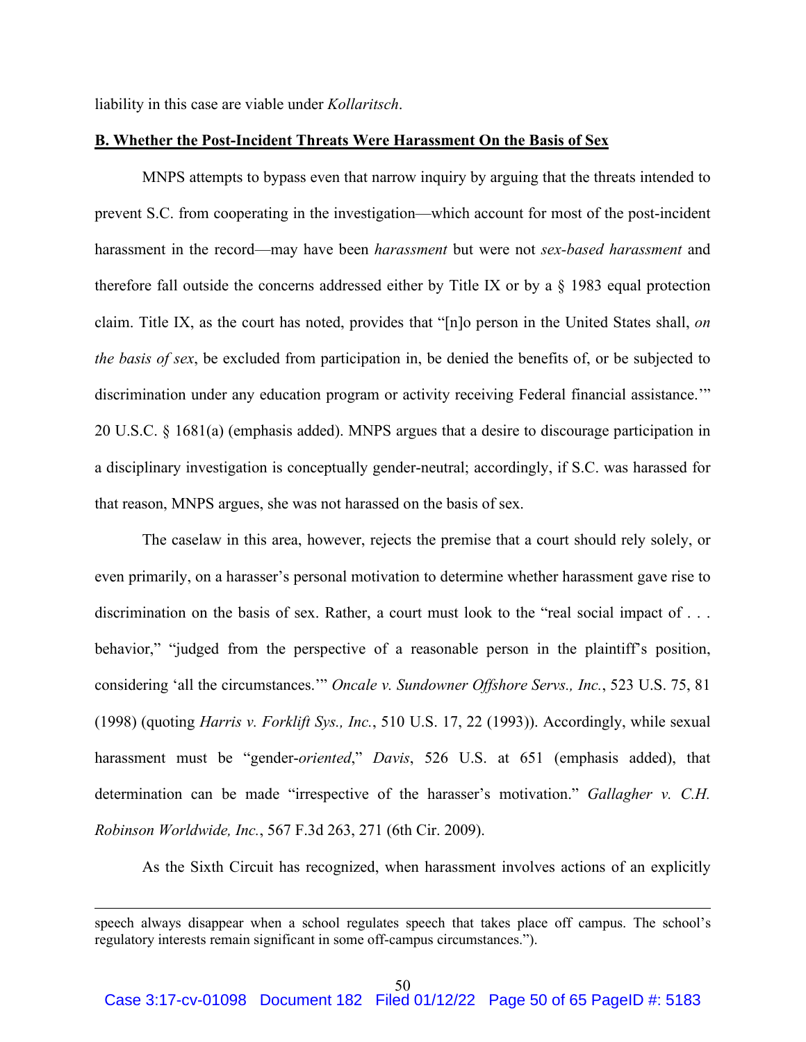liability in this case are viable under *Kollaritsch*.

**B. Whether the Post-Incident Threats Were Harassment On the Basis of Sex**

MNPS attempts to bypass even that narrow inquiry by arguing that the threats intended to prevent S.C. from cooperating in the investigation—which account for most of the post-incident harassment in the record—may have been *harassment* but were not *sex-based harassment* and therefore fall outside the concerns addressed either by Title IX or by a § 1983 equal protection claim. Title IX, as the court has noted, provides that "[n]o person in the United States shall, *on the basis of sex*, be excluded from participation in, be denied the benefits of, or be subjected to discrimination under any education program or activity receiving Federal financial assistance.'" 20 U.S.C. § 1681(a) (emphasis added). MNPS argues that a desire to discourage participation in a disciplinary investigation is conceptually gender-neutral; accordingly, if S.C. was harassed for that reason, MNPS argues, she was not harassed on the basis of sex.

The caselaw in this area, however, rejects the premise that a court should rely solely, or even primarily, on a harasser's personal motivation to determine whether harassment gave rise to discrimination on the basis of sex. Rather, a court must look to the "real social impact of . . . behavior," "judged from the perspective of a reasonable person in the plaintiff's position, considering 'all the circumstances.'" *Oncale v. Sundowner Offshore Servs., Inc.*, 523 U.S. 75, 81 (1998) (quoting *Harris v. Forklift Sys., Inc.*, 510 U.S. 17, 22 (1993)). Accordingly, while sexual harassment must be "gender-*oriented*," *Davis*, 526 U.S. at 651 (emphasis added), that determination can be made "irrespective of the harasser's motivation." *Gallagher v. C.H. Robinson Worldwide, Inc.*, 567 F.3d 263, 271 (6th Cir. 2009).

As the Sixth Circuit has recognized, when harassment involves actions of an explicitly

speech always disappear when a school regulates speech that takes place off campus. The school's regulatory interests remain significant in some off-campus circumstances.").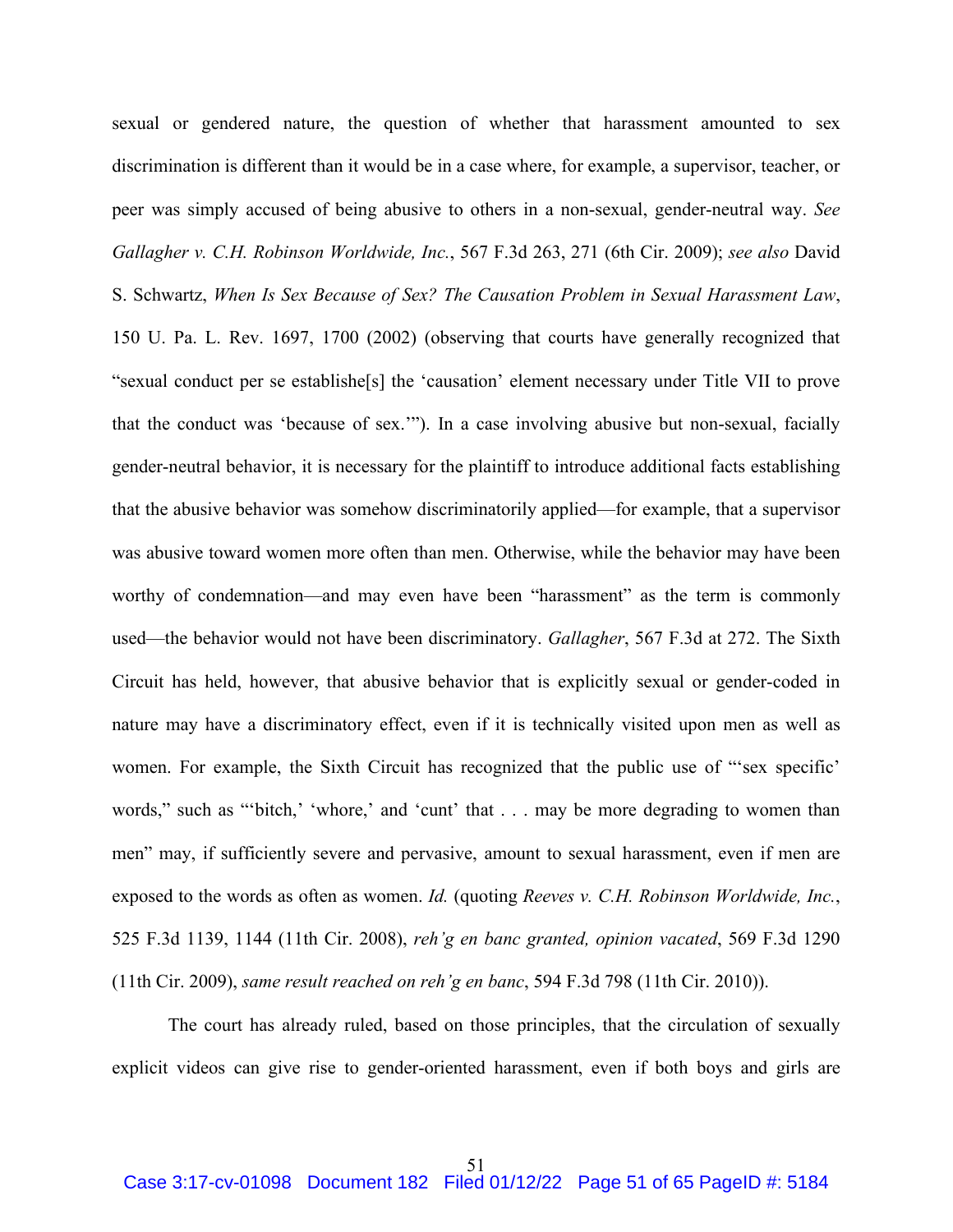sexual or gendered nature, the question of whether that harassment amounted to sex discrimination is different than it would be in a case where, for example, a supervisor, teacher, or peer was simply accused of being abusive to others in a non-sexual, gender-neutral way. *See Gallagher v. C.H. Robinson Worldwide, Inc.*, 567 F.3d 263, 271 (6th Cir. 2009); *see also* David S. Schwartz, *When Is Sex Because of Sex? The Causation Problem in Sexual Harassment Law*, 150 U. Pa. L. Rev. 1697, 1700 (2002) (observing that courts have generally recognized that "sexual conduct per se establishe[s] the 'causation' element necessary under Title VII to prove that the conduct was 'because of sex.'"). In a case involving abusive but non-sexual, facially gender-neutral behavior, it is necessary for the plaintiff to introduce additional facts establishing that the abusive behavior was somehow discriminatorily applied—for example, that a supervisor was abusive toward women more often than men. Otherwise, while the behavior may have been worthy of condemnation—and may even have been "harassment" as the term is commonly used—the behavior would not have been discriminatory. *Gallagher*, 567 F.3d at 272. The Sixth Circuit has held, however, that abusive behavior that is explicitly sexual or gender-coded in nature may have a discriminatory effect, even if it is technically visited upon men as well as women. For example, the Sixth Circuit has recognized that the public use of "'sex specific' words," such as "'bitch,' 'whore,' and 'cunt' that . . . may be more degrading to women than men" may, if sufficiently severe and pervasive, amount to sexual harassment, even if men are exposed to the words as often as women. *Id.* (quoting *Reeves v. C.H. Robinson Worldwide, Inc.*, 525 F.3d 1139, 1144 (11th Cir. 2008), *reh'g en banc granted, opinion vacated*, 569 F.3d 1290 (11th Cir. 2009), *same result reached on reh'g en banc*, 594 F.3d 798 (11th Cir. 2010)).

The court has already ruled, based on those principles, that the circulation of sexually explicit videos can give rise to gender-oriented harassment, even if both boys and girls are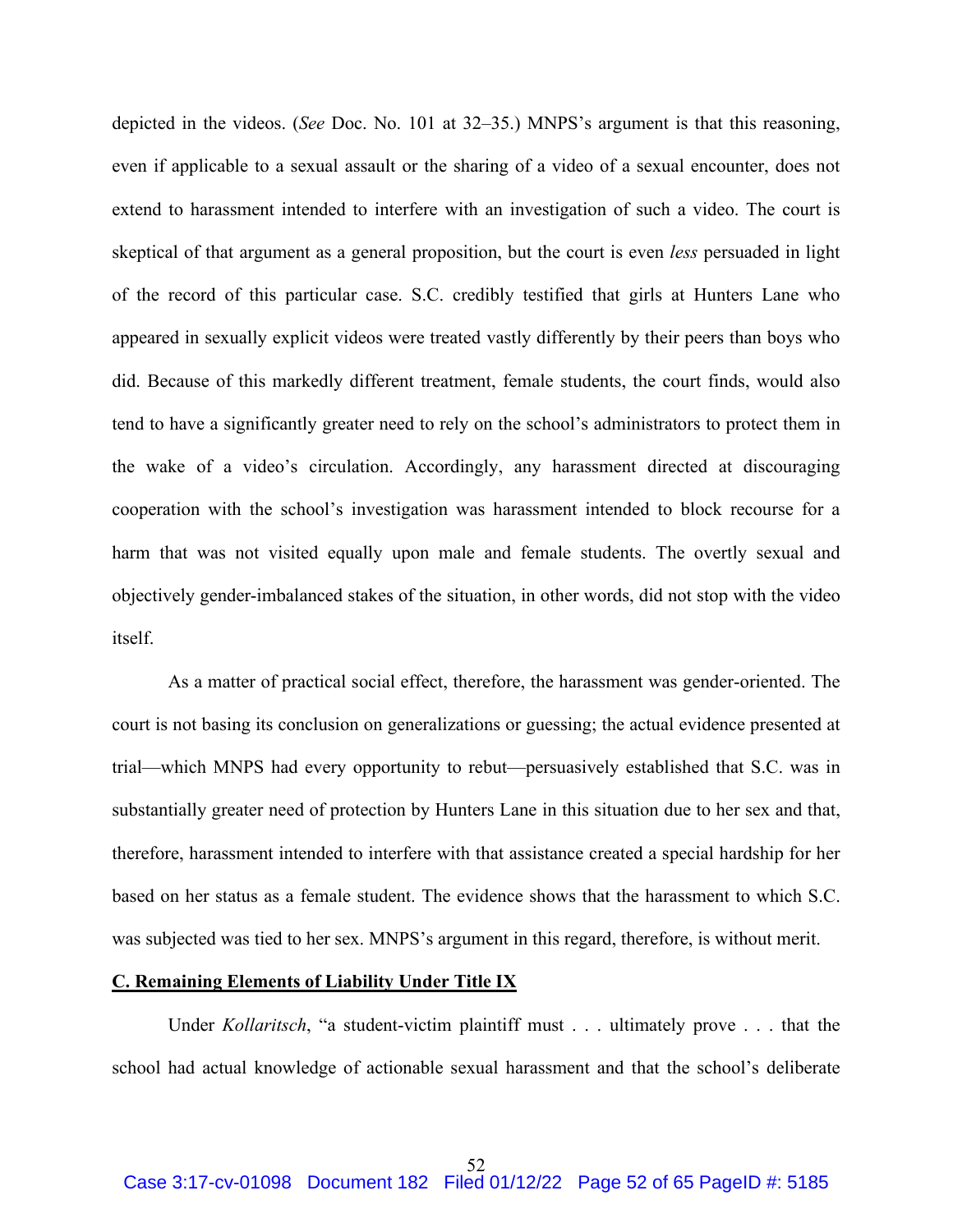depicted in the videos. (*See* Doc. No. 101 at 32–35.) MNPS's argument is that this reasoning, even if applicable to a sexual assault or the sharing of a video of a sexual encounter, does not extend to harassment intended to interfere with an investigation of such a video. The court is skeptical of that argument as a general proposition, but the court is even *less* persuaded in light of the record of this particular case. S.C. credibly testified that girls at Hunters Lane who appeared in sexually explicit videos were treated vastly differently by their peers than boys who did. Because of this markedly different treatment, female students, the court finds, would also tend to have a significantly greater need to rely on the school's administrators to protect them in the wake of a video's circulation. Accordingly, any harassment directed at discouraging cooperation with the school's investigation was harassment intended to block recourse for a harm that was not visited equally upon male and female students. The overtly sexual and objectively gender-imbalanced stakes of the situation, in other words, did not stop with the video itself.

As a matter of practical social effect, therefore, the harassment was gender-oriented. The court is not basing its conclusion on generalizations or guessing; the actual evidence presented at trial—which MNPS had every opportunity to rebut—persuasively established that S.C. was in substantially greater need of protection by Hunters Lane in this situation due to her sex and that, therefore, harassment intended to interfere with that assistance created a special hardship for her based on her status as a female student. The evidence shows that the harassment to which S.C. was subjected was tied to her sex. MNPS's argument in this regard, therefore, is without merit.

## C. Remaining Elements of Liability Under Title IX

Under *Kollaritsch*, "a student-victim plaintiff must . . . ultimately prove . . . that the school had actual knowledge of actionable sexual harassment and that the school's deliberate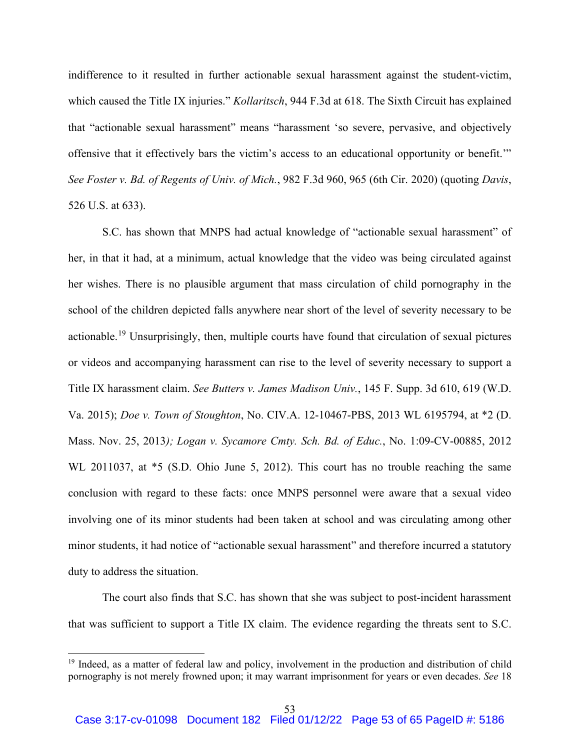indifference to it resulted in further actionable sexual harassment against the student-victim, which caused the Title IX injuries." *Kollaritsch*, 944 F.3d at 618. The Sixth Circuit has explained that "actionable sexual harassment" means "harassment 'so severe, pervasive, and objectively offensive that it effectively bars the victim's access to an educational opportunity or benefit.'" *See Foster v. Bd. of Regents of Univ. of Mich.*, 982 F.3d 960, 965 (6th Cir. 2020) (quoting *Davis*, 526 U.S. at 633).

S.C. has shown that MNPS had actual knowledge of "actionable sexual harassment" of her, in that it had, at a minimum, actual knowledge that the video was being circulated against her wishes. There is no plausible argument that mass circulation of child pornography in the school of the children depicted falls anywhere near short of the level of severity necessary to be actionable.[19] Unsurprisingly, then, multiple courts have found that circulation of sexual pictures or videos and accompanying harassment can rise to the level of severity necessary to support a Title IX harassment claim. *See Butters v. James Madison Univ.*, 145 F. Supp. 3d 610, 619 (W.D. Va. 2015); *Doe v. Town of Stoughton*, No. CIV.A. 12-10467-PBS, 2013 WL 6195794, at *2 (D. Mass. Nov. 25, 2013); *Logan v. Sycamore Cmty. Sch. Bd. of Educ.*, No. 1:09-CV-00885, 2012 WL 2011037, at *5 (S.D. Ohio June 5, 2012). This court has no trouble reaching the same conclusion with regard to these facts: once MNPS personnel were aware that a sexual video involving one of its minor students had been taken at school and was circulating among other minor students, it had notice of "actionable sexual harassment" and therefore incurred a statutory duty to address the situation.

The court also finds that S.C. has shown that she was subject to post-incident harassment that was sufficient to support a Title IX claim. The evidence regarding the threats sent to S.C.

[19] Indeed, as a matter of federal law and policy, involvement in the production and distribution of child pornography is not merely frowned upon; it may warrant imprisonment for years or even decades. *See* 18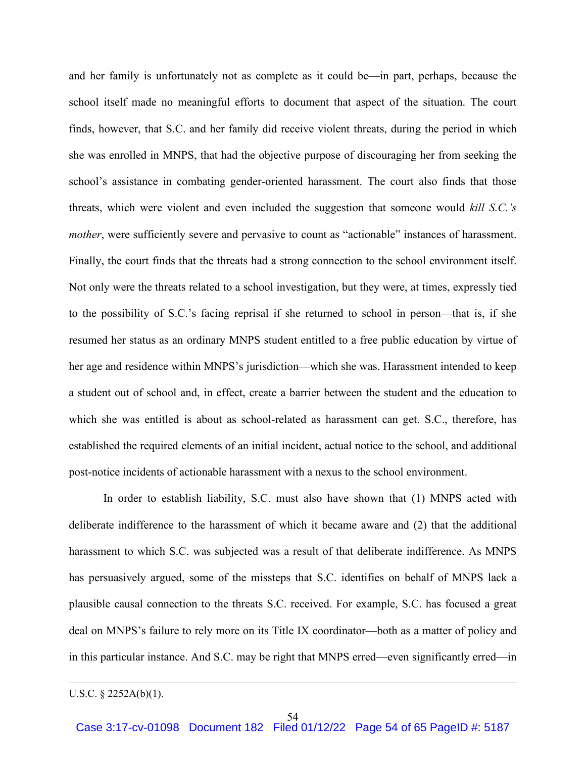and her family is unfortunately not as complete as it could be—in part, perhaps, because the school itself made no meaningful efforts to document that aspect of the situation. The court finds, however, that S.C. and her family did receive violent threats, during the period in which she was enrolled in MNPS, that had the objective purpose of discouraging her from seeking the school's assistance in combating gender-oriented harassment. The court also finds that those threats, which were violent and even included the suggestion that someone would *kill S.C.'s mother*, were sufficiently severe and pervasive to count as "actionable" instances of harassment. Finally, the court finds that the threats had a strong connection to the school environment itself. Not only were the threats related to a school investigation, but they were, at times, expressly tied to the possibility of S.C.'s facing reprisal if she returned to school in person—that is, if she resumed her status as an ordinary MNPS student entitled to a free public education by virtue of her age and residence within MNPS's jurisdiction—which she was. Harassment intended to keep a student out of school and, in effect, create a barrier between the student and the education to which she was entitled is about as school-related as harassment can get. S.C., therefore, has established the required elements of an initial incident, actual notice to the school, and additional post-notice incidents of actionable harassment with a nexus to the school environment.

In order to establish liability, S.C. must also have shown that (1) MNPS acted with deliberate indifference to the harassment of which it became aware and (2) that the additional harassment to which S.C. was subjected was a result of that deliberate indifference. As MNPS has persuasively argued, some of the missteps that S.C. identifies on behalf of MNPS lack a plausible causal connection to the threats S.C. received. For example, S.C. has focused a great deal on MNPS's failure to rely more on its Title IX coordinator—both as a matter of policy and in this particular instance. And S.C. may be right that MNPS erred—even significantly erred—in

---

U.S.C. § 2252A(b)(1).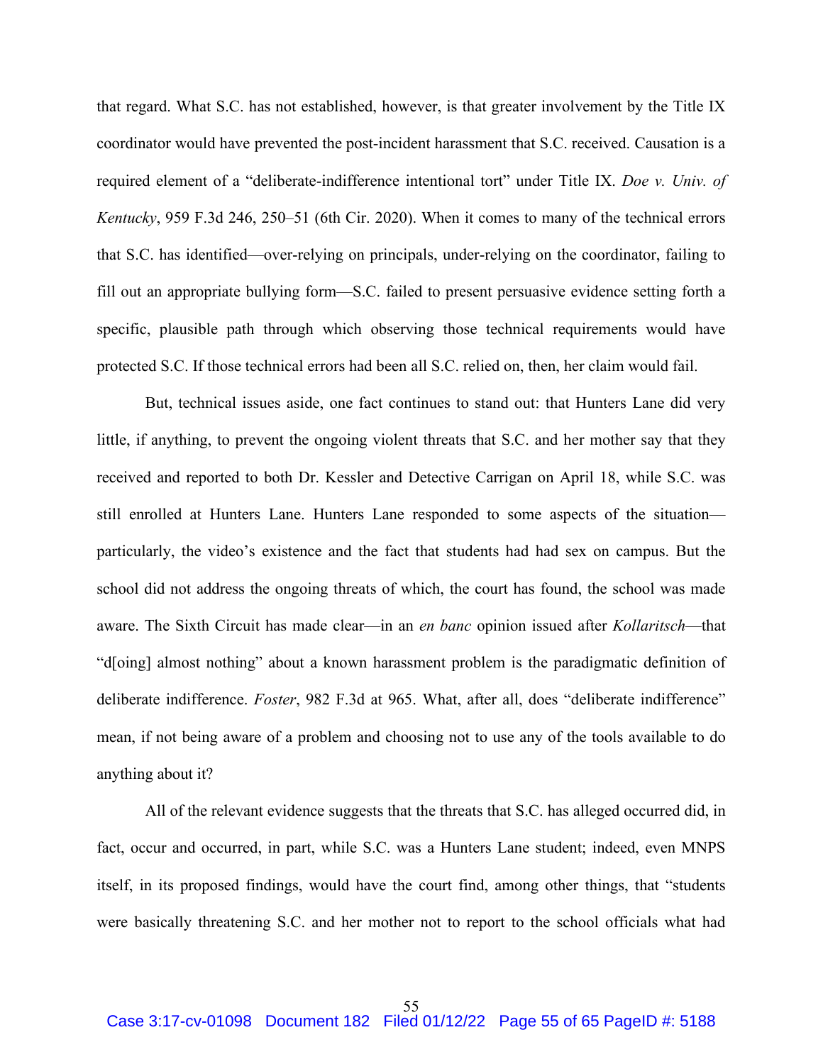that regard. What S.C. has not established, however, is that greater involvement by the Title IX coordinator would have prevented the post-incident harassment that S.C. received. Causation is a required element of a "deliberate-indifference intentional tort" under Title IX. *Doe v. Univ. of Kentucky*, 959 F.3d 246, 250–51 (6th Cir. 2020). When it comes to many of the technical errors that S.C. has identified—over-relying on principals, under-relying on the coordinator, failing to fill out an appropriate bullying form—S.C. failed to present persuasive evidence setting forth a specific, plausible path through which observing those technical requirements would have protected S.C. If those technical errors had been all S.C. relied on, then, her claim would fail.

But, technical issues aside, one fact continues to stand out: that Hunters Lane did very little, if anything, to prevent the ongoing violent threats that S.C. and her mother say that they received and reported to both Dr. Kessler and Detective Carrigan on April 18, while S.C. was still enrolled at Hunters Lane. Hunters Lane responded to some aspects of the situation—particularly, the video's existence and the fact that students had had sex on campus. But the school did not address the ongoing threats of which, the court has found, the school was made aware. The Sixth Circuit has made clear—in an *en banc* opinion issued after *Kollaritsch*—that "d[oing] almost nothing" about a known harassment problem is the paradigmatic definition of deliberate indifference. *Foster*, 982 F.3d at 965. What, after all, does "deliberate indifference" mean, if not being aware of a problem and choosing not to use any of the tools available to do anything about it?

All of the relevant evidence suggests that the threats that S.C. has alleged occurred did, in fact, occur and occurred, in part, while S.C. was a Hunters Lane student; indeed, even MNPS itself, in its proposed findings, would have the court find, among other things, that "students were basically threatening S.C. and her mother not to report to the school officials what had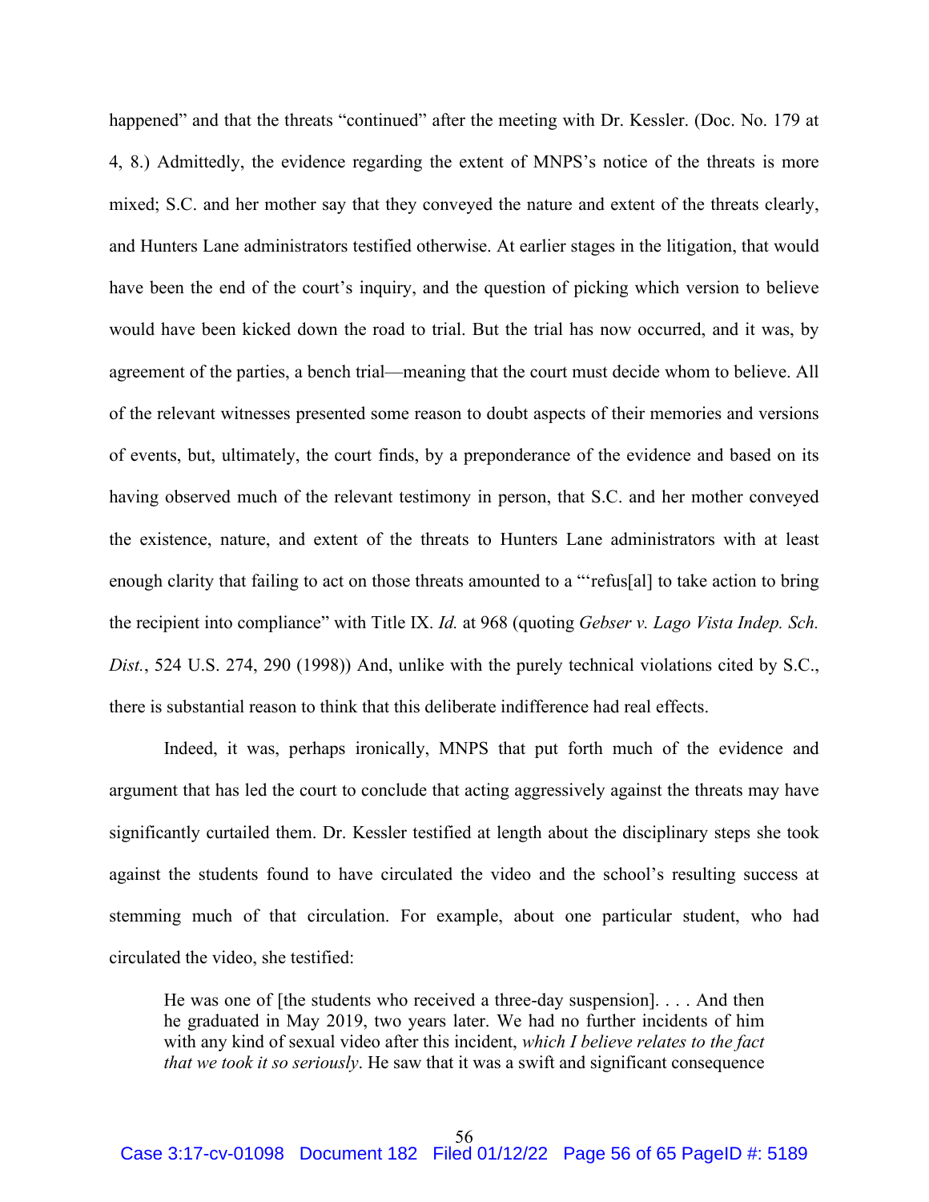happened" and that the threats "continued" after the meeting with Dr. Kessler. (Doc. No. 179 at 4, 8.) Admittedly, the evidence regarding the extent of MNPS's notice of the threats is more mixed; S.C. and her mother say that they conveyed the nature and extent of the threats clearly, and Hunters Lane administrators testified otherwise. At earlier stages in the litigation, that would have been the end of the court's inquiry, and the question of picking which version to believe would have been kicked down the road to trial. But the trial has now occurred, and it was, by agreement of the parties, a bench trial—meaning that the court must decide whom to believe. All of the relevant witnesses presented some reason to doubt aspects of their memories and versions of events, but, ultimately, the court finds, by a preponderance of the evidence and based on its having observed much of the relevant testimony in person, that S.C. and her mother conveyed the existence, nature, and extent of the threats to Hunters Lane administrators with at least enough clarity that failing to act on those threats amounted to a "'refus[al] to take action to bring the recipient into compliance" with Title IX. *Id.* at 968 (quoting *Gebser v. Lago Vista Indep. Sch. Dist.*, 524 U.S. 274, 290 (1998)) And, unlike with the purely technical violations cited by S.C., there is substantial reason to think that this deliberate indifference had real effects.

Indeed, it was, perhaps ironically, MNPS that put forth much of the evidence and argument that has led the court to conclude that acting aggressively against the threats may have significantly curtailed them. Dr. Kessler testified at length about the disciplinary steps she took against the students found to have circulated the video and the school's resulting success at stemming much of that circulation. For example, about one particular student, who had circulated the video, she testified:

> He was one of [the students who received a three-day suspension]. . . . And then he graduated in May 2019, two years later. We had no further incidents of him with any kind of sexual video after this incident, *which I believe relates to the fact that we took it so seriously*. He saw that it was a swift and significant consequence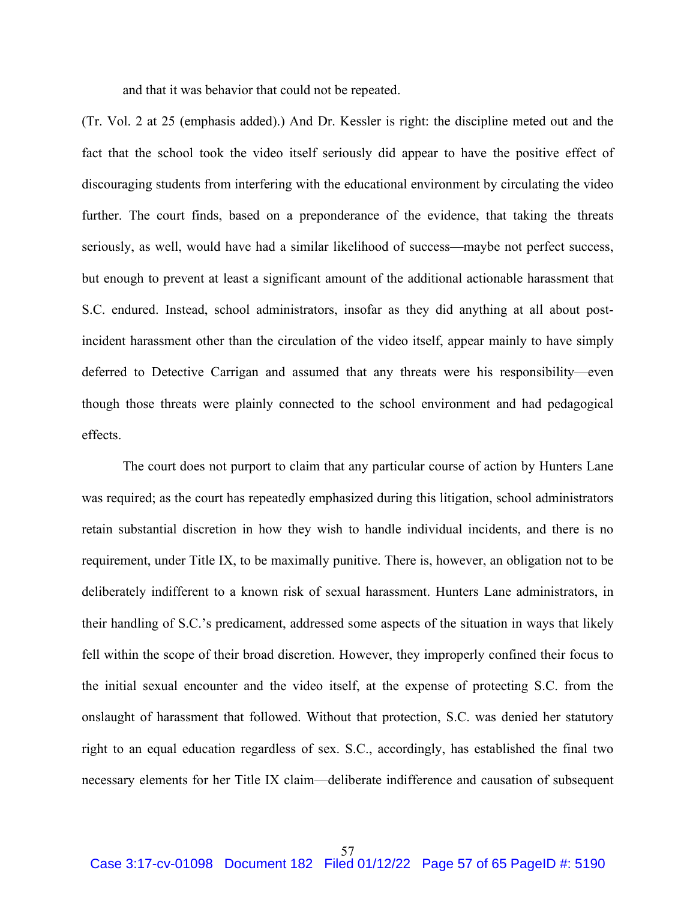and that it was behavior that could not be repeated.

(Tr. Vol. 2 at 25 (emphasis added).) And Dr. Kessler is right: the discipline meted out and the fact that the school took the video itself seriously did appear to have the positive effect of discouraging students from interfering with the educational environment by circulating the video further. The court finds, based on a preponderance of the evidence, that taking the threats seriously, as well, would have had a similar likelihood of success—maybe not perfect success, but enough to prevent at least a significant amount of the additional actionable harassment that S.C. endured. Instead, school administrators, insofar as they did anything at all about post-incident harassment other than the circulation of the video itself, appear mainly to have simply deferred to Detective Carrigan and assumed that any threats were his responsibility—even though those threats were plainly connected to the school environment and had pedagogical effects.

The court does not purport to claim that any particular course of action by Hunters Lane was required; as the court has repeatedly emphasized during this litigation, school administrators retain substantial discretion in how they wish to handle individual incidents, and there is no requirement, under Title IX, to be maximally punitive. There is, however, an obligation not to be deliberately indifferent to a known risk of sexual harassment. Hunters Lane administrators, in their handling of S.C.'s predicament, addressed some aspects of the situation in ways that likely fell within the scope of their broad discretion. However, they improperly confined their focus to the initial sexual encounter and the video itself, at the expense of protecting S.C. from the onslaught of harassment that followed. Without that protection, S.C. was denied her statutory right to an equal education regardless of sex. S.C., accordingly, has established the final two necessary elements for her Title IX claim—deliberate indifference and causation of subsequent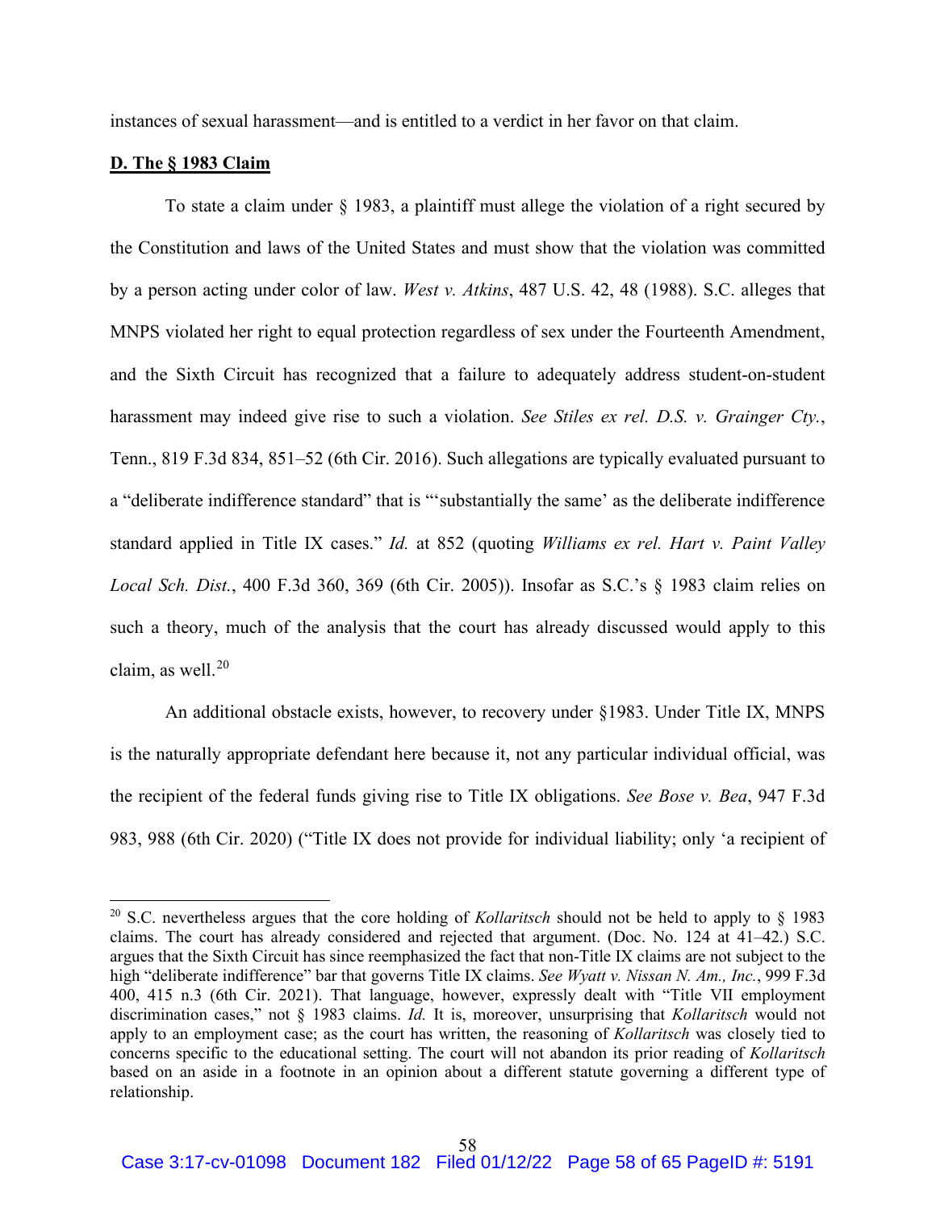instances of sexual harassment—and is entitled to a verdict in her favor on that claim.

**D. The § 1983 Claim**

To state a claim under § 1983, a plaintiff must allege the violation of a right secured by the Constitution and laws of the United States and must show that the violation was committed by a person acting under color of law. *West v. Atkins*, 487 U.S. 42, 48 (1988). S.C. alleges that MNPS violated her right to equal protection regardless of sex under the Fourteenth Amendment, and the Sixth Circuit has recognized that a failure to adequately address student-on-student harassment may indeed give rise to such a violation. *See Stiles ex rel. D.S. v. Grainger Cty.*, Tenn., 819 F.3d 834, 851–52 (6th Cir. 2016). Such allegations are typically evaluated pursuant to a "deliberate indifference standard" that is "'substantially the same' as the deliberate indifference standard applied in Title IX cases." *Id.* at 852 (quoting *Williams ex rel. Hart v. Paint Valley Local Sch. Dist.*, 400 F.3d 360, 369 (6th Cir. 2005)). Insofar as S.C.'s § 1983 claim relies on such a theory, much of the analysis that the court has already discussed would apply to this claim, as well.[20]

An additional obstacle exists, however, to recovery under §1983. Under Title IX, MNPS is the naturally appropriate defendant here because it, not any particular individual official, was the recipient of the federal funds giving rise to Title IX obligations. *See Bose v. Bea*, 947 F.3d 983, 988 (6th Cir. 2020) ("Title IX does not provide for individual liability; only 'a recipient of

---

[20] S.C. nevertheless argues that the core holding of *Kollaritsch* should not be held to apply to § 1983 claims. The court has already considered and rejected that argument. (Doc. No. 124 at 41–42.) S.C. argues that the Sixth Circuit has since reemphasized the fact that non-Title IX claims are not subject to the high "deliberate indifference" bar that governs Title IX claims. *See Wyatt v. Nissan N. Am., Inc.*, 999 F.3d 400, 415 n.3 (6th Cir. 2021). That language, however, expressly dealt with "Title VII employment discrimination cases," not § 1983 claims. *Id.* It is, moreover, unsurprising that *Kollaritsch* would not apply to an employment case; as the court has written, the reasoning of *Kollaritsch* was closely tied to concerns specific to the educational setting. The court will not abandon its prior reading of *Kollaritsch* based on an aside in a footnote in an opinion about a different statute governing a different type of relationship.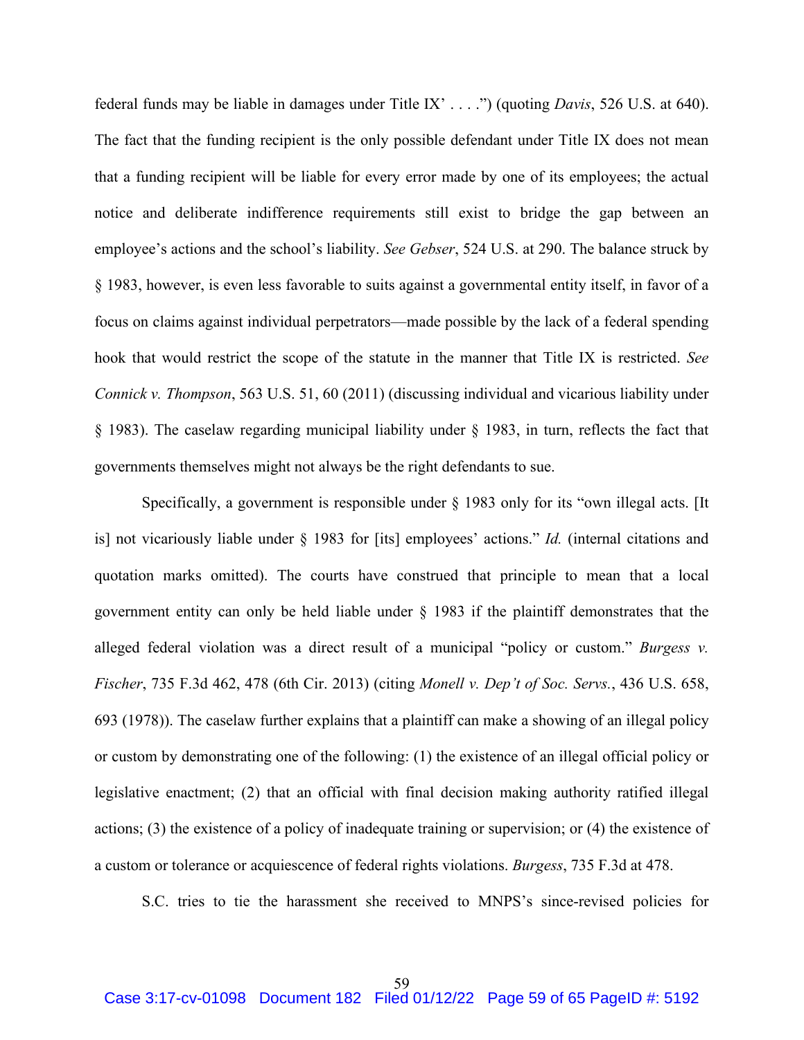federal funds may be liable in damages under Title IX' . . . .") (quoting *Davis*, 526 U.S. at 640). The fact that the funding recipient is the only possible defendant under Title IX does not mean that a funding recipient will be liable for every error made by one of its employees; the actual notice and deliberate indifference requirements still exist to bridge the gap between an employee's actions and the school's liability. *See Gebser*, 524 U.S. at 290. The balance struck by § 1983, however, is even less favorable to suits against a governmental entity itself, in favor of a focus on claims against individual perpetrators—made possible by the lack of a federal spending hook that would restrict the scope of the statute in the manner that Title IX is restricted. *See Connick v. Thompson*, 563 U.S. 51, 60 (2011) (discussing individual and vicarious liability under § 1983). The caselaw regarding municipal liability under § 1983, in turn, reflects the fact that governments themselves might not always be the right defendants to sue.

Specifically, a government is responsible under § 1983 only for its "own illegal acts. [It is] not vicariously liable under § 1983 for [its] employees' actions." *Id.* (internal citations and quotation marks omitted). The courts have construed that principle to mean that a local government entity can only be held liable under § 1983 if the plaintiff demonstrates that the alleged federal violation was a direct result of a municipal "policy or custom." *Burgess v. Fischer*, 735 F.3d 462, 478 (6th Cir. 2013) (citing *Monell v. Dep't of Soc. Servs.*, 436 U.S. 658, 693 (1978)). The caselaw further explains that a plaintiff can make a showing of an illegal policy or custom by demonstrating one of the following: (1) the existence of an illegal official policy or legislative enactment; (2) that an official with final decision making authority ratified illegal actions; (3) the existence of a policy of inadequate training or supervision; or (4) the existence of a custom or tolerance or acquiescence of federal rights violations. *Burgess*, 735 F.3d at 478.

S.C. tries to tie the harassment she received to MNPS's since-revised policies for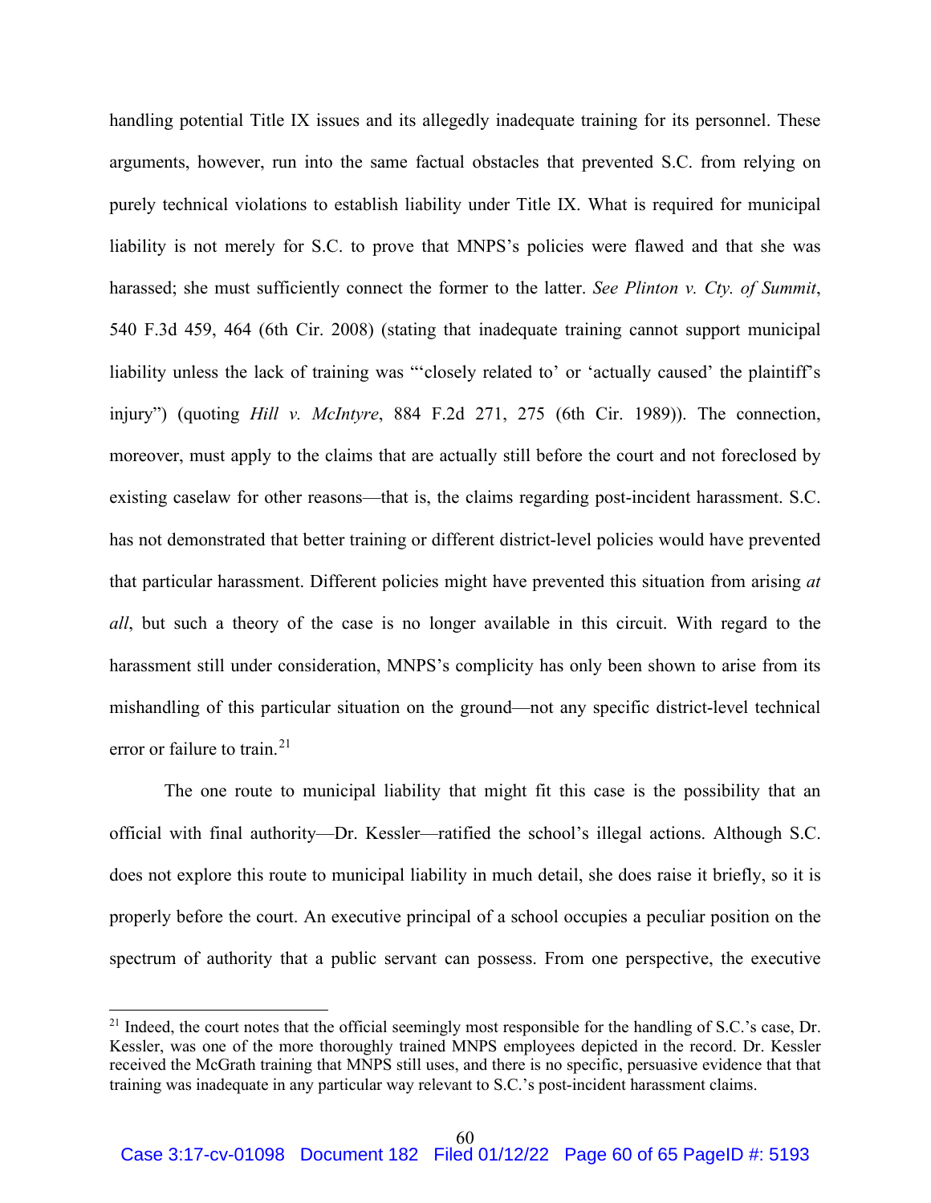handling potential Title IX issues and its allegedly inadequate training for its personnel. These arguments, however, run into the same factual obstacles that prevented S.C. from relying on purely technical violations to establish liability under Title IX. What is required for municipal liability is not merely for S.C. to prove that MNPS's policies were flawed and that she was harassed; she must sufficiently connect the former to the latter. *See Plinton v. Cty. of Summit*, 540 F.3d 459, 464 (6th Cir. 2008) (stating that inadequate training cannot support municipal liability unless the lack of training was "'closely related to' or 'actually caused' the plaintiff's injury") (quoting *Hill v. McIntyre*, 884 F.2d 271, 275 (6th Cir. 1989)). The connection, moreover, must apply to the claims that are actually still before the court and not foreclosed by existing caselaw for other reasons—that is, the claims regarding post-incident harassment. S.C. has not demonstrated that better training or different district-level policies would have prevented that particular harassment. Different policies might have prevented this situation from arising *at all*, but such a theory of the case is no longer available in this circuit. With regard to the harassment still under consideration, MNPS's complicity has only been shown to arise from its mishandling of this particular situation on the ground—not any specific district-level technical error or failure to train.[21]

The one route to municipal liability that might fit this case is the possibility that an official with final authority—Dr. Kessler—ratified the school's illegal actions. Although S.C. does not explore this route to municipal liability in much detail, she does raise it briefly, so it is properly before the court. An executive principal of a school occupies a peculiar position on the spectrum of authority that a public servant can possess. From one perspective, the executive

[21] Indeed, the court notes that the official seemingly most responsible for the handling of S.C.'s case, Dr. Kessler, was one of the more thoroughly trained MNPS employees depicted in the record. Dr. Kessler received the McGrath training that MNPS still uses, and there is no specific, persuasive evidence that that training was inadequate in any particular way relevant to S.C.'s post-incident harassment claims.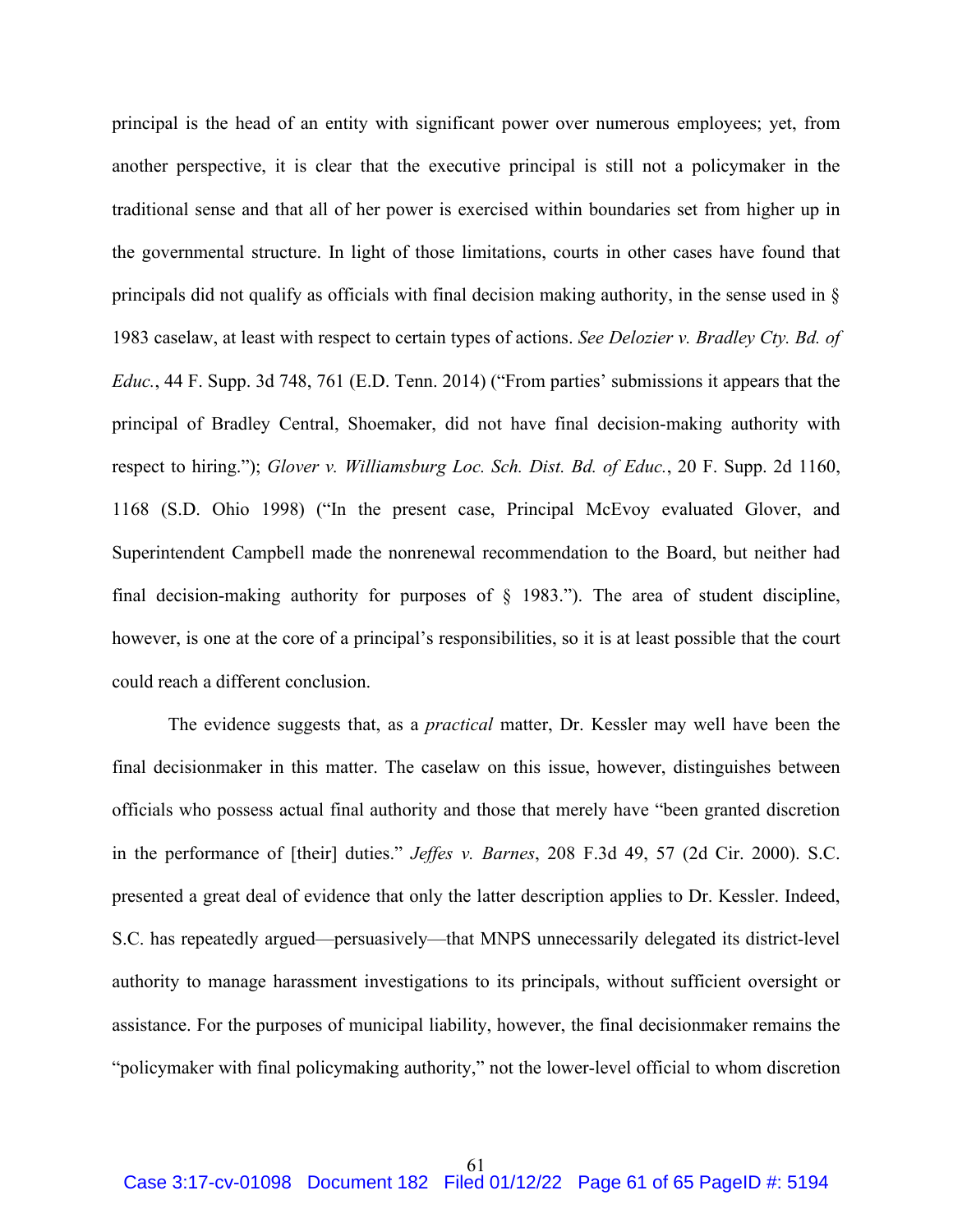principal is the head of an entity with significant power over numerous employees; yet, from another perspective, it is clear that the executive principal is still not a policymaker in the traditional sense and that all of her power is exercised within boundaries set from higher up in the governmental structure. In light of those limitations, courts in other cases have found that principals did not qualify as officials with final decision making authority, in the sense used in § 1983 caselaw, at least with respect to certain types of actions. *See Delozier v. Bradley Cty. Bd. of Educ.*, 44 F. Supp. 3d 748, 761 (E.D. Tenn. 2014) ("From parties' submissions it appears that the principal of Bradley Central, Shoemaker, did not have final decision-making authority with respect to hiring."); *Glover v. Williamsburg Loc. Sch. Dist. Bd. of Educ.*, 20 F. Supp. 2d 1160, 1168 (S.D. Ohio 1998) ("In the present case, Principal McEvoy evaluated Glover, and Superintendent Campbell made the nonrenewal recommendation to the Board, but neither had final decision-making authority for purposes of § 1983."). The area of student discipline, however, is one at the core of a principal's responsibilities, so it is at least possible that the court could reach a different conclusion.

The evidence suggests that, as a *practical* matter, Dr. Kessler may well have been the final decisionmaker in this matter. The caselaw on this issue, however, distinguishes between officials who possess actual final authority and those that merely have "been granted discretion in the performance of [their] duties." *Jeffes v. Barnes*, 208 F.3d 49, 57 (2d Cir. 2000). S.C. presented a great deal of evidence that only the latter description applies to Dr. Kessler. Indeed, S.C. has repeatedly argued—persuasively—that MNPS unnecessarily delegated its district-level authority to manage harassment investigations to its principals, without sufficient oversight or assistance. For the purposes of municipal liability, however, the final decisionmaker remains the "policymaker with final policymaking authority," not the lower-level official to whom discretion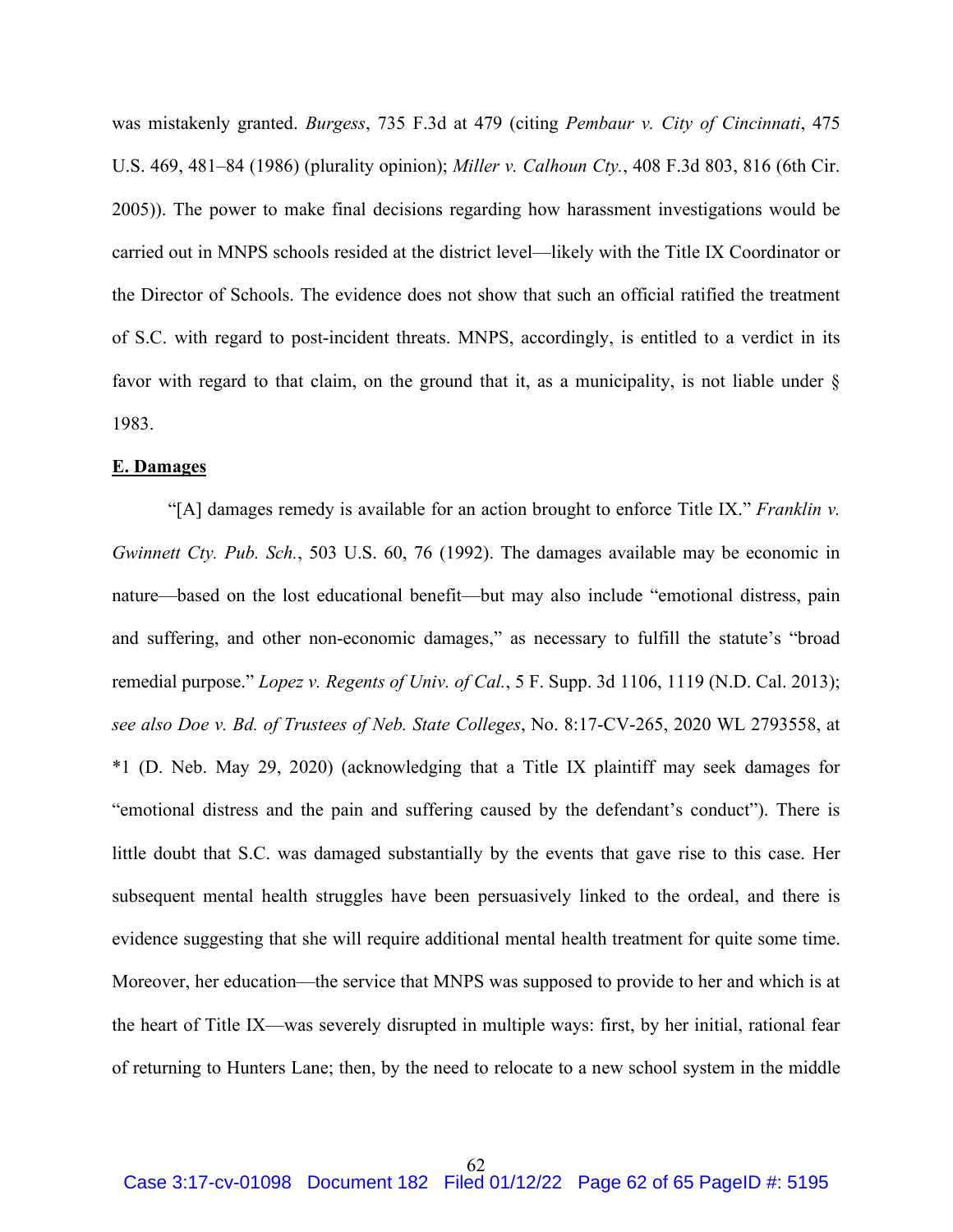was mistakenly granted. *Burgess*, 735 F.3d at 479 (citing *Pembaur v. City of Cincinnati*, 475 U.S. 469, 481–84 (1986) (plurality opinion); *Miller v. Calhoun Cty.*, 408 F.3d 803, 816 (6th Cir. 2005)). The power to make final decisions regarding how harassment investigations would be carried out in MNPS schools resided at the district level—likely with the Title IX Coordinator or the Director of Schools. The evidence does not show that such an official ratified the treatment of S.C. with regard to post-incident threats. MNPS, accordingly, is entitled to a verdict in its favor with regard to that claim, on the ground that it, as a municipality, is not liable under § 1983.

**E. Damages**

"[A] damages remedy is available for an action brought to enforce Title IX." *Franklin v. Gwinnett Cty. Pub. Sch.*, 503 U.S. 60, 76 (1992). The damages available may be economic in nature—based on the lost educational benefit—but may also include "emotional distress, pain and suffering, and other non-economic damages," as necessary to fulfill the statute's "broad remedial purpose." *Lopez v. Regents of Univ. of Cal.*, 5 F. Supp. 3d 1106, 1119 (N.D. Cal. 2013); *see also Doe v. Bd. of Trustees of Neb. State Colleges*, No. 8:17-CV-265, 2020 WL 2793558, at *1 (D. Neb. May 29, 2020) (acknowledging that a Title IX plaintiff may seek damages for "emotional distress and the pain and suffering caused by the defendant's conduct"). There is little doubt that S.C. was damaged substantially by the events that gave rise to this case. Her subsequent mental health struggles have been persuasively linked to the ordeal, and there is evidence suggesting that she will require additional mental health treatment for quite some time. Moreover, her education—the service that MNPS was supposed to provide to her and which is at the heart of Title IX—was severely disrupted in multiple ways: first, by her initial, rational fear of returning to Hunters Lane; then, by the need to relocate to a new school system in the middle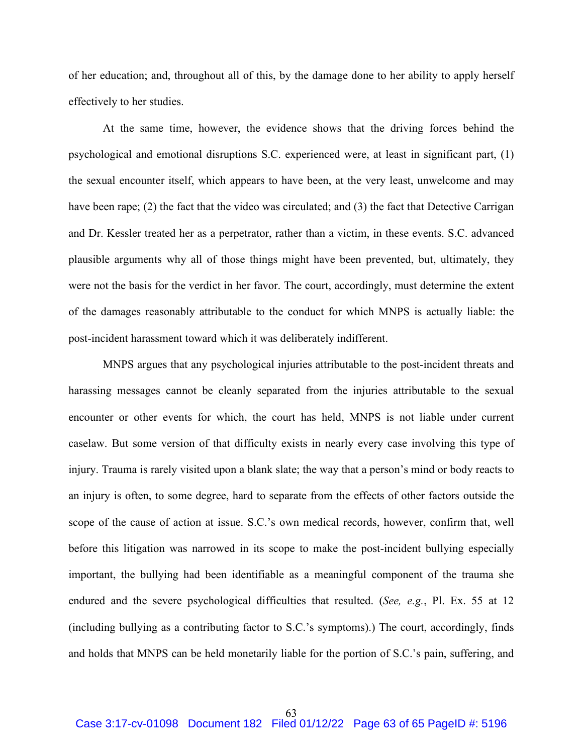of her education; and, throughout all of this, by the damage done to her ability to apply herself effectively to her studies.

At the same time, however, the evidence shows that the driving forces behind the psychological and emotional disruptions S.C. experienced were, at least in significant part, (1) the sexual encounter itself, which appears to have been, at the very least, unwelcome and may have been rape; (2) the fact that the video was circulated; and (3) the fact that Detective Carrigan and Dr. Kessler treated her as a perpetrator, rather than a victim, in these events. S.C. advanced plausible arguments why all of those things might have been prevented, but, ultimately, they were not the basis for the verdict in her favor. The court, accordingly, must determine the extent of the damages reasonably attributable to the conduct for which MNPS is actually liable: the post-incident harassment toward which it was deliberately indifferent.

MNPS argues that any psychological injuries attributable to the post-incident threats and harassing messages cannot be cleanly separated from the injuries attributable to the sexual encounter or other events for which, the court has held, MNPS is not liable under current caselaw. But some version of that difficulty exists in nearly every case involving this type of injury. Trauma is rarely visited upon a blank slate; the way that a person's mind or body reacts to an injury is often, to some degree, hard to separate from the effects of other factors outside the scope of the cause of action at issue. S.C.'s own medical records, however, confirm that, well before this litigation was narrowed in its scope to make the post-incident bullying especially important, the bullying had been identifiable as a meaningful component of the trauma she endured and the severe psychological difficulties that resulted. (*See, e.g.*, Pl. Ex. 55 at 12 (including bullying as a contributing factor to S.C.'s symptoms).) The court, accordingly, finds and holds that MNPS can be held monetarily liable for the portion of S.C.'s pain, suffering, and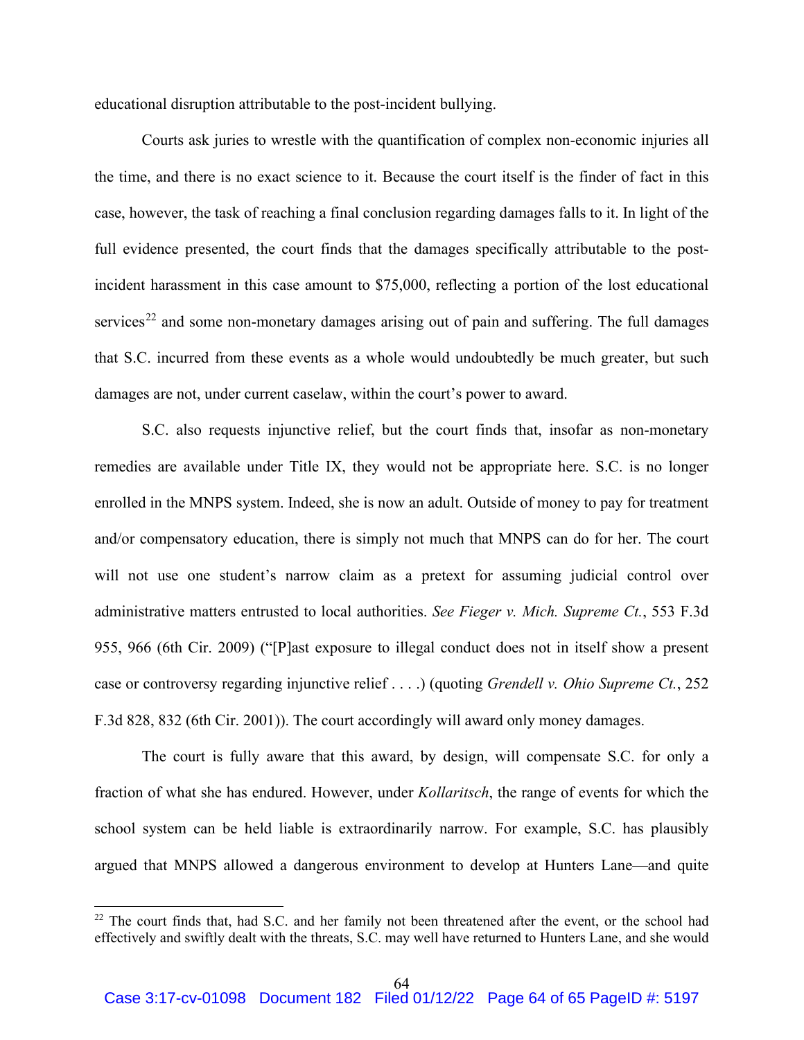educational disruption attributable to the post-incident bullying.

Courts ask juries to wrestle with the quantification of complex non-economic injuries all the time, and there is no exact science to it. Because the court itself is the finder of fact in this case, however, the task of reaching a final conclusion regarding damages falls to it. In light of the full evidence presented, the court finds that the damages specifically attributable to the post-incident harassment in this case amount to $75,000, reflecting a portion of the lost educational services[22] and some non-monetary damages arising out of pain and suffering. The full damages that S.C. incurred from these events as a whole would undoubtedly be much greater, but such damages are not, under current caselaw, within the court's power to award.

S.C. also requests injunctive relief, but the court finds that, insofar as non-monetary remedies are available under Title IX, they would not be appropriate here. S.C. is no longer enrolled in the MNPS system. Indeed, she is now an adult. Outside of money to pay for treatment and/or compensatory education, there is simply not much that MNPS can do for her. The court will not use one student's narrow claim as a pretext for assuming judicial control over administrative matters entrusted to local authorities. *See Fieger v. Mich. Supreme Ct.*, 553 F.3d 955, 966 (6th Cir. 2009) ("[P]ast exposure to illegal conduct does not in itself show a present case or controversy regarding injunctive relief . . . .) (quoting *Grendell v. Ohio Supreme Ct.*, 252 F.3d 828, 832 (6th Cir. 2001)). The court accordingly will award only money damages.

The court is fully aware that this award, by design, will compensate S.C. for only a fraction of what she has endured. However, under *Kollaritsch*, the range of events for which the school system can be held liable is extraordinarily narrow. For example, S.C. has plausibly argued that MNPS allowed a dangerous environment to develop at Hunters Lane—and quite

[22] The court finds that, had S.C. and her family not been threatened after the event, or the school had effectively and swiftly dealt with the threats, S.C. may well have returned to Hunters Lane, and she would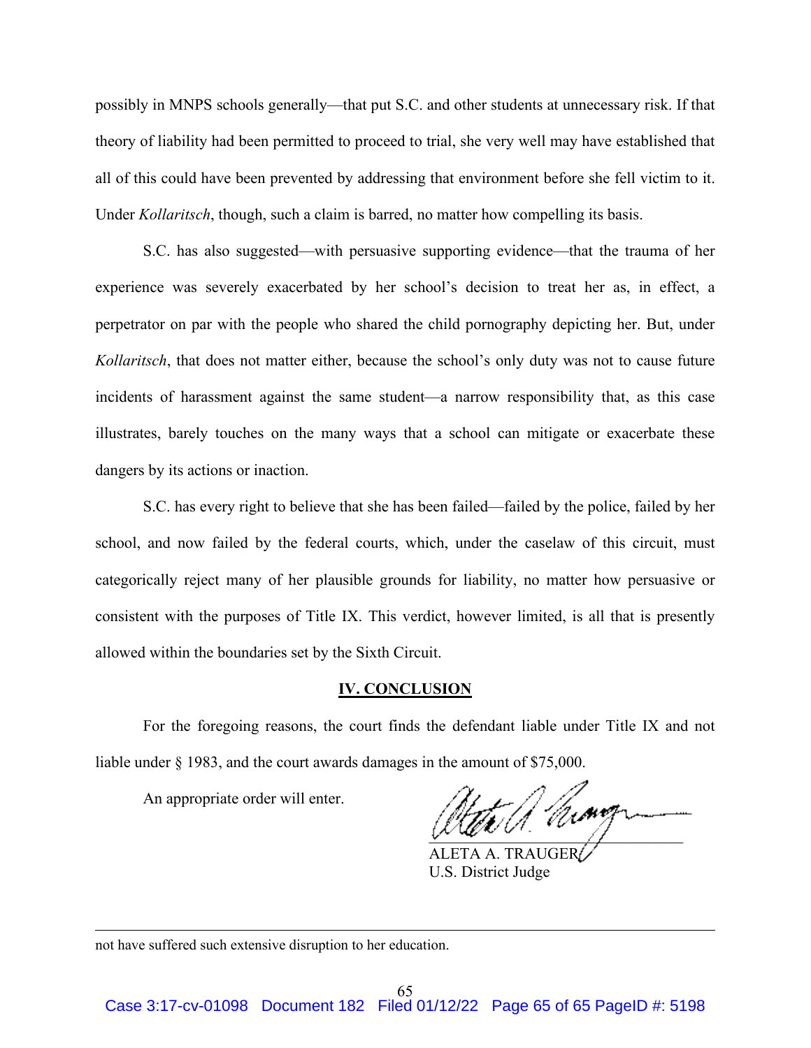possibly in MNPS schools generally—that put S.C. and other students at unnecessary risk. If that theory of liability had been permitted to proceed to trial, she very well may have established that all of this could have been prevented by addressing that environment before she fell victim to it. Under *Kollaritsch*, though, such a claim is barred, no matter how compelling its basis.

S.C. has also suggested—with persuasive supporting evidence—that the trauma of her experience was severely exacerbated by her school's decision to treat her as, in effect, a perpetrator on par with the people who shared the child pornography depicting her. But, under *Kollaritsch*, that does not matter either, because the school's only duty was not to cause future incidents of harassment against the same student—a narrow responsibility that, as this case illustrates, barely touches on the many ways that a school can mitigate or exacerbate these dangers by its actions or inaction.

S.C. has every right to believe that she has been failed—failed by the police, failed by her school, and now failed by the federal courts, which, under the caselaw of this circuit, must categorically reject many of her plausible grounds for liability, no matter how persuasive or consistent with the purposes of Title IX. This verdict, however limited, is all that is presently allowed within the boundaries set by the Sixth Circuit.

## IV. CONCLUSION

For the foregoing reasons, the court finds the defendant liable under Title IX and not liable under § 1983, and the court awards damages in the amount of $75,000.

An appropriate order will enter.

ALETA A. TRAUGER
U.S. District Judge

---

not have suffered such extensive disruption to her education.